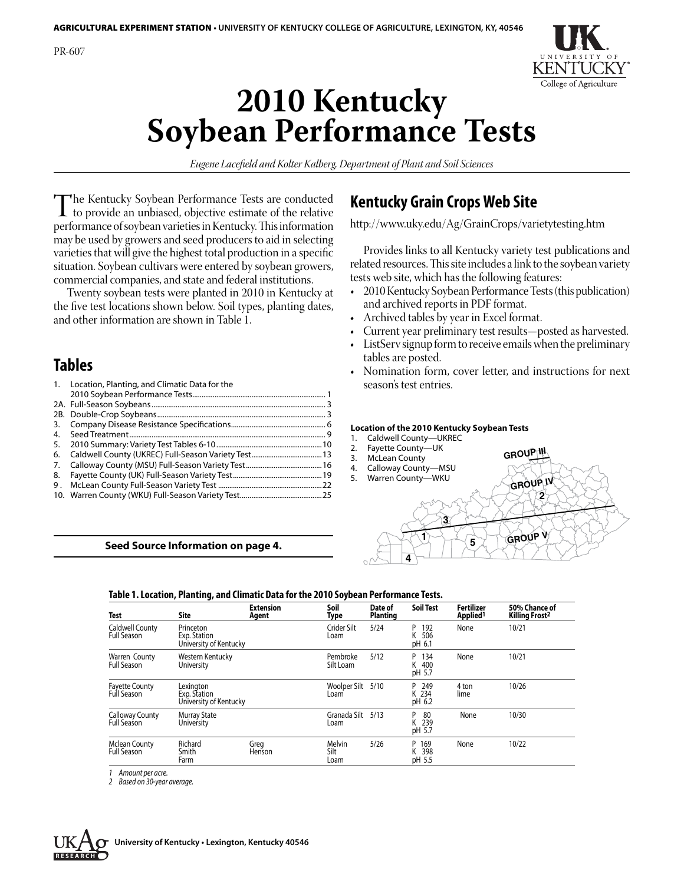AGRICULTURAL EXPERIMENT STATION • UNIVERSITY OF KENTUCKY COLLEGE OF AGRICULTURE, LEXINGTON, KY, 40546

PR-607

# 2010 Kentucky Soybean Performance Tests

*Eugene Lacefield and Kolter Kalberg, Department of Plant and Soil Sciences*

The Kentucky Soybean Performance Tests are conducted to provide an unbiased, objective estimate of the relative performance of soybean varieties in Kentucky. This information may be used by growers and seed producers to aid in selecting varieties that will give the highest total production in a specific situation. Soybean cultivars were entered by soybean growers, commercial companies, and state and federal institutions.

Twenty soybean tests were planted in 2010 in Kentucky at the five test locations shown below. Soil types, planting dates, and other information are shown in Table 1.

## Tables

1. Location, Planting, and Climatic Data for the 2010 Soybean Performance Tests.......... 1
2A. Full-Season Soybeans.......... 3
2B. Double-Crop Soybeans.......... 3
3. Company Disease Resistance Specifications.......... 6
4. Seed Treatment.......... 9
5. 2010 Summary: Variety Test Tables 6-10.......... 10
6. Caldwell County (UKREC) Full-Season Variety Test.......... 13
7. Calloway County (MSU) Full-Season Variety Test.......... 16
8. Fayette County (UK) Full-Season Variety Test.......... 19
9. McLean County Full-Season Variety Test.......... 22
10. Warren County (WKU) Full-Season Variety Test.......... 25

**Seed Source Information on page 4.**

## Kentucky Grain Crops Web Site

http://www.uky.edu/Ag/GrainCrops/varietytesting.htm

Provides links to all Kentucky variety test publications and related resources. This site includes a link to the soybean variety tests web site, which has the following features:

- 2010 Kentucky Soybean Performance Tests (this publication) and archived reports in PDF format.
- Archived tables by year in Excel format.
- Current year preliminary test results—posted as harvested.
- ListServ signup form to receive emails when the preliminary tables are posted.
- Nomination form, cover letter, and instructions for next season's test entries.

**Location of the 2010 Kentucky Soybean Tests**

1. Caldwell County—UKREC
2. Fayette County—UK
3. McLean County
4. Calloway County—MSU
5. Warren County—WKU

GROUP III
GROUP IV
GROUP V

**Table 1. Location, Planting, and Climatic Data for the 2010 Soybean Performance Tests.**

| Test | Site | Extension Agent | Soil Type | Date of Planting | Soil Test | Fertilizer Applied[1] | 50% Chance of Killing Frost[2] |
|---|---|---|---|---|---|---|---|
| Caldwell County Full Season | Princeton Exp. Station University of Kentucky | | Crider Silt Loam | 5/24 | P 192 K 506 pH 6.1 | None | 10/21 |
| Warren County Full Season | Western Kentucky University | | Pembroke Silt Loam | 5/12 | P 134 K 400 pH 5.7 | None | 10/21 |
| Fayette County Full Season | Lexington Exp. Station University of Kentucky | | Woolper Silt Loam | 5/10 | P 249 K 234 pH 6.2 | 4 ton lime | 10/26 |
| Calloway County Full Season | Murray State University | | Granada Silt Loam | 5/13 | P 80 K 239 pH 5.7 | None | 10/30 |
| Mclean County Full Season | Richard Smith Farm | Greg Henson | Melvin Silt Loam | 5/26 | P 169 K 398 pH 5.5 | None | 10/22 |

*1 Amount per acre.*
*2 Based on 30-year average.*

University of Kentucky • Lexington, Kentucky 40546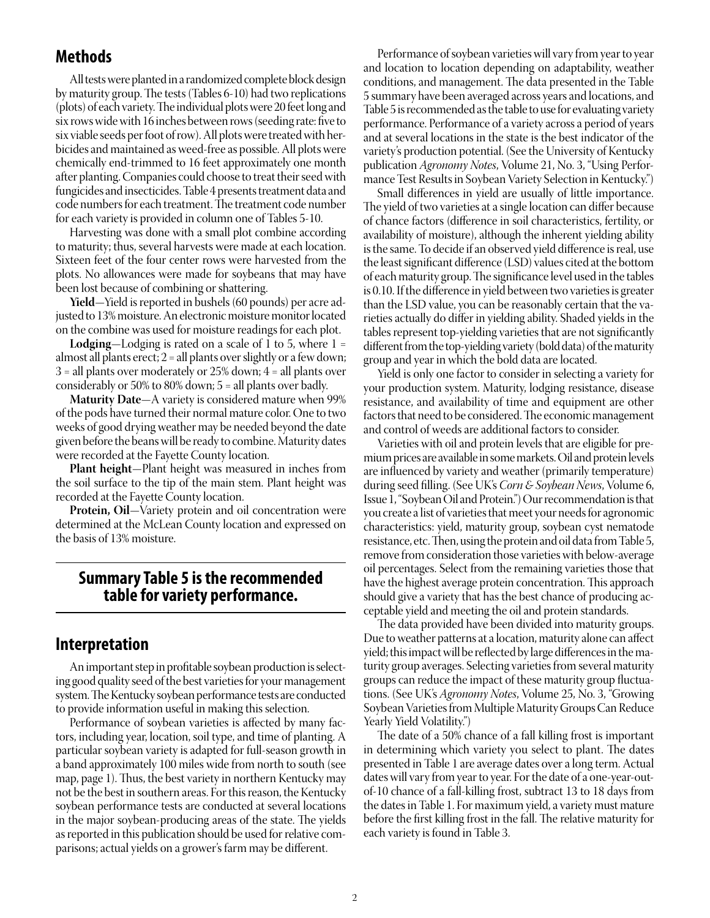## Methods

All tests were planted in a randomized complete block design by maturity group. The tests (Tables 6-10) had two replications (plots) of each variety. The individual plots were 20 feet long and six rows wide with 16 inches between rows (seeding rate: five to six viable seeds per foot of row). All plots were treated with herbicides and maintained as weed-free as possible. All plots were chemically end-trimmed to 16 feet approximately one month after planting. Companies could choose to treat their seed with fungicides and insecticides. Table 4 presents treatment data and code numbers for each treatment. The treatment code number for each variety is provided in column one of Tables 5-10.

Harvesting was done with a small plot combine according to maturity; thus, several harvests were made at each location. Sixteen feet of the four center rows were harvested from the plots. No allowances were made for soybeans that may have been lost because of combining or shattering.

**Yield**—Yield is reported in bushels (60 pounds) per acre adjusted to 13% moisture. An electronic moisture monitor located on the combine was used for moisture readings for each plot.

**Lodging**—Lodging is rated on a scale of 1 to 5, where 1 = almost all plants erect; 2 = all plants over slightly or a few down; 3 = all plants over moderately or 25% down; 4 = all plants over considerably or 50% to 80% down; 5 = all plants over badly.

**Maturity Date**—A variety is considered mature when 99% of the pods have turned their normal mature color. One to two weeks of good drying weather may be needed beyond the date given before the beans will be ready to combine. Maturity dates were recorded at the Fayette County location.

**Plant height**—Plant height was measured in inches from the soil surface to the tip of the main stem. Plant height was recorded at the Fayette County location.

**Protein, Oil**—Variety protein and oil concentration were determined at the McLean County location and expressed on the basis of 13% moisture.

**Summary Table 5 is the recommended table for variety performance.**

## Interpretation

An important step in profitable soybean production is selecting good quality seed of the best varieties for your management system. The Kentucky soybean performance tests are conducted to provide information useful in making this selection.

Performance of soybean varieties is affected by many factors, including year, location, soil type, and time of planting. A particular soybean variety is adapted for full-season growth in a band approximately 100 miles wide from north to south (see map, page 1). Thus, the best variety in northern Kentucky may not be the best in southern areas. For this reason, the Kentucky soybean performance tests are conducted at several locations in the major soybean-producing areas of the state. The yields as reported in this publication should be used for relative comparisons; actual yields on a grower's farm may be different.

Performance of soybean varieties will vary from year to year and location to location depending on adaptability, weather conditions, and management. The data presented in the Table 5 summary have been averaged across years and locations, and Table 5 is recommended as the table to use for evaluating variety performance. Performance of a variety across a period of years and at several locations in the state is the best indicator of the variety's production potential. (See the University of Kentucky publication *Agronomy Notes*, Volume 21, No. 3, "Using Performance Test Results in Soybean Variety Selection in Kentucky.")

Small differences in yield are usually of little importance. The yield of two varieties at a single location can differ because of chance factors (difference in soil characteristics, fertility, or availability of moisture), although the inherent yielding ability is the same. To decide if an observed yield difference is real, use the least significant difference (LSD) values cited at the bottom of each maturity group. The significance level used in the tables is 0.10. If the difference in yield between two varieties is greater than the LSD value, you can be reasonably certain that the varieties actually do differ in yielding ability. Shaded yields in the tables represent top-yielding varieties that are not significantly different from the top-yielding variety (bold data) of the maturity group and year in which the bold data are located.

Yield is only one factor to consider in selecting a variety for your production system. Maturity, lodging resistance, disease resistance, and availability of time and equipment are other factors that need to be considered. The economic management and control of weeds are additional factors to consider.

Varieties with oil and protein levels that are eligible for premium prices are available in some markets. Oil and protein levels are influenced by variety and weather (primarily temperature) during seed filling. (See UK's *Corn & Soybean News*, Volume 6, Issue 1, "Soybean Oil and Protein.") Our recommendation is that you create a list of varieties that meet your needs for agronomic characteristics: yield, maturity group, soybean cyst nematode resistance, etc. Then, using the protein and oil data from Table 5, remove from consideration those varieties with below-average oil percentages. Select from the remaining varieties those that have the highest average protein concentration. This approach should give a variety that has the best chance of producing acceptable yield and meeting the oil and protein standards.

The data provided have been divided into maturity groups. Due to weather patterns at a location, maturity alone can affect yield; this impact will be reflected by large differences in the maturity group averages. Selecting varieties from several maturity groups can reduce the impact of these maturity group fluctuations. (See UK's *Agronomy Notes*, Volume 25, No. 3, "Growing Soybean Varieties from Multiple Maturity Groups Can Reduce Yearly Yield Volatility.")

The date of a 50% chance of a fall killing frost is important in determining which variety you select to plant. The dates presented in Table 1 are average dates over a long term. Actual dates will vary from year to year. For the date of a one-year-out-of-10 chance of a fall-killing frost, subtract 13 to 18 days from the dates in Table 1. For maximum yield, a variety must mature before the first killing frost in the fall. The relative maturity for each variety is found in Table 3.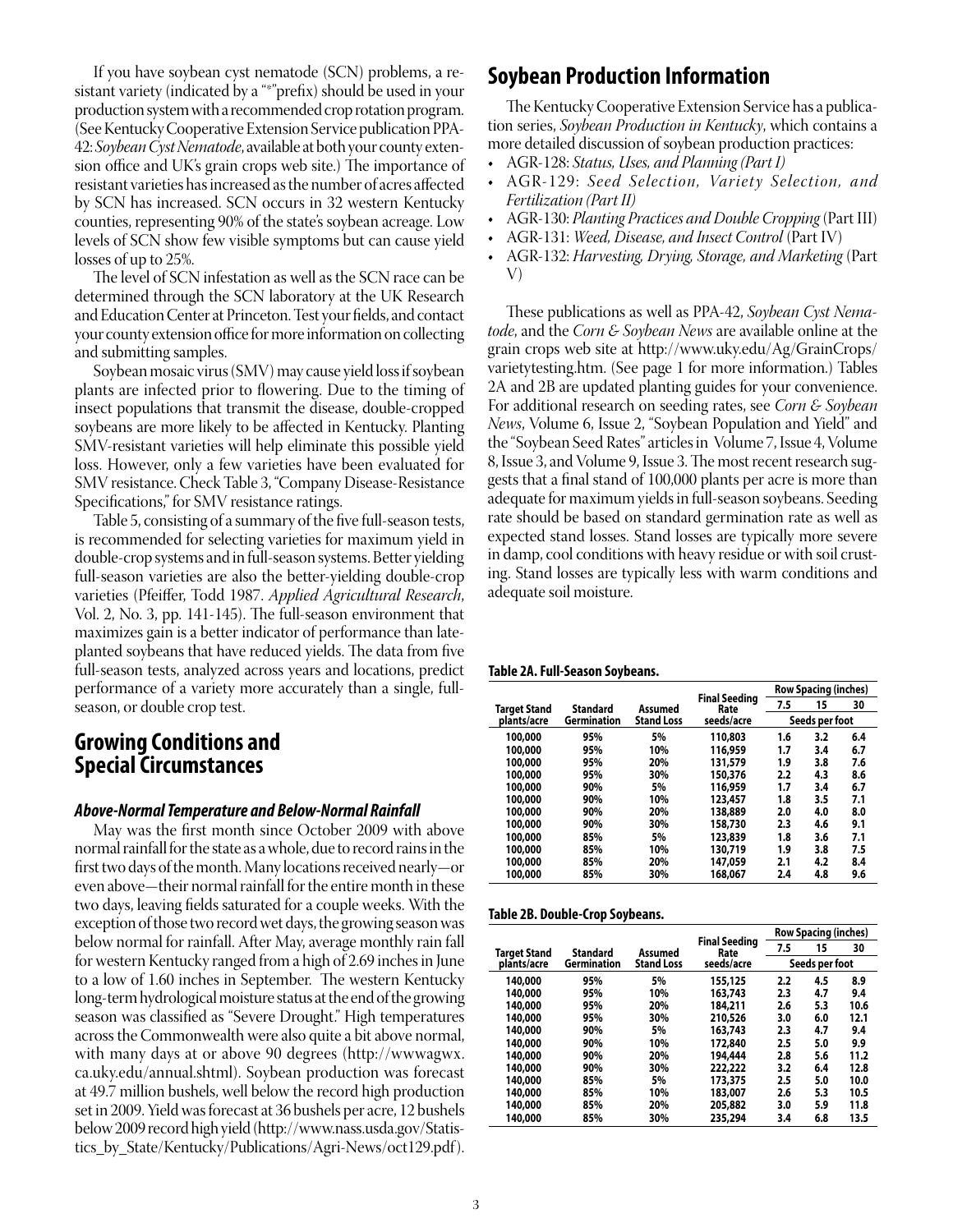If you have soybean cyst nematode (SCN) problems, a resistant variety (indicated by a "*" prefix) should be used in your production system with a recommended crop rotation program. (See Kentucky Cooperative Extension Service publication PPA-42: *Soybean Cyst Nematode*, available at both your county extension office and UK's grain crops web site.) The importance of resistant varieties has increased as the number of acres affected by SCN has increased. SCN occurs in 32 western Kentucky counties, representing 90% of the state's soybean acreage. Low levels of SCN show few visible symptoms but can cause yield losses of up to 25%.

The level of SCN infestation as well as the SCN race can be determined through the SCN laboratory at the UK Research and Education Center at Princeton. Test your fields, and contact your county extension office for more information on collecting and submitting samples.

Soybean mosaic virus (SMV) may cause yield loss if soybean plants are infected prior to flowering. Due to the timing of insect populations that transmit the disease, double-cropped soybeans are more likely to be affected in Kentucky. Planting SMV-resistant varieties will help eliminate this possible yield loss. However, only a few varieties have been evaluated for SMV resistance. Check Table 3, "Company Disease-Resistance Specifications," for SMV resistance ratings.

Table 5, consisting of a summary of the five full-season tests, is recommended for selecting varieties for maximum yield in double-crop systems and in full-season systems. Better yielding full-season varieties are also the better-yielding double-crop varieties (Pfeiffer, Todd 1987. *Applied Agricultural Research*, Vol. 2, No. 3, pp. 141-145). The full-season environment that maximizes gain is a better indicator of performance than late-planted soybeans that have reduced yields. The data from five full-season tests, analyzed across years and locations, predict performance of a variety more accurately than a single, full-season, or double crop test.

## Growing Conditions and Special Circumstances

### *Above-Normal Temperature and Below-Normal Rainfall*

May was the first month since October 2009 with above normal rainfall for the state as a whole, due to record rains in the first two days of the month. Many locations received nearly—or even above—their normal rainfall for the entire month in these two days, leaving fields saturated for a couple weeks. With the exception of those two record wet days, the growing season was below normal for rainfall. After May, average monthly rain fall for western Kentucky ranged from a high of 2.69 inches in June to a low of 1.60 inches in September. The western Kentucky long-term hydrological moisture status at the end of the growing season was classified as "Severe Drought." High temperatures across the Commonwealth were also quite a bit above normal, with many days at or above 90 degrees (http://wwwagwx.ca.uky.edu/annual.shtml). Soybean production was forecast at 49.7 million bushels, well below the record high production set in 2009. Yield was forecast at 36 bushels per acre, 12 bushels below 2009 record high yield (http://www.nass.usda.gov/Statistics_by_State/Kentucky/Publications/Agri-News/oct129.pdf).

## Soybean Production Information

The Kentucky Cooperative Extension Service has a publication series, *Soybean Production in Kentucky*, which contains a more detailed discussion of soybean production practices:

- AGR-128: *Status, Uses, and Planning (Part I)*
- AGR-129: *Seed Selection, Variety Selection, and Fertilization (Part II)*
- AGR-130: *Planting Practices and Double Cropping* (Part III)
- AGR-131: *Weed, Disease, and Insect Control* (Part IV)
- AGR-132: *Harvesting, Drying, Storage, and Marketing* (Part V)

These publications as well as PPA-42, *Soybean Cyst Nematode*, and the *Corn & Soybean News* are available online at the grain crops web site at http://www.uky.edu/Ag/GrainCrops/varietytesting.htm. (See page 1 for more information.) Tables 2A and 2B are updated planting guides for your convenience. For additional research on seeding rates, see *Corn & Soybean News*, Volume 6, Issue 2, "Soybean Population and Yield" and the "Soybean Seed Rates" articles in Volume 7, Issue 4, Volume 8, Issue 3, and Volume 9, Issue 3. The most recent research suggests that a final stand of 100,000 plants per acre is more than adequate for maximum yields in full-season soybeans. Seeding rate should be based on standard germination rate as well as expected stand losses. Stand losses are typically more severe in damp, cool conditions with heavy residue or with soil crusting. Stand losses are typically less with warm conditions and adequate soil moisture.

**Table 2A. Full-Season Soybeans.**

| Target Stand plants/acre | Standard Germination | Assumed Stand Loss | Final Seeding Rate seeds/acre | Row Spacing (inches) 7.5 | 15 | 30 |
|---|---|---|---|---|---|---|
| | | | | Seeds per foot | | |
| 100,000 | 95% | 5% | 110,803 | 1.6 | 3.2 | 6.4 |
| 100,000 | 95% | 10% | 116,959 | 1.7 | 3.4 | 6.7 |
| 100,000 | 95% | 20% | 131,579 | 1.9 | 3.8 | 7.6 |
| 100,000 | 95% | 30% | 150,376 | 2.2 | 4.3 | 8.6 |
| 100,000 | 90% | 5% | 116,959 | 1.7 | 3.4 | 6.7 |
| 100,000 | 90% | 10% | 123,457 | 1.8 | 3.5 | 7.1 |
| 100,000 | 90% | 20% | 138,889 | 2.0 | 4.0 | 8.0 |
| 100,000 | 90% | 30% | 158,730 | 2.3 | 4.6 | 9.1 |
| 100,000 | 85% | 5% | 123,839 | 1.8 | 3.6 | 7.1 |
| 100,000 | 85% | 10% | 130,719 | 1.9 | 3.8 | 7.5 |
| 100,000 | 85% | 20% | 147,059 | 2.1 | 4.2 | 8.4 |
| 100,000 | 85% | 30% | 168,067 | 2.4 | 4.8 | 9.6 |

**Table 2B. Double-Crop Soybeans.**

| Target Stand plants/acre | Standard Germination | Assumed Stand Loss | Final Seeding Rate seeds/acre | Row Spacing (inches) 7.5 | 15 | 30 |
|---|---|---|---|---|---|---|
| | | | | Seeds per foot | | |
| 140,000 | 95% | 5% | 155,125 | 2.2 | 4.5 | 8.9 |
| 140,000 | 95% | 10% | 163,743 | 2.3 | 4.7 | 9.4 |
| 140,000 | 95% | 20% | 184,211 | 2.6 | 5.3 | 10.6 |
| 140,000 | 95% | 30% | 210,526 | 3.0 | 6.0 | 12.1 |
| 140,000 | 90% | 5% | 163,743 | 2.3 | 4.7 | 9.4 |
| 140,000 | 90% | 10% | 172,840 | 2.5 | 5.0 | 9.9 |
| 140,000 | 90% | 20% | 194,444 | 2.8 | 5.6 | 11.2 |
| 140,000 | 90% | 30% | 222,222 | 3.2 | 6.4 | 12.8 |
| 140,000 | 85% | 5% | 173,375 | 2.5 | 5.0 | 10.0 |
| 140,000 | 85% | 10% | 183,007 | 2.6 | 5.3 | 10.5 |
| 140,000 | 85% | 20% | 205,882 | 3.0 | 5.9 | 11.8 |
| 140,000 | 85% | 30% | 235,294 | 3.4 | 6.8 | 13.5 |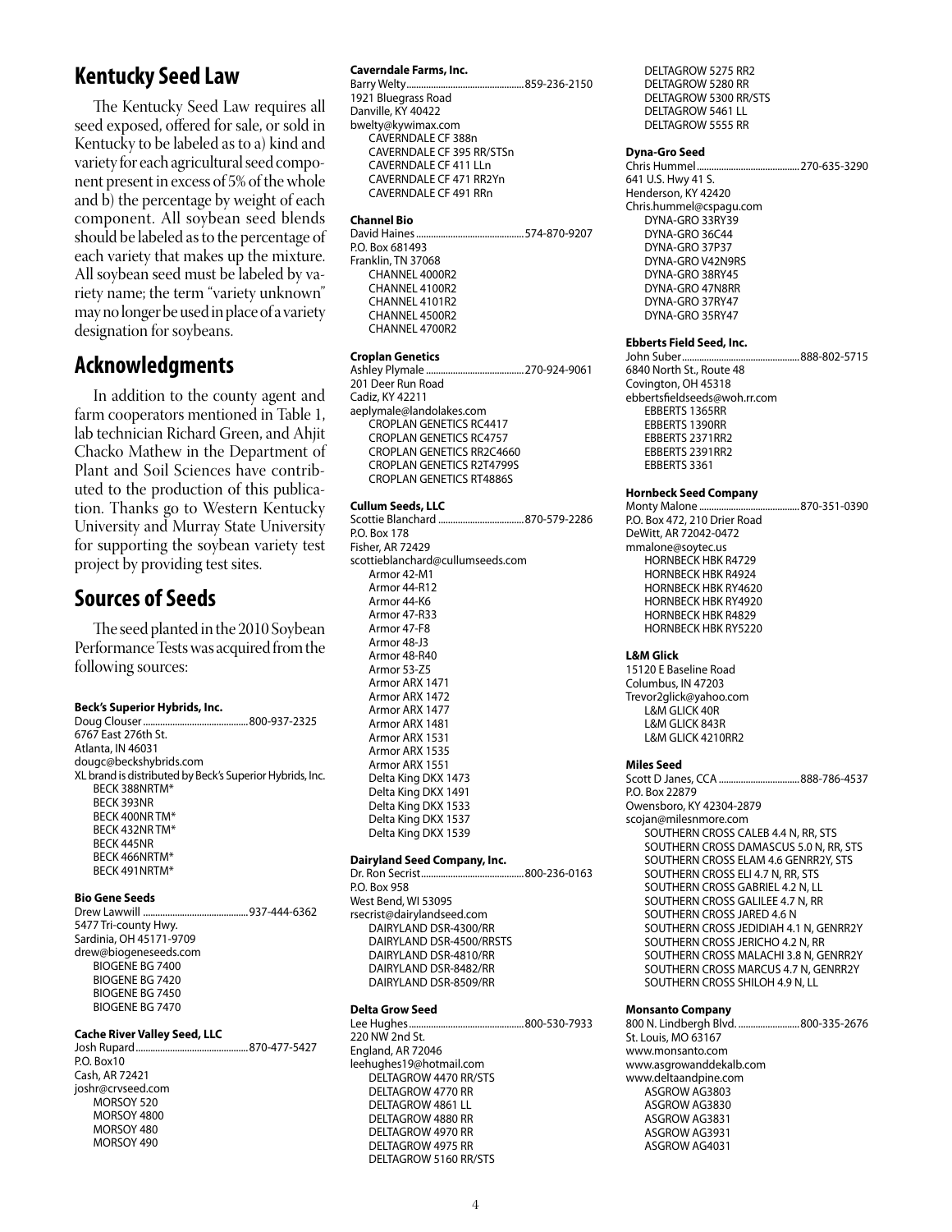## Kentucky Seed Law

The Kentucky Seed Law requires all seed exposed, offered for sale, or sold in Kentucky to be labeled as to a) kind and variety for each agricultural seed component present in excess of 5% of the whole and b) the percentage by weight of each component. All soybean seed blends should be labeled as to the percentage of each variety that makes up the mixture. All soybean seed must be labeled by variety name; the term "variety unknown" may no longer be used in place of a variety designation for soybeans.

## Acknowledgments

In addition to the county agent and farm cooperators mentioned in Table 1, lab technician Richard Green, and Ahjit Chacko Mathew in the Department of Plant and Soil Sciences have contributed to the production of this publication. Thanks go to Western Kentucky University and Murray State University for supporting the soybean variety test project by providing test sites.

## Sources of Seeds

The seed planted in the 2010 Soybean Performance Tests was acquired from the following sources:

**Beck's Superior Hybrids, Inc.**
Doug Clouser.......................................800-937-2325
6767 East 276th St.
Atlanta, IN 46031
dougc@beckshybrids.com
XL brand is distributed by Beck's Superior Hybrids, Inc.
- BECK 388NRTM*
- BECK 393NR
- BECK 400NR TM*
- BECK 432NR TM*
- BECK 445NR
- BECK 466NRTM*
- BECK 491NRTM*

**Bio Gene Seeds**
Drew Lawwill .......................................937-444-6362
5477 Tri-county Hwy.
Sardinia, OH 45171-9709
drew@biogeneseeds.com
- BIOGENE BG 7400
- BIOGENE BG 7420
- BIOGENE BG 7450
- BIOGENE BG 7470

**Cache River Valley Seed, LLC**
Josh Rupard.........................................870-477-5427
P.O. Box10
Cash, AR 72421
joshr@crvseed.com
- MORSOY 520
- MORSOY 4800
- MORSOY 480
- MORSOY 490

**Caverndale Farms, Inc.**
Barry Welty...........................................859-236-2150
1921 Bluegrass Road
Danville, KY 40422
bwelty@kywimax.com
- CAVERNDALE CF 388n
- CAVERNDALE CF 395 RR/STSn
- CAVERNDALE CF 411 LLn
- CAVERNDALE CF 471 RR2Yn
- CAVERNDALE CF 491 RRn

**Channel Bio**
David Haines........................................574-870-9207
P.O. Box 681493
Franklin, TN 37068
- CHANNEL 4000R2
- CHANNEL 4100R2
- CHANNEL 4101R2
- CHANNEL 4500R2
- CHANNEL 4700R2

**Croplan Genetics**
Ashley Plymale.....................................270-924-9061
201 Deer Run Road
Cadiz, KY 42211
aeplymale@landolakes.com
- CROPLAN GENETICS RC4417
- CROPLAN GENETICS RC4757
- CROPLAN GENETICS RR2C4660
- CROPLAN GENETICS R2T4799S
- CROPLAN GENETICS RT4886S

**Cullum Seeds, LLC**
Scottie Blanchard .................................870-579-2286
P.O. Box 178
Fisher, AR 72429
scottieblanchard@cullumseeds.com
- Armor 42-M1
- Armor 44-R12
- Armor 44-K6
- Armor 47-R33
- Armor 47-F8
- Armor 48-J3
- Armor 48-R40
- Armor 53-Z5
- Armor ARX 1471
- Armor ARX 1472
- Armor ARX 1477
- Armor ARX 1481
- Armor ARX 1531
- Armor ARX 1535
- Armor ARX 1551
- Delta King DKX 1473
- Delta King DKX 1491
- Delta King DKX 1533
- Delta King DKX 1537
- Delta King DKX 1539

**Dairyland Seed Company, Inc.**
Dr. Ron Secrist......................................800-236-0163
P.O. Box 958
West Bend, WI 53095
rsecrist@dairylandseed.com
- DAIRYLAND DSR-4300/RR
- DAIRYLAND DSR-4500/RRSTS
- DAIRYLAND DSR-4810/RR
- DAIRYLAND DSR-8482/RR
- DAIRYLAND DSR-8509/RR

**Delta Grow Seed**
Lee Hughes...........................................800-530-7933
220 NW 2nd St.
England, AR 72046
leehughes19@hotmail.com
- DELTAGROW 4470 RR/STS
- DELTAGROW 4770 RR
- DELTAGROW 4861 LL
- DELTAGROW 4880 RR
- DELTAGROW 4970 RR
- DELTAGROW 4975 RR
- DELTAGROW 5160 RR/STS
- DELTAGROW 5275 RR2
- DELTAGROW 5280 RR
- DELTAGROW 5300 RR/STS
- DELTAGROW 5461 LL
- DELTAGROW 5555 RR

**Dyna-Gro Seed**
Chris Hummel......................................270-635-3290
641 U.S. Hwy 41 S.
Henderson, KY 42420
Chris.hummel@cspagu.com
- DYNA-GRO 33RY39
- DYNA-GRO 36C44
- DYNA-GRO 37P37
- DYNA-GRO V42N9RS
- DYNA-GRO 38RY45
- DYNA-GRO 47N8RR
- DYNA-GRO 37RY47
- DYNA-GRO 35RY47

**Ebberts Field Seed, Inc.**
John Suber............................................888-802-5715
6840 North St., Route 48
Covington, OH 45318
ebbertsfieldseeds@woh.rr.com
- EBBERTS 1365RR
- EBBERTS 1390RR
- EBBERTS 2371RR2
- EBBERTS 2391RR2
- EBBERTS 3361

**Hornbeck Seed Company**
Monty Malone .....................................870-351-0390
P.O. Box 472, 210 Drier Road
DeWitt, AR 72042-0472
mmalone@soytec.us
- HORNBECK HBK R4729
- HORNBECK HBK R4924
- HORNBECK HBK RY4620
- HORNBECK HBK RY4920
- HORNBECK HBK R4829
- HORNBECK HBK RY5220

**L&M Glick**
15120 E Baseline Road
Columbus, IN 47203
Trevor2glick@yahoo.com
- L&M GLICK 40R
- L&M GLICK 843R
- L&M GLICK 4210RR2

**Miles Seed**
Scott D Janes, CCA ..............................888-786-4537
P.O. Box 22879
Owensboro, KY 42304-2879
scojan@milesnmore.com
- SOUTHERN CROSS CALEB 4.4 N, RR, STS
- SOUTHERN CROSS DAMASCUS 5.0 N, RR, STS
- SOUTHERN CROSS ELAM 4.6 GENRR2Y, STS
- SOUTHERN CROSS ELI 4.7 N, RR, STS
- SOUTHERN CROSS GABRIEL 4.2 N, LL
- SOUTHERN CROSS GALILEE 4.7 N, RR
- SOUTHERN CROSS JARED 4.6 N
- SOUTHERN CROSS JEDIDIAH 4.1 N, GENRR2Y
- SOUTHERN CROSS JERICHO 4.2 N, RR
- SOUTHERN CROSS MALACHI 3.8 N, GENRR2Y
- SOUTHERN CROSS MARCUS 4.7 N, GENRR2Y
- SOUTHERN CROSS SHILOH 4.9 N, LL

**Monsanto Company**
800 N. Lindbergh Blvd. ........................800-335-2676
St. Louis, MO 63167
www.monsanto.com
www.asgrowanddekalb.com
www.deltaandpine.com
- ASGROW AG3803
- ASGROW AG3830
- ASGROW AG3831
- ASGROW AG3931
- ASGROW AG4031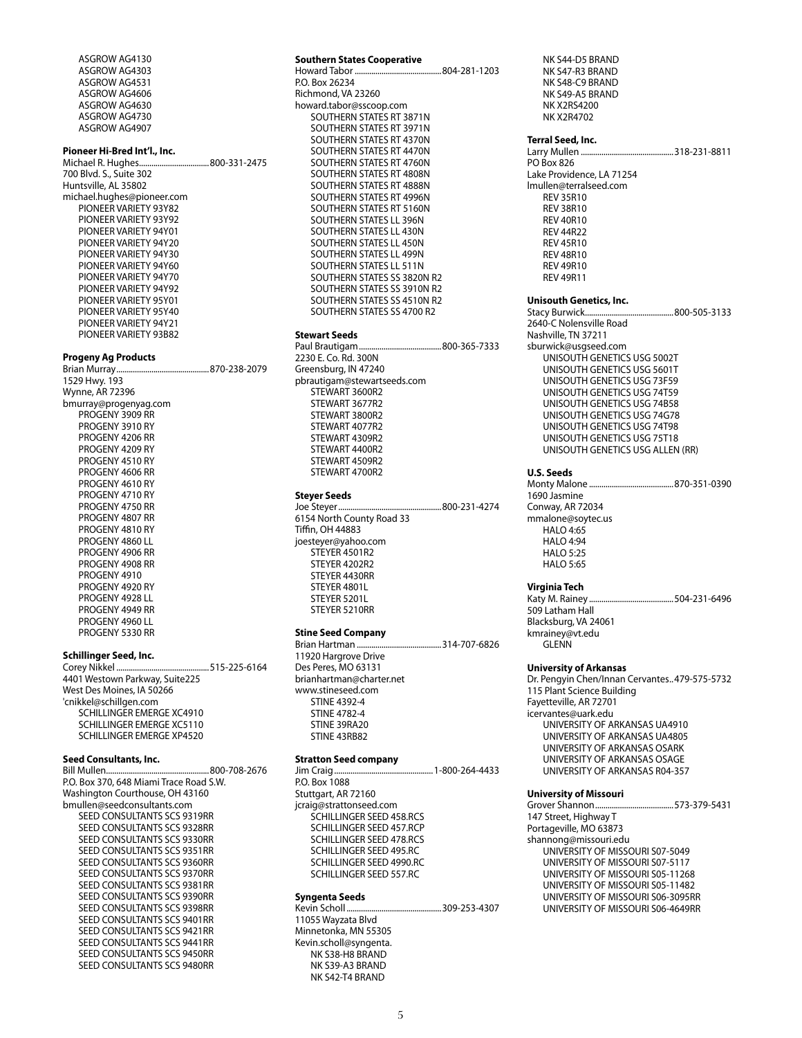ASGROW AG4130
ASGROW AG4303
ASGROW AG4531
ASGROW AG4606
ASGROW AG4630
ASGROW AG4730
ASGROW AG4907

**Pioneer Hi-Bred Int'l., Inc.**
Michael R. Hughes.................................800-331-2475
700 Blvd. S., Suite 302
Huntsville, AL 35802
michael.hughes@pioneer.com
PIONEER VARIETY 93Y82
PIONEER VARIETY 93Y92
PIONEER VARIETY 94Y01
PIONEER VARIETY 94Y20
PIONEER VARIETY 94Y30
PIONEER VARIETY 94Y60
PIONEER VARIETY 94Y70
PIONEER VARIETY 94Y92
PIONEER VARIETY 95Y01
PIONEER VARIETY 95Y40
PIONEER VARIETY 94Y21
PIONEER VARIETY 93B82

**Progeny Ag Products**
Brian Murray............................................870-238-2079
1529 Hwy. 193
Wynne, AR 72396
bmurray@progenyag.com
PROGENY 3909 RR
PROGENY 3910 RY
PROGENY 4206 RR
PROGENY 4209 RY
PROGENY 4510 RY
PROGENY 4606 RR
PROGENY 4610 RY
PROGENY 4710 RY
PROGENY 4750 RR
PROGENY 4807 RR
PROGENY 4810 RY
PROGENY 4860 LL
PROGENY 4906 RR
PROGENY 4908 RR
PROGENY 4910
PROGENY 4920 RY
PROGENY 4928 LL
PROGENY 4949 RR
PROGENY 4960 LL
PROGENY 5330 RR

**Schillinger Seed, Inc.**
Corey Nikkel ............................................515-225-6164
4401 Westown Parkway, Suite225
West Des Moines, IA 50266
'cnikkel@schillgen.com
SCHILLINGER EMERGE XC4910
SCHILLINGER EMERGE XC5110
SCHILLINGER EMERGE XP4520

**Seed Consultants, Inc.**
Bill Mullen.................................................800-708-2676
P.O. Box 370, 648 Miami Trace Road S.W.
Washington Courthouse, OH 43160
bmullen@seedconsultants.com
SEED CONSULTANTS SCS 9319RR
SEED CONSULTANTS SCS 9328RR
SEED CONSULTANTS SCS 9330RR
SEED CONSULTANTS SCS 9351RR
SEED CONSULTANTS SCS 9360RR
SEED CONSULTANTS SCS 9370RR
SEED CONSULTANTS SCS 9381RR
SEED CONSULTANTS SCS 9390RR
SEED CONSULTANTS SCS 9398RR
SEED CONSULTANTS SCS 9401RR
SEED CONSULTANTS SCS 9421RR
SEED CONSULTANTS SCS 9441RR
SEED CONSULTANTS SCS 9450RR
SEED CONSULTANTS SCS 9480RR

**Southern States Cooperative**
Howard Tabor .........................................804-281-1203
P.O. Box 26234
Richmond, VA 23260
howard.tabor@sscoop.com
SOUTHERN STATES RT 3871N
SOUTHERN STATES RT 3971N
SOUTHERN STATES RT 4370N
SOUTHERN STATES RT 4470N
SOUTHERN STATES RT 4760N
SOUTHERN STATES RT 4808N
SOUTHERN STATES RT 4888N
SOUTHERN STATES RT 4996N
SOUTHERN STATES RT 5160N
SOUTHERN STATES LL 396N
SOUTHERN STATES LL 430N
SOUTHERN STATES LL 450N
SOUTHERN STATES LL 499N
SOUTHERN STATES LL 511N
SOUTHERN STATES SS 3820N R2
SOUTHERN STATES SS 3910N R2
SOUTHERN STATES SS 4510N R2
SOUTHERN STATES SS 4700 R2

**Stewart Seeds**
Paul Brautigam........................................800-365-7333
2230 E. Co. Rd. 300N
Greensburg, IN 47240
pbrautigam@stewartseeds.com
STEWART 3600R2
STEWART 3677R2
STEWART 3800R2
STEWART 4077R2
STEWART 4309R2
STEWART 4400R2
STEWART 4509R2
STEWART 4700R2

**Steyer Seeds**
Joe Steyer.................................................800-231-4274
6154 North County Road 33
Tiffin, OH 44883
joesteyer@yahoo.com
STEYER 4501R2
STEYER 4202R2
STEYER 4430RR
STEYER 4801L
STEYER 5201L
STEYER 5210RR

**Stine Seed Company**
Brian Hartman .........................................314-707-6826
11920 Hargrove Drive
Des Peres, MO 63131
brianhartman@charter.net
www.stineseed.com
STINE 4392-4
STINE 4782-4
STINE 39RA20
STINE 43RB82

**Stratton Seed company**
Jim Craig ...............................................1-800-264-4433
P.O. Box 1088
Stuttgart, AR 72160
jcraig@strattonseed.com
SCHILLINGER SEED 458.RCS
SCHILLINGER SEED 457.RCP
SCHILLINGER SEED 478.RCS
SCHILLINGER SEED 495.RC
SCHILLINGER SEED 4990.RC
SCHILLINGER SEED 557.RC

**Syngenta Seeds**
Kevin Scholl.............................................309-253-4307
11055 Wayzata Blvd
Minnetonka, MN 55305
Kevin.scholl@syngenta.
NK S38-H8 BRAND
NK S39-A3 BRAND
NK S42-T4 BRAND
NK S44-D5 BRAND
NK S47-R3 BRAND
NK S48-C9 BRAND
NK S49-A5 BRAND
NK X2RS4200
NK X2R4702

**Terral Seed, Inc.**
Larry Mullen ............................................318-231-8811
PO Box 826
Lake Providence, LA 71254
lmullen@terralseed.com
REV 35R10
REV 38R10
REV 40R10
REV 44R22
REV 45R10
REV 48R10
REV 49R10
REV 49R11

**Unisouth Genetics, Inc.**
Stacy Burwick..........................................800-505-3133
2640-C Nolensville Road
Nashville, TN 37211
sburwick@usgseed.com
UNISOUTH GENETICS USG 5002T
UNISOUTH GENETICS USG 5601T
UNISOUTH GENETICS USG 73F59
UNISOUTH GENETICS USG 74T59
UNISOUTH GENETICS USG 74B58
UNISOUTH GENETICS USG 74G78
UNISOUTH GENETICS USG 74T98
UNISOUTH GENETICS USG 75T18
UNISOUTH GENETICS USG ALLEN (RR)

**U.S. Seeds**
Monty Malone ........................................870-351-0390
1690 Jasmine
Conway, AR 72034
mmalone@soytec.us
HALO 4:65
HALO 4:94
HALO 5:25
HALO 5:65

**Virginia Tech**
Katy M. Rainey ........................................504-231-6496
509 Latham Hall
Blacksburg, VA 24061
kmrainey@vt.edu
GLENN

**University of Arkansas**
Dr. Pengyin Chen/Innan Cervantes..479-575-5732
115 Plant Science Building
Fayetteville, AR 72701
icervantes@uark.edu
UNIVERSITY OF ARKANSAS UA4910
UNIVERSITY OF ARKANSAS UA4805
UNIVERSITY OF ARKANSAS OSARK
UNIVERSITY OF ARKANSAS OSAGE
UNIVERSITY OF ARKANSAS R04-357

**University of Missouri**
Grover Shannon.....................................573-379-5431
147 Street, Highway T
Portageville, MO 63873
shannong@missouri.edu
UNIVERSITY OF MISSOURI S07-5049
UNIVERSITY OF MISSOURI S07-5117
UNIVERSITY OF MISSOURI S05-11268
UNIVERSITY OF MISSOURI S05-11482
UNIVERSITY OF MISSOURI S06-3095RR
UNIVERSITY OF MISSOURI S06-4649RR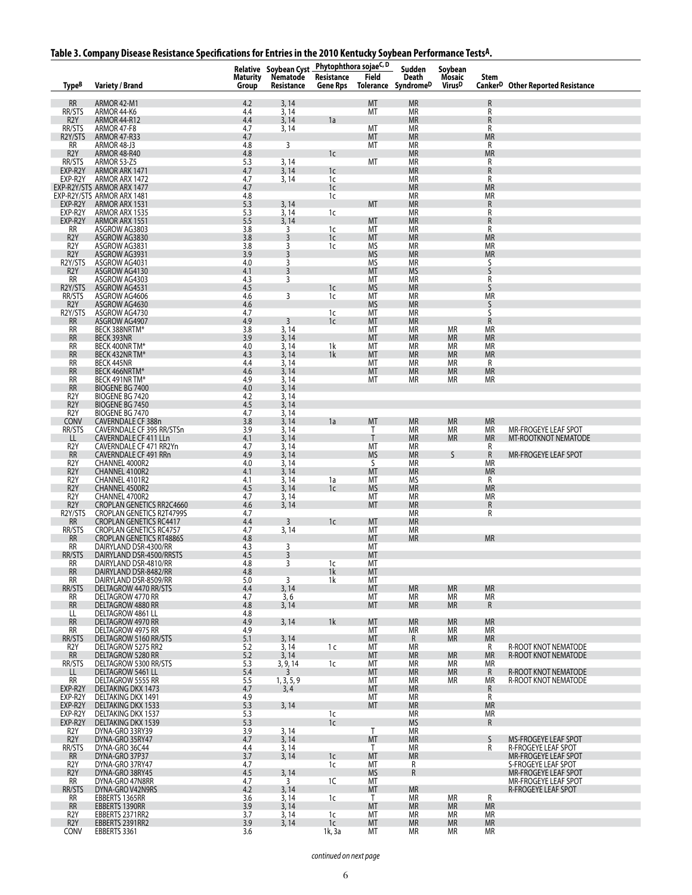## Table 3. Company Disease Resistance Specifications for Entries in the 2010 Kentucky Soybean Performance Tests[A].

| Type[B] | Variety / Brand | Relative Maturity Group | Soybean Cyst Nematode Resistance | Phytophthora sojae[C, D] Resistance Gene Rps | Phytophthora sojae[C, D] Field Tolerance | Sudden Death Syndrome[D] | Soybean Mosaic Virus[D] | Stem Canker[D] | Other Reported Resistance |
|---|---|---|---|---|---|---|---|---|---|
| RR | ARMOR 42-M1 | 4.2 | 3, 14 | | MT | MR | | R | |
| RR/STS | ARMOR 44-K6 | 4.4 | 3, 14 | | MT | MR | | R | |
| R2Y | ARMOR 44-R12 | 4.4 | 3, 14 | 1a | | MR | | R | |
| RR/STS | ARMOR 47-F8 | 4.7 | 3, 14 | | MT | MR | | R | |
| R2Y/STS | ARMOR 47-R33 | 4.7 | | | MT | MR | | MR | |
| RR | ARMOR 48-J3 | 4.8 | 3 | | MT | MR | | R | |
| R2Y | ARMOR 48-R40 | 4.8 | | 1c | | MR | | MR | |
| RR/STS | ARMOR 53-Z5 | 5.3 | 3, 14 | | MT | MR | | R | |
| EXP-R2Y | ARMOR ARK 1471 | 4.7 | 3, 14 | 1c | | MR | | R | |
| EXP-R2Y | ARMOR ARX 1472 | 4.7 | 3, 14 | 1c | | MR | | R | |
| EXP-R2Y/STS | ARMOR ARX 1477 | 4.7 | | 1c | | MR | | MR | |
| EXP-R2Y/STS | ARMOR ARX 1481 | 4.8 | | 1c | | MR | | MR | |
| EXP-R2Y | ARMOR ARX 1531 | 5.3 | 3, 14 | | MT | MR | | R | |
| EXP-R2Y | ARMOR ARX 1535 | 5.3 | 3, 14 | 1c | | MR | | R | |
| EXP-R2Y | ARMOR ARX 1551 | 5.5 | 3, 14 | | MT | MR | | R | |
| RR | ASGROW AG3803 | 3.8 | 3 | 1c | MT | MR | | R | |
| R2Y | ASGROW AG3830 | 3.8 | 3 | 1c | MT | MR | | MR | |
| R2Y | ASGROW AG3831 | 3.8 | 3 | 1c | MS | MR | | MR | |
| R2Y | ASGROW AG3931 | 3.9 | 3 | | MS | MR | | MR | |
| R2Y/STS | ASGROW AG4031 | 4.0 | 3 | | MS | MR | | S | |
| R2Y | ASGROW AG4130 | 4.1 | 3 | | MT | MS | | S | |
| RR | ASGROW AG4303 | 4.3 | 3 | | MT | MR | | R | |
| R2Y/STS | ASGROW AG4531 | 4.5 | | 1c | MS | MR | | S | |
| RR/STS | ASGROW AG4606 | 4.6 | 3 | 1c | MT | MR | | MR | |
| R2Y | ASGROW AG4630 | 4.6 | | | MS | MR | | S | |
| R2Y/STS | ASGROW AG4730 | 4.7 | | 1c | MT | MR | | S | |
| RR | ASGROW AG4907 | 4.9 | 3 | 1c | MT | MR | | R | |
| RR | BECK 388NRTM* | 3.8 | 3, 14 | | MT | MR | MR | MR | |
| RR | BECK 393NR | 3.9 | 3, 14 | | MT | MR | MR | MR | |
| RR | BECK 400NR TM* | 4.0 | 3, 14 | 1k | MT | MR | MR | MR | |
| RR | BECK 432NR TM* | 4.3 | 3, 14 | 1k | MT | MR | MR | MR | |
| RR | BECK 445NR | 4.4 | 3, 14 | | MT | MR | MR | R | |
| RR | BECK 466NRTM* | 4.6 | 3, 14 | | MT | MR | MR | MR | |
| RR | BECK 491NR TM* | 4.9 | 3, 14 | | MT | MR | MR | MR | |
| RR | BIOGENE BG 7400 | 4.0 | 3, 14 | | | | | | |
| R2Y | BIOGENE BG 7420 | 4.2 | 3, 14 | | | | | | |
| R2Y | BIOGENE BG 7450 | 4.5 | 3, 14 | | | | | | |
| R2Y | BIOGENE BG 7470 | 4.7 | 3, 14 | | | | | | |
| CONV | CAVERNDALE CF 388n | 3.8 | 3, 14 | 1a | MT | MR | MR | MR | |
| RR/STS | CAVERNDALE CF 395 RR/STSn | 3.9 | 3, 14 | | T | MR | MR | MR | MR-FROGEYE LEAF SPOT |
| LL | CAVERNDALE CF 411 LLn | 4.1 | 3, 14 | | T | MR | MR | MR | MT-ROOTKNOT NEMATODE |
| R2Y | CAVERNDALE CF 471 RR2Yn | 4.7 | 3, 14 | | MT | MR | | R | |
| RR | CAVERNDALE CF 491 RRn | 4.9 | 3, 14 | | MS | MR | S | R | MR-FROGEYE LEAF SPOT |
| R2Y | CHANNEL 4000R2 | 4.0 | 3, 14 | | S | MR | | MR | |
| R2Y | CHANNEL 4100R2 | 4.1 | 3, 14 | | MT | MR | | MR | |
| R2Y | CHANNEL 4101R2 | 4.1 | 3, 14 | 1a | MT | MS | | R | |
| R2Y | CHANNEL 4500R2 | 4.5 | 3, 14 | 1c | MS | MR | | MR | |
| R2Y | CHANNEL 4700R2 | 4.7 | 3, 14 | | MT | MR | | MR | |
| R2Y | CROPLAN GENETICS RR2C4660 | 4.6 | 3, 14 | | MT | MR | | R | |
| R2Y/STS | CROPLAN GENETICS R2T4799S | 4.7 | | | | MR | | R | |
| RR | CROPLAN GENETICS RC4417 | 4.4 | 3 | 1c | MT | MR | | | |
| RR/STS | CROPLAN GENETICS RC4757 | 4.7 | 3, 14 | | MT | MR | | | |
| RR | CROPLAN GENETICS RT4886S | 4.8 | | | MT | MR | | MR | |
| RR | DAIRYLAND DSR-4300/RR | 4.3 | 3 | | MT | | | | |
| RR/STS | DAIRYLAND DSR-4500/RRSTS | 4.5 | 3 | | MT | | | | |
| RR | DAIRYLAND DSR-4810/RR | 4.8 | 3 | 1c | MT | | | | |
| RR | DAIRYLAND DSR-8482/RR | 4.8 | | 1k | MT | | | | |
| RR | DAIRYLAND DSR-8509/RR | 5.0 | 3 | 1k | MT | | | | |
| RR/STS | DELTAGROW 4470 RR/STS | 4.4 | 3, 14 | | MT | MR | MR | MR | |
| RR | DELTAGROW 4770 RR | 4.7 | 3, 6 | | MT | MR | MR | MR | |
| RR | DELTAGROW 4880 RR | 4.8 | 3, 14 | | MT | MR | MR | R | |
| LL | DELTAGROW 4861 LL | 4.8 | | | | | | | |
| RR | DELTAGROW 4970 RR | 4.9 | 3, 14 | 1k | MT | MR | MR | MR | |
| RR | DELTAGROW 4975 RR | 4.9 | | | MT | MR | MR | MR | |
| RR/STS | DELTAGROW 5160 RR/STS | 5.1 | 3, 14 | | MT | R | MR | MR | |
| R2Y | DELTAGROW 5275 RR2 | 5.2 | 3, 14 | 1 c | MT | MR | | R | R-ROOT KNOT NEMATODE |
| RR | DELTAGROW 5280 RR | 5.2 | 3, 14 | | MT | MR | MR | MR | R-ROOT KNOT NEMATODE |
| RR/STS | DELTAGROW 5300 RR/STS | 5.3 | 3, 9, 14 | 1c | MT | MR | MR | MR | |
| LL | DELTAGROW 5461 LL | 5.4 | 3 | | MT | MR | MR | R | R-ROOT KNOT NEMATODE |
| RR | DELTAGROW 5555 RR | 5.5 | 1, 3, 5, 9 | | MT | MR | MR | MR | R-ROOT KNOT NEMATODE |
| EXP-R2Y | DELTAKING DKX 1473 | 4.7 | 3, 4 | | MT | MR | | R | |
| EXP-R2Y | DELTAKING DKX 1491 | 4.9 | | | MT | MR | | R | |
| EXP-R2Y | DELTAKING DKX 1533 | 5.3 | 3, 14 | | MT | MR | | MR | |
| EXP-R2Y | DELTAKING DKX 1537 | 5.3 | | 1c | | MR | | MR | |
| EXP-R2Y | DELTAKING DKX 1539 | 5.3 | | 1c | | MS | | R | |
| R2Y | DYNA-GRO 33RY39 | 3.9 | 3, 14 | | T | MR | | | |
| R2Y | DYNA-GRO 35RY47 | 4.7 | 3, 14 | | MT | MR | | S | MS-FROGEYE LEAF SPOT |
| RR/STS | DYNA-GRO 36C44 | 4.4 | 3, 14 | | T | MR | | R | R-FROGEYE LEAF SPOT |
| RR | DYNA-GRO 37P37 | 3.7 | 3, 14 | 1c | MT | MR | | | MR-FROGEYE LEAF SPOT |
| R2Y | DYNA-GRO 37RY47 | 4.7 | | 1c | MT | R | | | S-FROGEYE LEAF SPOT |
| R2Y | DYNA-GRO 38RY45 | 4.5 | 3, 14 | | MS | R | | | MR-FROGEYE LEAF SPOT |
| RR | DYNA-GRO 47N8RR | 4.7 | 3 | 1C | MT | | | | MR-FROGEYE LEAF SPOT |
| RR/STS | DYNA-GRO V42N9RS | 4.2 | 3, 14 | | MT | MR | | | R-FROGEYE LEAF SPOT |
| RR | EBBERTS 1365RR | 3.6 | 3, 14 | 1c | T | MR | MR | R | |
| RR | EBBERTS 1390RR | 3.9 | 3, 14 | | MT | MR | MR | MR | |
| R2Y | EBBERTS 2371RR2 | 3.7 | 3, 14 | 1c | MT | MR | MR | MR | |
| R2Y | EBBERTS 2391RR2 | 3.9 | 3, 14 | 1c | MT | MR | MR | MR | |
| CONV | EBBERTS 3361 | 3.6 | | 1k, 3a | MT | MR | MR | MR | |

*continued on next page*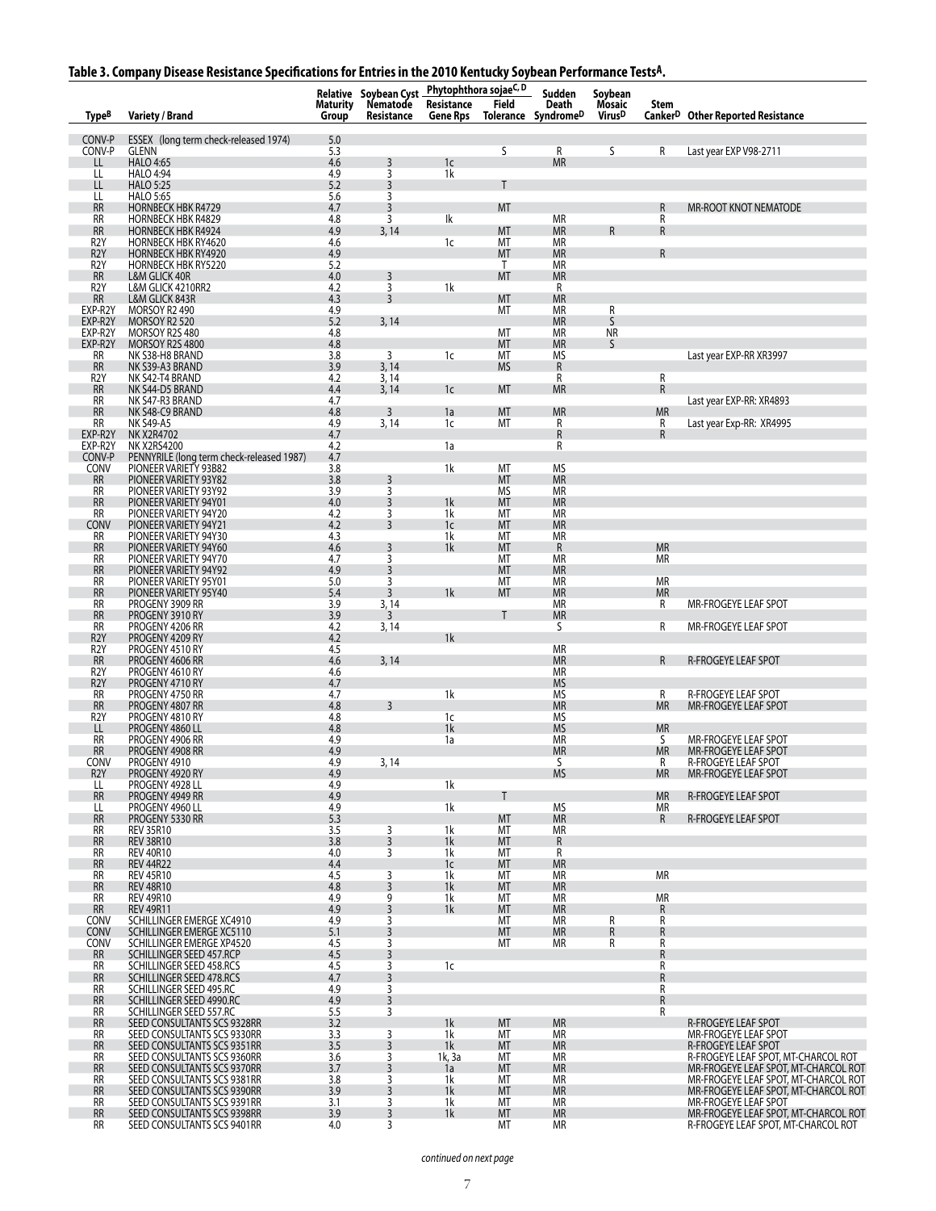## Table 3. Company Disease Resistance Specifications for Entries in the 2010 Kentucky Soybean Performance Tests[A].

| Type[B] | Variety / Brand | Relative Maturity Group | Soybean Cyst Nematode Resistance | Phytophthora sojae[C, D] Resistance Gene Rps | Phytophthora sojae[C, D] Field Tolerance | Sudden Death Syndrome[D] | Soybean Mosaic Virus[D] | Stem Canker[D] | Other Reported Resistance |
|---|---|---|---|---|---|---|---|---|---|
| CONV-P | ESSEX (long term check-released 1974) | 5.0 | | | | | | | |
| CONV-P | GLENN | 5.3 | | | S | R | S | R | Last year EXP V98-2711 |
| LL | HALO 4:65 | 4.6 | 3 | 1c | | MR | | | |
| LL | HALO 4:94 | 4.9 | 3 | 1k | | | | | |
| LL | HALO 5:25 | 5.2 | 3 | | T | | | | |
| LL | HALO 5:65 | 5.6 | 3 | | | | | | |
| RR | HORNBECK HBK R4729 | 4.7 | 3 | | MT | | | R | MR-ROOT KNOT NEMATODE |
| RR | HORNBECK HBK R4829 | 4.8 | 3 | lk | | MR | | R | |
| RR | HORNBECK HBK R4924 | 4.9 | 3, 14 | | MT | MR | R | R | |
| R2Y | HORNBECK HBK RY4620 | 4.6 | | 1c | MT | MR | | | |
| R2Y | HORNBECK HBK RY4920 | 4.9 | | | MT | MR | | R | |
| R2Y | HORNBECK HBK RY5220 | 5.2 | | | T | MR | | | |
| RR | L&M GLICK 40R | 4.0 | 3 | | MT | MR | | | |
| R2Y | L&M GLICK 4210RR2 | 4.2 | 3 | 1k | | R | | | |
| RR | L&M GLICK 843R | 4.3 | 3 | | MT | MR | | | |
| EXP-R2Y | MORSOY R2 490 | 4.9 | | | MT | MR | R | | |
| EXP-R2Y | MORSOY R2 520 | 5.2 | 3, 14 | | | MR | S | | |
| EXP-R2Y | MORSOY R2S 480 | 4.8 | | | MT | MR | NR | | |
| EXP-R2Y | MORSOY R2S 4800 | 4.8 | | | MT | MR | S | | |
| RR | NK S38-H8 BRAND | 3.8 | 3 | 1c | MT | MS | | | Last year EXP-RR XR3997 |
| RR | NK S39-A3 BRAND | 3.9 | 3, 14 | | MS | R | | | |
| R2Y | NK S42-T4 BRAND | 4.2 | 3, 14 | | | R | | R | |
| RR | NK S44-D5 BRAND | 4.4 | 3, 14 | 1c | MT | MR | | R | |
| RR | NK S47-R3 BRAND | 4.7 | | | | | | | Last year EXP-RR: XR4893 |
| RR | NK S48-C9 BRAND | 4.8 | 3 | 1a | MT | MR | | MR | |
| RR | NK S49-A5 | 4.9 | 3, 14 | 1c | MT | R | | R | Last year Exp-RR: XR4995 |
| EXP-R2Y | NK X2R4702 | 4.7 | | | | R | | R | |
| EXP-R2Y | NK X2RS4200 | 4.2 | | 1a | | R | | | |
| CONV-P | PENNYRILE (long term check-released 1987) | 4.7 | | | | | | | |
| CONV | PIONEER VARIETY 93B82 | 3.8 | | 1k | MT | MS | | | |
| RR | PIONEER VARIETY 93Y82 | 3.8 | 3 | | MT | MR | | | |
| RR | PIONEER VARIETY 93Y92 | 3.9 | 3 | | MS | MR | | | |
| RR | PIONEER VARIETY 94Y01 | 4.0 | 3 | 1k | MT | MR | | | |
| RR | PIONEER VARIETY 94Y20 | 4.2 | 3 | 1k | MT | MR | | | |
| CONV | PIONEER VARIETY 94Y21 | 4.2 | 3 | 1c | MT | MR | | | |
| RR | PIONEER VARIETY 94Y30 | 4.3 | | 1k | MT | MR | | | |
| RR | PIONEER VARIETY 94Y60 | 4.6 | 3 | 1k | MT | R | | MR | |
| RR | PIONEER VARIETY 94Y70 | 4.7 | 3 | | MT | MR | | MR | |
| RR | PIONEER VARIETY 94Y92 | 4.9 | 3 | | MT | MR | | | |
| RR | PIONEER VARIETY 95Y01 | 5.0 | 3 | | MT | MR | | MR | |
| RR | PIONEER VARIETY 95Y40 | 5.4 | 3 | 1k | MT | MR | | MR | |
| RR | PROGENY 3909 RR | 3.9 | 3, 14 | | | MR | | R | MR-FROGEYE LEAF SPOT |
| RR | PROGENY 3910 RY | 3.9 | 3 | | T | MR | | | |
| RR | PROGENY 4206 RR | 4.2 | 3, 14 | | | S | | R | MR-FROGEYE LEAF SPOT |
| R2Y | PROGENY 4209 RY | 4.2 | | 1k | | | | | |
| R2Y | PROGENY 4510 RY | 4.5 | | | | MR | | | |
| RR | PROGENY 4606 RR | 4.6 | 3, 14 | | | MR | | R | R-FROGEYE LEAF SPOT |
| R2Y | PROGENY 4610 RY | 4.6 | | | | MR | | | |
| R2Y | PROGENY 4710 RY | 4.7 | | | | MS | | | |
| RR | PROGENY 4750 RR | 4.7 | | 1k | | MS | | R | R-FROGEYE LEAF SPOT |
| RR | PROGENY 4807 RR | 4.8 | 3 | | | MR | | MR | MR-FROGEYE LEAF SPOT |
| R2Y | PROGENY 4810 RY | 4.8 | | 1c | | MS | | | |
| LL | PROGENY 4860 LL | 4.8 | | 1k | | MS | | MR | |
| RR | PROGENY 4906 RR | 4.9 | | 1a | | MR | | S | MR-FROGEYE LEAF SPOT |
| RR | PROGENY 4908 RR | 4.9 | | | | MR | | MR | MR-FROGEYE LEAF SPOT |
| CONV | PROGENY 4910 | 4.9 | 3, 14 | | | S | | R | R-FROGEYE LEAF SPOT |
| R2Y | PROGENY 4920 RY | 4.9 | | | | MS | | MR | MR-FROGEYE LEAF SPOT |
| LL | PROGENY 4928 LL | 4.9 | | 1k | | | | | |
| RR | PROGENY 4949 RR | 4.9 | | | T | | | MR | R-FROGEYE LEAF SPOT |
| LL | PROGENY 4960 LL | 4.9 | | 1k | | MS | | MR | |
| RR | PROGENY 5330 RR | 5.3 | | | MT | MR | | R | R-FROGEYE LEAF SPOT |
| RR | REV 35R10 | 3.5 | 3 | 1k | MT | MR | | | |
| RR | REV 38R10 | 3.8 | 3 | 1k | MT | R | | | |
| RR | REV 40R10 | 4.0 | 3 | 1k | MT | R | | | |
| RR | REV 44R22 | 4.4 | | 1c | MT | MR | | | |
| RR | REV 45R10 | 4.5 | 3 | 1k | MT | MR | | MR | |
| RR | REV 48R10 | 4.8 | 3 | 1k | MT | MR | | | |
| RR | REV 49R10 | 4.9 | 9 | 1k | MT | MR | | MR | |
| RR | REV 49R11 | 4.9 | 3 | 1k | MT | MR | | R | |
| CONV | SCHILLINGER EMERGE XC4910 | 4.9 | 3 | | MT | MR | R | R | |
| CONV | SCHILLINGER EMERGE XC5110 | 5.1 | 3 | | MT | MR | R | R | |
| CONV | SCHILLINGER EMERGE XP4520 | 4.5 | 3 | | MT | MR | R | R | |
| RR | SCHILLINGER SEED 457.RCP | 4.5 | 3 | | | | | R | |
| RR | SCHILLINGER SEED 458.RCS | 4.5 | 3 | 1c | | | | R | |
| RR | SCHILLINGER SEED 478.RCS | 4.7 | 3 | | | | | R | |
| RR | SCHILLINGER SEED 495.RC | 4.9 | 3 | | | | | R | |
| RR | SCHILLINGER SEED 4990.RC | 4.9 | 3 | | | | | R | |
| RR | SCHILLINGER SEED 557.RC | 5.5 | 3 | | | | | R | |
| RR | SEED CONSULTANTS SCS 9328RR | 3.2 | | 1k | MT | MR | | | R-FROGEYE LEAF SPOT |
| RR | SEED CONSULTANTS SCS 9330RR | 3.3 | 3 | 1k | MT | MR | | | MR-FROGEYE LEAF SPOT |
| RR | SEED CONSULTANTS SCS 9351RR | 3.5 | 3 | 1k | MT | MR | | | R-FROGEYE LEAF SPOT |
| RR | SEED CONSULTANTS SCS 9360RR | 3.6 | 3 | 1k, 3a | MT | MR | | | R-FROGEYE LEAF SPOT, MT-CHARCOL ROT |
| RR | SEED CONSULTANTS SCS 9370RR | 3.7 | 3 | 1a | MT | MR | | | MR-FROGEYE LEAF SPOT, MT-CHARCOL ROT |
| RR | SEED CONSULTANTS SCS 9381RR | 3.8 | 3 | 1k | MT | MR | | | MR-FROGEYE LEAF SPOT, MT-CHARCOL ROT |
| RR | SEED CONSULTANTS SCS 9390RR | 3.9 | 3 | 1k | MT | MR | | | MR-FROGEYE LEAF SPOT, MT-CHARCOL ROT |
| RR | SEED CONSULTANTS SCS 9391RR | 3.1 | 3 | 1k | MT | MR | | | MR-FROGEYE LEAF SPOT |
| RR | SEED CONSULTANTS SCS 9398RR | 3.9 | 3 | 1k | MT | MR | | | MR-FROGEYE LEAF SPOT, MT-CHARCOL ROT |
| RR | SEED CONSULTANTS SCS 9401RR | 4.0 | 3 | | MT | MR | | | R-FROGEYE LEAF SPOT, MT-CHARCOL ROT |

*continued on next page*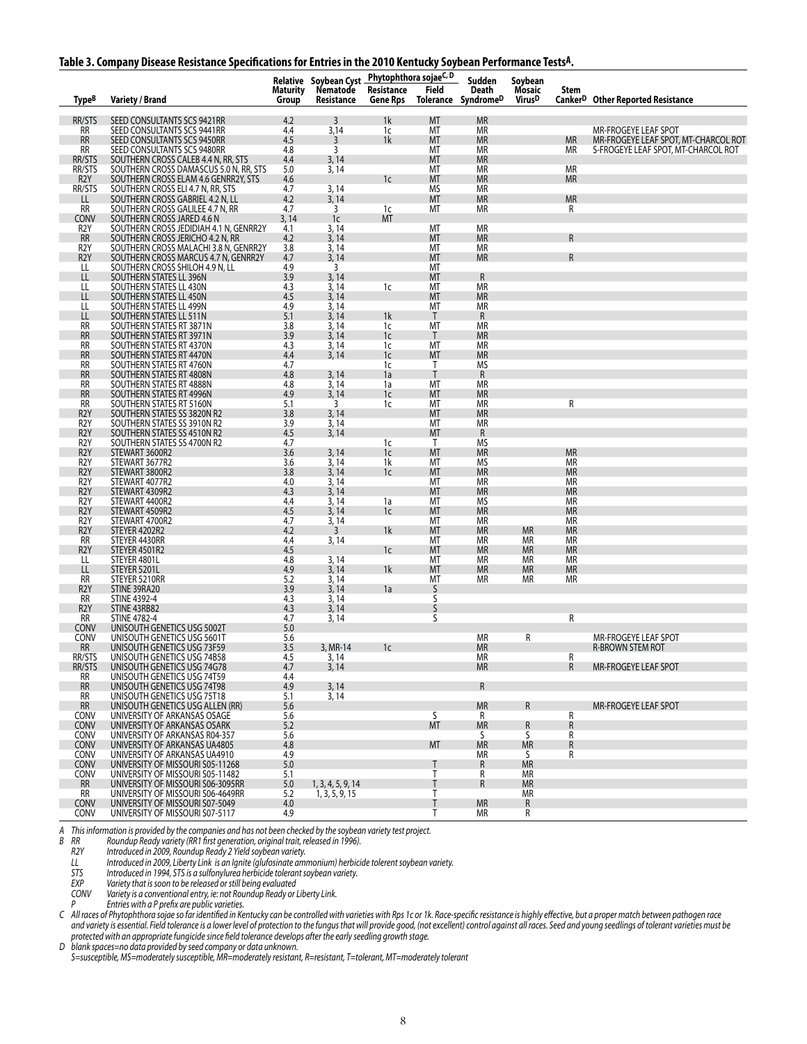## Table 3. Company Disease Resistance Specifications for Entries in the 2010 Kentucky Soybean Performance Tests[A].

| Type[B] | Variety / Brand | Relative Maturity Group | Soybean Cyst Nematode Resistance | Phytophthora sojae[C, D] Resistance Gene Rps | Field Tolerance | Sudden Death Syndrome[D] | Soybean Mosaic Virus[D] | Stem Canker[D] | Other Reported Resistance |
|---|---|---|---|---|---|---|---|---|---|
| RR/STS | SEED CONSULTANTS SCS 9421RR | 4.2 | 3 | 1k | MT | MR | | | |
| RR | SEED CONSULTANTS SCS 9441RR | 4.4 | 3,14 | 1c | MT | MR | | | MR-FROGEYE LEAF SPOT |
| RR | SEED CONSULTANTS SCS 9450RR | 4.5 | 3 | 1k | MT | MR | | MR | MR-FROGEYE LEAF SPOT, MT-CHARCOAL ROT |
| RR | SEED CONSULTANTS SCS 9480RR | 4.8 | 3 | | MT | MR | | MR | S-FROGEYE LEAF SPOT, MT-CHARCOAL ROT |
| RR/STS | SOUTHERN CROSS CALEB 4.4 N, RR, STS | 4.4 | 3, 14 | | MT | MR | | | |
| RR/STS | SOUTHERN CROSS DAMASCUS 5.0 N, RR, STS | 5.0 | 3, 14 | | MT | MR | | MR | |
| R2Y | SOUTHERN CROSS ELAM 4.6 GENRR2Y, STS | 4.6 | | 1c | MT | MR | | MR | |
| RR/STS | SOUTHERN CROSS ELI 4.7 N, RR, STS | 4.7 | 3, 14 | | MS | MR | | | |
| LL | SOUTHERN CROSS GABRIEL 4.2 N, LL | 4.2 | 3, 14 | | MT | MR | | MR | |
| RR | SOUTHERN CROSS GALILEE 4.7 N, RR | 4.7 | 3 | 1c | MT | MR | | R | |
| CONV | SOUTHERN CROSS JARED 4.6 N | 3, 14 | 1c | MT | | | | | |
| R2Y | SOUTHERN CROSS JEDIDIAH 4.1 N, GENRR2Y | 4.1 | 3, 14 | | MT | MR | | | |
| RR | SOUTHERN CROSS JERICHO 4.2 N, RR | 4.2 | 3, 14 | | MT | MR | | R | |
| R2Y | SOUTHERN CROSS MALACHI 3.8 N, GENRR2Y | 3.8 | 3, 14 | | MT | MR | | | |
| R2Y | SOUTHERN CROSS MARCUS 4.7 N, GENRR2Y | 4.7 | 3, 14 | | MT | MR | | R | |
| LL | SOUTHERN CROSS SHILOH 4.9 N, LL | 4.9 | 3 | | MT | | | | |
| LL | SOUTHERN STATES LL 396N | 3.9 | 3, 14 | | MT | R | | | |
| LL | SOUTHERN STATES LL 430N | 4.3 | 3, 14 | 1c | MT | MR | | | |
| LL | SOUTHERN STATES LL 450N | 4.5 | 3, 14 | | MT | MR | | | |
| LL | SOUTHERN STATES LL 499N | 4.9 | 3, 14 | | MT | MR | | | |
| LL | SOUTHERN STATES LL 511N | 5.1 | 3, 14 | 1k | T | R | | | |
| RR | SOUTHERN STATES RT 3871N | 3.8 | 3, 14 | 1c | MT | MR | | | |
| RR | SOUTHERN STATES RT 3971N | 3.9 | 3, 14 | 1c | T | MR | | | |
| RR | SOUTHERN STATES RT 4370N | 4.3 | 3, 14 | 1c | MT | MR | | | |
| RR | SOUTHERN STATES RT 4470N | 4.4 | 3, 14 | 1c | MT | MR | | | |
| RR | SOUTHERN STATES RT 4760N | 4.7 | | 1c | T | MS | | | |
| RR | SOUTHERN STATES RT 4808N | 4.8 | 3, 14 | 1a | T | R | | | |
| RR | SOUTHERN STATES RT 4888N | 4.8 | 3, 14 | 1a | MT | MR | | | |
| RR | SOUTHERN STATES RT 4996N | 4.9 | 3, 14 | 1c | MT | MR | | | |
| RR | SOUTHERN STATES RT 5160N | 5.1 | 3 | 1c | MT | MR | | R | |
| R2Y | SOUTHERN STATES SS 3820N R2 | 3.8 | 3, 14 | | MT | MR | | | |
| R2Y | SOUTHERN STATES SS 3910N R2 | 3.9 | 3, 14 | | MT | MR | | | |
| R2Y | SOUTHERN STATES SS 4510N R2 | 4.5 | 3, 14 | | MT | R | | | |
| R2Y | SOUTHERN STATES SS 4700N R2 | 4.7 | | 1c | T | MS | | | |
| R2Y | STEWART 3600R2 | 3.6 | 3, 14 | 1c | MT | MR | | MR | |
| R2Y | STEWART 3677R2 | 3.6 | 3, 14 | 1k | MT | MS | | MR | |
| R2Y | STEWART 3800R2 | 3.8 | 3, 14 | 1c | MT | MR | | MR | |
| R2Y | STEWART 4077R2 | 4.0 | 3, 14 | | MT | MR | | MR | |
| R2Y | STEWART 4309R2 | 4.3 | 3, 14 | | MT | MR | | MR | |
| R2Y | STEWART 4400R2 | 4.4 | 3, 14 | 1a | MT | MS | | MR | |
| R2Y | STEWART 4509R2 | 4.5 | 3, 14 | 1c | MT | MR | | MR | |
| R2Y | STEWART 4700R2 | 4.7 | 3, 14 | | MT | MR | | MR | |
| R2Y | STEYER 4202R2 | 4.2 | 3 | 1k | MT | MR | MR | MR | |
| RR | STEYER 4430RR | 4.4 | 3, 14 | | MT | MR | MR | MR | |
| R2Y | STEYER 4501R2 | 4.5 | | 1c | MT | MR | MR | MR | |
| LL | STEYER 4801L | 4.8 | 3, 14 | | MT | MR | MR | MR | |
| LL | STEYER 5201L | 4.9 | 3, 14 | 1k | MT | MR | MR | MR | |
| RR | STEYER 5210RR | 5.2 | 3, 14 | | MT | MR | MR | MR | |
| R2Y | STINE 39RA20 | 3.9 | 3, 14 | 1a | S | | | | |
| RR | STINE 4392-4 | 4.3 | 3, 14 | | S | | | | |
| R2Y | STINE 43RB82 | 4.3 | 3, 14 | | S | | | | |
| RR | STINE 4782-4 | 4.7 | 3, 14 | | S | | | R | |
| CONV | UNISOUTH GENETICS USG 5002T | 5.0 | | | | | | | |
| CONV | UNISOUTH GENETICS USG 5601T | 5.6 | | | | MR | R | | MR-FROGEYE LEAF SPOT |
| RR | UNISOUTH GENETICS USG 73F59 | 3.5 | 3, MR-14 | 1c | | MR | | | R-BROWN STEM ROT |
| RR/STS | UNISOUTH GENETICS USG 74B58 | 4.5 | 3, 14 | | | MR | | R | |
| RR/STS | UNISOUTH GENETICS USG 74G78 | 4.7 | 3, 14 | | | MR | | R | MR-FROGEYE LEAF SPOT |
| RR | UNISOUTH GENETICS USG 74T59 | 4.4 | | | | | | | |
| RR | UNISOUTH GENETICS USG 74T98 | 4.9 | 3, 14 | | | R | | | |
| RR | UNISOUTH GENETICS USG 75T18 | 5.1 | 3, 14 | | | | | | |
| RR | UNISOUTH GENETICS USG ALLEN (RR) | 5.6 | | | | MR | R | | MR-FROGEYE LEAF SPOT |
| CONV | UNIVERSITY OF ARKANSAS OSAGE | 5.6 | | | S | R | | R | |
| CONV | UNIVERSITY OF ARKANSAS OSARK | 5.2 | | | MT | MR | R | R | |
| CONV | UNIVERSITY OF ARKANSAS R04-357 | 5.6 | | | | S | S | R | |
| CONV | UNIVERSITY OF ARKANSAS UA4805 | 4.8 | | | MT | MR | MR | R | |
| CONV | UNIVERSITY OF ARKANSAS UA4910 | 4.9 | | | | MR | S | R | |
| CONV | UNIVERSITY OF MISSOURI S05-11268 | 5.0 | | | T | R | MR | | |
| CONV | UNIVERSITY OF MISSOURI S05-11482 | 5.1 | | | T | R | MR | | |
| RR | UNIVERSITY OF MISSOURI S06-3095RR | 5.0 | 1, 3, 4, 5, 9, 14 | | T | R | MR | | |
| RR | UNIVERSITY OF MISSOURI S06-4649RR | 5.2 | 1, 3, 5, 9, 15 | | T | | MR | | |
| CONV | UNIVERSITY OF MISSOURI S07-5049 | 4.0 | | | T | MR | R | | |
| CONV | UNIVERSITY OF MISSOURI S07-5117 | 4.9 | | | T | MR | R | | |

*A This information is provided by the companies and has not been checked by the soybean variety test project.*

*B RR Roundup Ready variety (RR1 first generation, original trait, released in 1996).*
*R2Y Introduced in 2009, Roundup Ready 2 Yield soybean variety.*
*LL Introduced in 2009, Liberty Link is an Ignite (glufosinate ammonium) herbicide tolerent soybean variety.*
*STS Introduced in 1994, STS is a sulfonylurea herbicide tolerant soybean variety.*
*EXP Variety that is soon to be released or still being evaluated*
*CONV Variety is a conventional entry, ie: not Roundup Ready or Liberty Link.*
*P Entries with a P prefix are public varieties.*

*C All races of Phytophthora sojae so far identified in Kentucky can be controlled with varieties with Rps 1c or 1k. Race-specific resistance is highly effective, but a proper match between pathogen race and variety is essential. Field tolerance is a lower level of protection to the fungus that will provide good, (not excellent) control against all races. Seed and young seedlings of tolerant varieties must be protected with an appropriate fungicide since field tolerance develops after the early seedling growth stage.*

*D blank spaces=no data provided by seed company or data unknown.*
*S=susceptible, MS=moderately susceptible, MR=moderately resistant, R=resistant, T=tolerant, MT=moderately tolerant*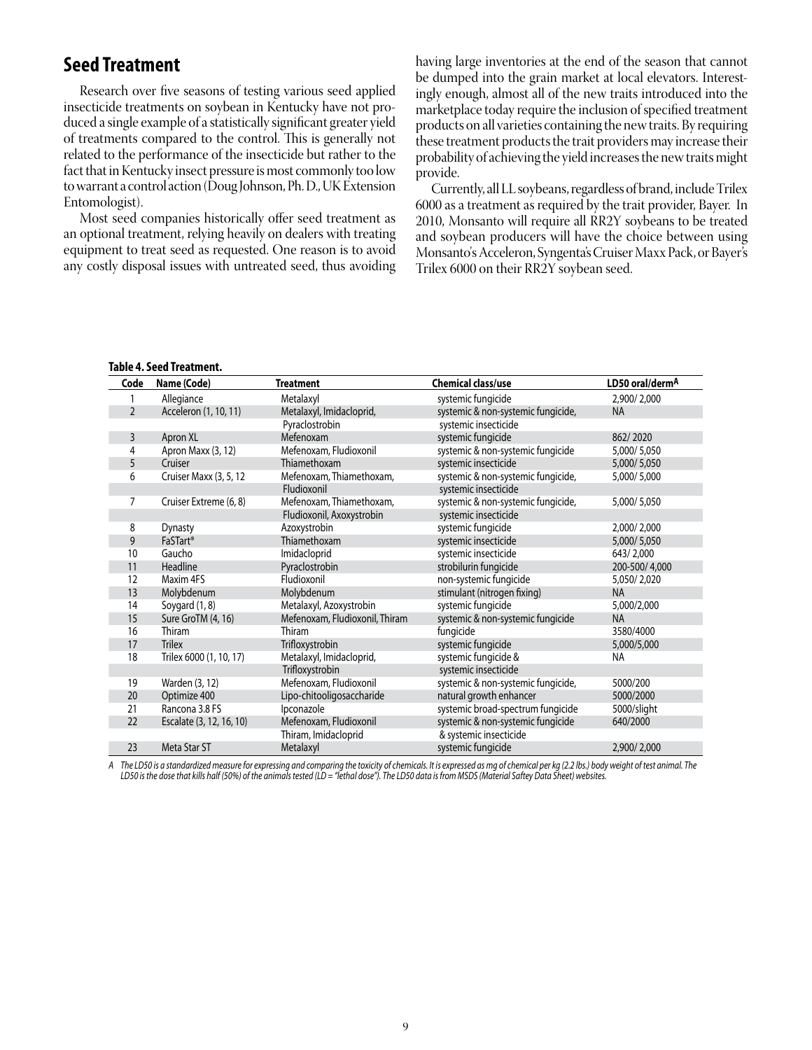## Seed Treatment

Research over five seasons of testing various seed applied insecticide treatments on soybean in Kentucky have not produced a single example of a statistically significant greater yield of treatments compared to the control. This is generally not related to the performance of the insecticide but rather to the fact that in Kentucky insect pressure is most commonly too low to warrant a control action (Doug Johnson, Ph. D., UK Extension Entomologist).

Most seed companies historically offer seed treatment as an optional treatment, relying heavily on dealers with treating equipment to treat seed as requested. One reason is to avoid any costly disposal issues with untreated seed, thus avoiding having large inventories at the end of the season that cannot be dumped into the grain market at local elevators. Interestingly enough, almost all of the new traits introduced into the marketplace today require the inclusion of specified treatment products on all varieties containing the new traits. By requiring these treatment products the trait providers may increase their probability of achieving the yield increases the new traits might provide.

Currently, all LL soybeans, regardless of brand, include Trilex 6000 as a treatment as required by the trait provider, Bayer. In 2010, Monsanto will require all RR2Y soybeans to be treated and soybean producers will have the choice between using Monsanto's Acceleron, Syngenta's Cruiser Maxx Pack, or Bayer's Trilex 6000 on their RR2Y soybean seed.

**Table 4. Seed Treatment.**

| Code | Name (Code) | Treatment | Chemical class/use | LD50 oral/derm[A] |
|---|---|---|---|---|
| 1 | Allegiance | Metalaxyl | systemic fungicide | 2,900/ 2,000 |
| 2 | Acceleron (1, 10, 11) | Metalaxyl, Imidacloprid, Pyraclostrobin | systemic & non-systemic fungicide, systemic insecticide | NA |
| 3 | Apron XL | Mefenoxam | systemic fungicide | 862/ 2020 |
| 4 | Apron Maxx (3, 12) | Mefenoxam, Fludioxonil | systemic & non-systemic fungicide | 5,000/ 5,050 |
| 5 | Cruiser | Thiamethoxam | systemic insecticide | 5,000/ 5,050 |
| 6 | Cruiser Maxx (3, 5, 12 | Mefenoxam, Thiamethoxam, Fludioxonil | systemic & non-systemic fungicide, systemic insecticide | 5,000/ 5,000 |
| 7 | Cruiser Extreme (6, 8) | Mefenoxam, Thiamethoxam, Fludioxonil, Axoxystrobin | systemic & non-systemic fungicide, systemic insecticide | 5,000/ 5,050 |
| 8 | Dynasty | Azoxystrobin | systemic fungicide | 2,000/ 2,000 |
| 9 | FaSTart® | Thiamethoxam | systemic insecticide | 5,000/ 5,050 |
| 10 | Gaucho | Imidacloprid | systemic insecticide | 643/ 2,000 |
| 11 | Headline | Pyraclostrobin | strobilurin fungicide | 200-500/ 4,000 |
| 12 | Maxim 4FS | Fludioxonil | non-systemic fungicide | 5,050/ 2,020 |
| 13 | Molybdenum | Molybdenum | stimulant (nitrogen fixing) | NA |
| 14 | Soygard (1, 8) | Metalaxyl, Azoxystrobin | systemic fungicide | 5,000/2,000 |
| 15 | Sure GroTM (4, 16) | Mefenoxam, Fludioxonil, Thiram | systemic & non-systemic fungicide | NA |
| 16 | Thiram | Thiram | fungicide | 3580/4000 |
| 17 | Trilex | Trifloxystrobin | systemic fungicide | 5,000/5,000 |
| 18 | Trilex 6000 (1, 10, 17) | Metalaxyl, Imidacloprid, Trifloxystrobin | systemic fungicide & systemic insecticide | NA |
| 19 | Warden (3, 12) | Mefenoxam, Fludioxonil | systemic & non-systemic fungicide, | 5000/200 |
| 20 | Optimize 400 | Lipo-chitooligosaccharide | natural growth enhancer | 5000/2000 |
| 21 | Rancona 3.8 FS | Ipconazole | systemic broad-spectrum fungicide | 5000/slight |
| 22 | Escalate (3, 12, 16, 10) | Mefenoxam, Fludioxonil Thiram, Imidacloprid | systemic & non-systemic fungicide & systemic insecticide | 640/2000 |
| 23 | Meta Star ST | Metalaxyl | systemic fungicide | 2,900/ 2,000 |

*A The LD50 is a standardized measure for expressing and comparing the toxicity of chemicals. It is expressed as mg of chemical per kg (2.2 lbs.) body weight of test animal. The LD50 is the dose that kills half (50%) of the animals tested (LD = "lethal dose"). The LD50 data is from MSDS (Material Saftey Data Sheet) websites.*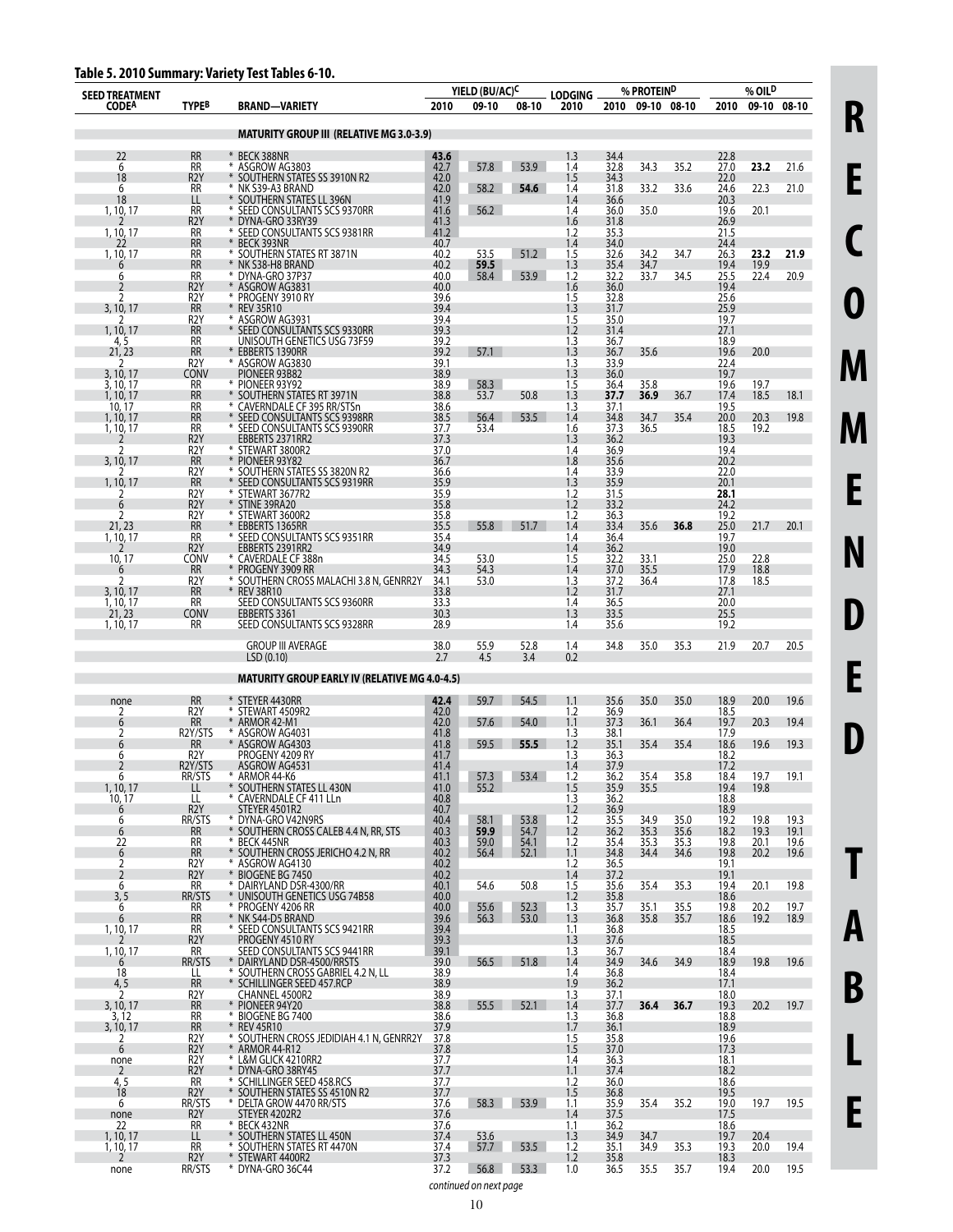## Table 5. 2010 Summary: Variety Test Tables 6-10.

| SEED TREATMENT CODE[A] | TYPE[B] | BRAND—VARIETY | YIELD (BU/AC)[C] 2010 | 09-10 | 08-10 | LODGING 2010 | % PROTEIN[D] 2010 | 09-10 | 08-10 | % OIL[D] 2010 | 09-10 | 08-10 |
|---|---|---|---|---|---|---|---|---|---|---|---|---|
| | | **MATURITY GROUP III (RELATIVE MG 3.0-3.9)** | | | | | | | | | | |
| 22 | RR | * BECK 388NR | **43.6** | | | 1.3 | 34.4 | | | 22.8 | | |
| 6 | RR | * ASGROW AG3803 | 42.7 | 57.8 | 53.9 | 1.4 | 32.8 | 34.3 | 35.2 | 27.0 | **23.2** | 21.6 |
| 18 | R2Y | * SOUTHERN STATES SS 3910N R2 | 42.0 | | | 1.5 | 34.3 | | | 22.0 | | |
| 6 | RR | * NK S39-A3 BRAND | 42.0 | 58.2 | **54.6** | 1.4 | 31.8 | 33.2 | 33.6 | 24.6 | 22.3 | 21.0 |
| 18 | LL | * SOUTHERN STATES LL 396N | 41.9 | | | 1.4 | 36.6 | | | 20.3 | | |
| 1, 10, 17 | RR | * SEED CONSULTANTS SCS 9370RR | 41.6 | 56.2 | | 1.4 | 36.0 | 35.0 | | 19.6 | 20.1 | |
| 2 | R2Y | * DYNA-GRO 33RY39 | 41.3 | | | 1.6 | 31.8 | | | 26.9 | | |
| 1, 10, 17 | RR | * SEED CONSULTANTS SCS 9381RR | 41.2 | | | 1.2 | 35.3 | | | 21.5 | | |
| 22 | RR | * BECK 393NR | 40.7 | | | 1.4 | 34.0 | | | 24.4 | | |
| 1, 10, 17 | RR | * SOUTHERN STATES RT 3871N | 40.2 | 53.5 | 51.2 | 1.5 | 32.6 | 34.2 | 34.7 | 26.3 | **23.2** | **21.9** |
| 6 | RR | * NK S38-H8 BRAND | 40.2 | **59.5** | | 1.3 | 35.4 | 34.7 | | 19.4 | 19.9 | |
| 6 | RR | * DYNA-GRO 37P37 | 40.0 | 58.4 | 53.9 | 1.2 | 32.2 | 33.7 | 34.5 | 25.5 | 22.4 | 20.9 |
| 2 | R2Y | * ASGROW AG3831 | 40.0 | | | 1.6 | 36.0 | | | 19.4 | | |
| 2 | R2Y | * PROGENY 3910 RY | 39.6 | | | 1.5 | 32.8 | | | 25.6 | | |
| 3, 10, 17 | RR | * REV 35R10 | 39.4 | | | 1.3 | 31.7 | | | 25.9 | | |
| 2 | R2Y | * ASGROW AG3931 | 39.4 | | | 1.5 | 35.0 | | | 19.7 | | |
| 1, 10, 17 | RR | * SEED CONSULTANTS SCS 9330RR | 39.3 | | | 1.2 | 31.4 | | | 27.1 | | |
| 4, 5 | RR | UNISOUTH GENETICS USG 73F59 | 39.2 | | | 1.3 | 36.7 | | | 18.9 | | |
| 21, 23 | RR | * EBBERTS 1390RR | 39.2 | 57.1 | | 1.3 | 36.7 | 35.6 | | 19.6 | 20.0 | |
| 2 | R2Y | * ASGROW AG3830 | 39.1 | | | 1.3 | 33.9 | | | 22.4 | | |
| 3, 10, 17 | CONV | PIONEER 93B82 | 38.9 | | | 1.3 | 36.0 | | | 19.7 | | |
| 3, 10, 17 | RR | * PIONEER 93Y92 | 38.9 | 58.3 | | 1.5 | 36.4 | 35.8 | | 19.6 | 19.7 | |
| 1, 10, 17 | RR | * SOUTHERN STATES RT 3971N | 38.8 | 53.7 | 50.8 | 1.3 | **37.7** | **36.9** | 36.7 | 17.4 | 18.5 | 18.1 |
| 10, 17 | RR | * CAVERNDALE CF 395 RR/STSn | 38.6 | | | 1.3 | 37.1 | | | 19.5 | | |
| 1, 10, 17 | RR | * SEED CONSULTANTS SCS 9398RR | 38.5 | 56.4 | 53.5 | 1.4 | 34.8 | 34.7 | 35.4 | 20.0 | 20.3 | 19.8 |
| 1, 10, 17 | RR | * SEED CONSULTANTS SCS 9390RR | 37.7 | 53.4 | | 1.6 | 37.3 | 36.5 | | 18.5 | 19.2 | |
| 2 | R2Y | EBBERTS 2371RR2 | 37.3 | | | 1.3 | 36.2 | | | 19.3 | | |
| 2 | R2Y | * STEWART 3800R2 | 37.0 | | | 1.4 | 36.9 | | | 19.4 | | |
| 3, 10, 17 | RR | * PIONEER 93Y82 | 36.7 | | | 1.8 | 35.6 | | | 20.2 | | |
| 2 | R2Y | * SOUTHERN STATES SS 3820N R2 | 36.6 | | | 1.4 | 33.9 | | | 22.0 | | |
| 1, 10, 17 | RR | * SEED CONSULTANTS SCS 9319RR | 35.9 | | | 1.3 | 35.9 | | | 20.1 | | |
| 2 | R2Y | * STEWART 3677R2 | 35.9 | | | 1.2 | 31.5 | | | **28.1** | | |
| 6 | R2Y | * STINE 39RA20 | 35.8 | | | 1.2 | 33.2 | | | 24.2 | | |
| 2 | R2Y | * STEWART 3600R2 | 35.8 | | | 1.2 | 36.3 | | | 19.2 | | |
| 21, 23 | RR | * EBBERTS 1365RR | 35.5 | 55.8 | 51.7 | 1.4 | 33.4 | 35.6 | **36.8** | 25.0 | 21.7 | 20.1 |
| 1, 10, 17 | RR | * SEED CONSULTANTS SCS 9351RR | 35.4 | | | 1.4 | 36.4 | | | 19.7 | | |
| 2 | R2Y | EBBERTS 2391RR2 | 34.9 | | | 1.4 | 36.2 | | | 19.0 | | |
| 10, 17 | CONV | * CAVERDALE CF 388n | 34.5 | 53.0 | | 1.5 | 32.2 | 33.1 | | 25.0 | 22.8 | |
| 6 | RR | * PROGENY 3909 RR | 34.3 | 54.3 | | 1.4 | 37.0 | 35.5 | | 17.9 | 18.8 | |
| 2 | R2Y | * SOUTHERN CROSS MALACHI 3.8 N, GENRR2Y | 34.1 | 53.0 | | 1.3 | 37.2 | 36.4 | | 17.8 | 18.5 | |
| 3, 10, 17 | RR | * REV 38R10 | 33.8 | | | 1.2 | 31.7 | | | 27.1 | | |
| 1, 10, 17 | RR | SEED CONSULTANTS SCS 9360RR | 33.3 | | | 1.4 | 36.5 | | | 20.0 | | |
| 21, 23 | CONV | EBBERTS 3361 | 30.3 | | | 1.3 | 33.5 | | | 25.5 | | |
| 1, 10, 17 | RR | SEED CONSULTANTS SCS 9328RR | 28.9 | | | 1.4 | 35.6 | | | 19.2 | | |
| | | GROUP III AVERAGE | 38.0 | 55.9 | 52.8 | 1.4 | 34.8 | 35.0 | 35.3 | 21.9 | 20.7 | 20.5 |
| | | LSD (0.10) | 2.7 | 4.5 | 3.4 | 0.2 | | | | | | |
| | | **MATURITY GROUP EARLY IV (RELATIVE MG 4.0-4.5)** | | | | | | | | | | |
| none | RR | * STEYER 4430RR | **42.4** | 59.7 | 54.5 | 1.1 | 35.6 | 35.0 | 35.0 | 18.9 | 20.0 | 19.6 |
| 2 | R2Y | * STEWART 4509R2 | 42.0 | | | 1.2 | 36.9 | | | 18.5 | | |
| 6 | RR | * ARMOR 42-M1 | 42.0 | 57.6 | 54.0 | 1.1 | 37.3 | 36.1 | 36.4 | 19.7 | 20.3 | 19.4 |
| 2 | R2Y/STS | * ASGROW AG4031 | 41.8 | | | 1.3 | 38.1 | | | 17.9 | | |
| 6 | RR | * ASGROW AG4303 | 41.8 | 59.5 | **55.5** | 1.2 | 35.1 | 35.4 | 35.4 | 18.6 | 19.6 | 19.3 |
| 6 | R2Y | PROGENY 4209 RY | 41.7 | | | 1.3 | 36.3 | | | 18.2 | | |
| 2 | R2Y/STS | ASGROW AG4531 | 41.4 | | | 1.4 | 37.9 | | | 17.2 | | |
| 6 | RR/STS | * ARMOR 44-K6 | 41.1 | 57.3 | 53.4 | 1.2 | 36.2 | 35.4 | 35.8 | 18.4 | 19.7 | 19.1 |
| 1, 10, 17 | LL | * SOUTHERN STATES LL 430N | 41.0 | 55.2 | | 1.5 | 35.9 | 35.5 | | 19.4 | 19.8 | |
| 10, 17 | LL | * CAVERNDALE CF 411 LLn | 40.8 | | | 1.3 | 36.2 | | | 18.8 | | |
| 6 | R2Y | STEYER 4501R2 | 40.7 | | | 1.2 | 36.9 | | | 18.9 | | |
| 6 | RR/STS | * DYNA-GRO V42N9RS | 40.4 | 58.1 | 53.8 | 1.2 | 35.5 | 34.9 | 35.0 | 19.2 | 19.8 | 19.3 |
| 6 | RR | * SOUTHERN CROSS CALEB 4.4 N, RR, STS | 40.3 | **59.9** | 54.7 | 1.2 | 36.2 | 35.3 | 35.6 | 18.2 | 19.3 | 19.1 |
| 22 | RR | * BECK 445NR | 40.3 | 59.0 | 54.1 | 1.2 | 35.4 | 35.3 | 35.3 | 19.8 | 20.1 | 19.6 |
| 6 | RR | * SOUTHERN CROSS JERICHO 4.2 N, RR | 40.2 | 56.4 | 52.1 | 1.1 | 34.8 | 34.4 | 34.6 | 19.8 | 20.2 | 19.6 |
| 2 | R2Y | * ASGROW AG4130 | 40.2 | | | 1.2 | 36.5 | | | 19.1 | | |
| 2 | R2Y | * BIOGENE BG 7450 | 40.2 | | | 1.4 | 37.2 | | | 19.1 | | |
| 6 | RR | * DAIRYLAND DSR-4300/RR | 40.1 | 54.6 | 50.8 | 1.5 | 35.6 | 35.4 | 35.3 | 19.4 | 20.1 | 19.8 |
| 3, 5 | RR/STS | * UNISOUTH GENETICS USG 74B58 | 40.0 | | | 1.2 | 35.8 | | | 18.6 | | |
| 6 | RR | * PROGENY 4206 RR | 40.0 | 55.6 | 52.3 | 1.3 | 35.7 | 35.1 | 35.5 | 19.8 | 20.2 | 19.7 |
| 6 | RR | * NK S44-D5 BRAND | 39.6 | 56.3 | 53.0 | 1.3 | 36.8 | 35.8 | 35.7 | 18.6 | 19.2 | 18.9 |
| 1, 10, 17 | RR | * SEED CONSULTANTS SCS 9421RR | 39.4 | | | 1.1 | 36.8 | | | 18.5 | | |
| 2 | R2Y | PROGENY 4510 RY | 39.3 | | | 1.3 | 37.6 | | | 18.5 | | |
| 1, 10, 17 | RR | SEED CONSULTANTS SCS 9441RR | 39.1 | | | 1.3 | 36.7 | | | 18.4 | | |
| 6 | RR/STS | * DAIRYLAND DSR-4500/RRSTS | 39.0 | 56.5 | 51.8 | 1.4 | 34.9 | 34.6 | 34.9 | 18.9 | 19.8 | 19.6 |
| 18 | LL | * SOUTHERN CROSS GABRIEL 4.2 N, LL | 38.9 | | | 1.4 | 36.8 | | | 18.4 | | |
| 4, 5 | RR | * SCHILLINGER SEED 457.RCP | 38.9 | | | 1.9 | 36.2 | | | 17.1 | | |
| 2 | R2Y | CHANNEL 4500R2 | 38.9 | | | 1.3 | 37.1 | | | 18.0 | | |
| 3, 10, 17 | RR | * PIONEER 94Y20 | 38.8 | 55.5 | 52.1 | 1.4 | 37.7 | **36.4** | **36.7** | 19.3 | 20.2 | 19.7 |
| 3, 12 | RR | * BIOGENE BG 7400 | 38.6 | | | 1.3 | 36.8 | | | 18.8 | | |
| 3, 10, 17 | RR | * REV 45R10 | 37.9 | | | 1.7 | 36.1 | | | 18.9 | | |
| 2 | R2Y | * SOUTHERN CROSS JEDIDIAH 4.1 N, GENRR2Y | 37.8 | | | 1.5 | 35.8 | | | 19.6 | | |
| 6 | R2Y | * ARMOR 44-R12 | 37.8 | | | 1.5 | 37.0 | | | 17.3 | | |
| none | R2Y | * L&M GLICK 4210RR2 | 37.7 | | | 1.4 | 36.3 | | | 18.1 | | |
| 2 | R2Y | * DYNA-GRO 38RY45 | 37.7 | | | 1.1 | 37.4 | | | 18.2 | | |
| 4, 5 | RR | * SCHILLINGER SEED 458.RCS | 37.7 | | | 1.2 | 36.0 | | | 18.6 | | |
| 18 | R2Y | * SOUTHERN STATES SS 4510N R2 | 37.7 | | | 1.5 | 36.8 | | | 19.5 | | |
| 6 | RR/STS | * DELTA GROW 4470 RR/STS | 37.6 | 58.3 | 53.9 | 1.1 | 35.9 | 35.4 | 35.2 | 19.0 | 19.7 | 19.5 |
| none | R2Y | STEYER 4202R2 | 37.6 | | | 1.4 | 37.5 | | | 17.5 | | |
| 22 | RR | * BECK 432NR | 37.6 | | | 1.1 | 36.2 | | | 18.6 | | |
| 1, 10, 17 | LL | * SOUTHERN STATES LL 450N | 37.4 | 53.6 | | 1.3 | 34.9 | 34.7 | | 19.7 | 20.4 | |
| 1, 10, 17 | RR | * SOUTHERN STATES RT 4470N | 37.4 | 57.7 | 53.5 | 1.2 | 35.1 | 34.9 | 35.3 | 19.3 | 20.0 | 19.4 |
| 2 | R2Y | * STEWART 4400R2 | 37.3 | | | 1.2 | 35.8 | | | 18.3 | | |
| none | RR/STS | * DYNA-GRO 36C44 | 37.2 | 56.8 | 53.3 | 1.0 | 36.5 | 35.5 | 35.7 | 19.4 | 20.0 | 19.5 |

*continued on next page*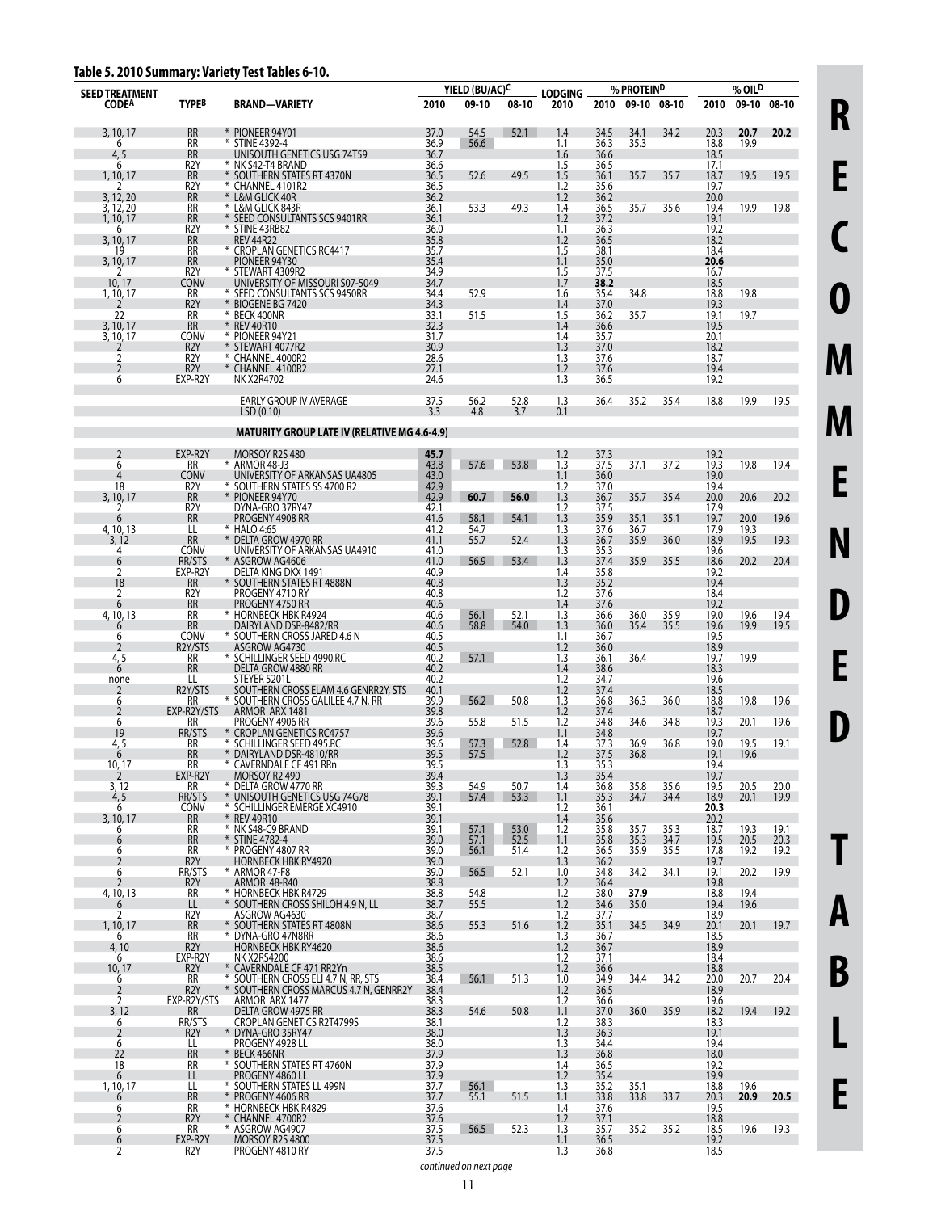## Table 5. 2010 Summary: Variety Test Tables 6-10.

| SEED TREATMENT CODE[A] | TYPE[B] | BRAND—VARIETY | YIELD (BU/AC)[C] 2010 | 09-10 | 08-10 | LODGING 2010 | % PROTEIN[D] 2010 | 09-10 | 08-10 | % OIL[D] 2010 | 09-10 | 08-10 |
|---|---|---|---|---|---|---|---|---|---|---|---|---|
| 3, 10, 17 | RR | * PIONEER 94Y01 | 37.0 | 54.5 | 52.1 | 1.4 | 34.5 | 34.1 | 34.2 | 20.3 | **20.7** | **20.2** |
| 6 | RR | * STINE 4392-4 | 36.9 | 56.6 | | 1.1 | 36.3 | 35.3 | | 18.8 | 19.9 | |
| 4, 5 | RR | UNISOUTH GENETICS USG 74T59 | 36.7 | | | 1.6 | 36.6 | | | 18.5 | | |
| 6 | R2Y | * NK S42-T4 BRAND | 36.6 | | | 1.5 | 36.5 | | | 17.1 | | |
| 1, 10, 17 | RR | * SOUTHERN STATES RT 4370N | 36.5 | 52.6 | 49.5 | 1.5 | 36.1 | 35.7 | 35.7 | 18.7 | 19.5 | 19.5 |
| 2 | R2Y | * CHANNEL 4101R2 | 36.5 | | | 1.2 | 35.6 | | | 19.7 | | |
| 3, 12, 20 | RR | * L&M GLICK 40R | 36.2 | | | 1.2 | 36.2 | | | 20.0 | | |
| 3, 12, 20 | RR | * L&M GLICK 843R | 36.1 | 53.3 | 49.3 | 1.4 | 36.5 | 35.7 | 35.6 | 19.4 | 19.9 | 19.8 |
| 1, 10, 17 | RR | * SEED CONSULTANTS SCS 9401RR | 36.1 | | | 1.2 | 37.2 | | | 19.1 | | |
| 6 | R2Y | * STINE 43RB82 | 36.0 | | | 1.1 | 36.3 | | | 19.2 | | |
| 3, 10, 17 | RR | REV 44R22 | 35.8 | | | 1.2 | 36.5 | | | 18.2 | | |
| 19 | RR | * CROPLAN GENETICS RC4417 | 35.7 | | | 1.5 | 38.1 | | | 18.4 | | |
| 3, 10, 17 | RR | PIONEER 94Y30 | 35.4 | | | 1.1 | 35.0 | | | **20.6** | | |
| 2 | R2Y | * STEWART 4309R2 | 34.9 | | | 1.5 | 37.5 | | | 16.7 | | |
| 10, 17 | CONV | UNIVERSITY OF MISSOURI S07-5049 | 34.7 | | | 1.7 | **38.2** | | | 18.5 | | |
| 1, 10, 17 | RR | * SEED CONSULTANTS SCS 9450RR | 34.4 | 52.9 | | 1.6 | 35.4 | 34.8 | | 18.8 | 19.8 | |
| 2 | R2Y | * BIOGENE BG 7420 | 34.3 | | | 1.4 | 37.0 | | | 19.3 | | |
| 22 | RR | * BECK 400NR | 33.1 | 51.5 | | 1.5 | 36.2 | 35.7 | | 19.1 | 19.7 | |
| 3, 10, 17 | RR | * REV 40R10 | 32.3 | | | 1.4 | 36.6 | | | 19.5 | | |
| 3, 10, 17 | CONV | * PIONEER 94Y21 | 31.7 | | | 1.4 | 35.7 | | | 20.1 | | |
| 2 | R2Y | * STEWART 4077R2 | 30.9 | | | 1.3 | 37.0 | | | 18.2 | | |
| 2 | R2Y | * CHANNEL 4000R2 | 28.6 | | | 1.3 | 37.6 | | | 18.7 | | |
| 2 | R2Y | * CHANNEL 4100R2 | 27.1 | | | 1.2 | 37.6 | | | 19.4 | | |
| 6 | EXP-R2Y | NK X2R4702 | 24.6 | | | 1.3 | 36.5 | | | 19.2 | | |
| | | EARLY GROUP IV AVERAGE | 37.5 | 56.2 | 52.8 | 1.3 | 36.4 | 35.2 | 35.4 | 18.8 | 19.9 | 19.5 |
| | | LSD (0.10) | 3.3 | 4.8 | 3.7 | 0.1 | | | | | | |
| | | **MATURITY GROUP LATE IV (RELATIVE MG 4.6-4.9)** | | | | | | | | | | |
| 2 | EXP-R2Y | MORSOY R2S 480 | **45.7** | | | 1.2 | 37.3 | | | 19.2 | | |
| 6 | RR | * ARMOR 48-J3 | 43.8 | 57.6 | 53.8 | 1.3 | 37.5 | 37.1 | 37.2 | 19.3 | 19.8 | 19.4 |
| 4 | CONV | UNIVERSITY OF ARKANSAS UA4805 | 43.0 | | | 1.1 | 36.0 | | | 19.0 | | |
| 18 | R2Y | * SOUTHERN STATES SS 4700 R2 | 42.9 | | | 1.2 | 37.0 | | | 19.4 | | |
| 3, 10, 17 | RR | * PIONEER 94Y70 | 42.9 | **60.7** | **56.0** | 1.3 | 36.7 | 35.7 | 35.4 | 20.0 | 20.6 | 20.2 |
| 2 | R2Y | DYNA-GRO 37RY47 | 42.1 | | | 1.2 | 37.5 | | | 17.9 | | |
| 6 | RR | PROGENY 4908 RR | 41.6 | 58.1 | 54.1 | 1.3 | 35.9 | 35.1 | 35.1 | 19.7 | 20.0 | 19.6 |
| 4, 10, 13 | LL | * HALO 4:65 | 41.2 | 54.7 | | 1.3 | 37.6 | 36.7 | | 17.9 | 19.3 | |
| 3, 12 | RR | * DELTA GROW 4970 RR | 41.1 | 55.7 | 52.4 | 1.3 | 36.7 | 35.9 | 36.0 | 18.9 | 19.5 | 19.3 |
| 4 | CONV | UNIVERSITY OF ARKANSAS UA4910 | 41.0 | | | 1.3 | 35.3 | | | 19.6 | | |
| 6 | RR/STS | * ASGROW AG4606 | 41.0 | 56.9 | 53.4 | 1.3 | 37.4 | 35.9 | 35.5 | 18.6 | 20.2 | 20.4 |
| 2 | EXP-R2Y | DELTA KING DKX 1491 | 40.9 | | | 1.4 | 35.8 | | | 19.2 | | |
| 18 | RR | * SOUTHERN STATES RT 4888N | 40.8 | | | 1.3 | 35.2 | | | 19.4 | | |
| 2 | R2Y | PROGENY 4710 RY | 40.8 | | | 1.2 | 37.6 | | | 18.4 | | |
| 6 | RR | PROGENY 4750 RR | 40.6 | | | 1.4 | 37.6 | | | 19.2 | | |
| 4, 10, 13 | RR | * HORNBECK HBK R4924 | 40.6 | 56.1 | 52.1 | 1.3 | 36.6 | 36.0 | 35.9 | 19.0 | 19.6 | 19.4 |
| 6 | RR | DAIRYLAND DSR-8482/RR | 40.6 | 58.8 | 54.0 | 1.3 | 36.0 | 35.4 | 35.5 | 19.6 | 19.9 | 19.5 |
| 6 | CONV | * SOUTHERN CROSS JARED 4.6 N | 40.5 | | | 1.1 | 36.7 | | | 19.5 | | |
| 2 | R2Y/STS | ASGROW AG4730 | 40.5 | | | 1.2 | 36.0 | | | 18.9 | | |
| 4, 5 | RR | * SCHILLINGER SEED 4990.RC | 40.2 | 57.1 | | 1.3 | 36.1 | 36.4 | | 19.7 | 19.9 | |
| 6 | RR | DELTA GROW 4880 RR | 40.2 | | | 1.4 | 38.6 | | | 18.3 | | |
| none | LL | STEYER 5201L | 40.2 | | | 1.2 | 34.7 | | | 19.6 | | |
| 2 | R2Y/STS | SOUTHERN CROSS ELAM 4.6 GENRR2Y, STS | 40.1 | | | 1.2 | 37.4 | | | 18.5 | | |
| 6 | RR | * SOUTHERN CROSS GALILEE 4.7 N, RR | 39.9 | 56.2 | 50.8 | 1.3 | 36.8 | 36.3 | 36.0 | 18.8 | 19.8 | 19.6 |
| 2 | EXP-R2Y/STS | ARMOR ARX 1481 | 39.8 | | | 1.2 | 37.4 | | | 18.7 | | |
| 6 | RR | PROGENY 4906 RR | 39.6 | 55.8 | 51.5 | 1.2 | 34.8 | 34.6 | 34.8 | 19.3 | 20.1 | 19.6 |
| 19 | RR/STS | * CROPLAN GENETICS RC4757 | 39.6 | | | 1.1 | 34.8 | | | 19.7 | | |
| 4, 5 | RR | * SCHILLINGER SEED 495.RC | 39.6 | 57.3 | 52.8 | 1.4 | 37.3 | 36.9 | 36.8 | 19.0 | 19.5 | 19.1 |
| 6 | RR | * DAIRYLAND DSR-4810/RR | 39.5 | 57.5 | | 1.2 | 37.5 | 36.8 | | 19.1 | 19.6 | |
| 10, 17 | RR | * CAVERNDALE CF 491 RRn | 39.5 | | | 1.3 | 35.3 | | | 19.4 | | |
| 2 | EXP-R2Y | MORSOY R2 490 | 39.4 | | | 1.3 | 35.4 | | | 19.7 | | |
| 3, 12 | RR | * DELTA GROW 4770 RR | 39.3 | 54.9 | 50.7 | 1.4 | 36.8 | 35.8 | 35.6 | 19.5 | 20.5 | 20.0 |
| 4, 5 | RR/STS | * UNISOUTH GENETICS USG 74G78 | 39.1 | 57.4 | 53.3 | 1.1 | 35.3 | 34.7 | 34.4 | 18.9 | 20.1 | 19.9 |
| 6 | CONV | * SCHILLINGER EMERGE XC4910 | 39.1 | | | 1.2 | 36.1 | | | **20.3** | | |
| 3, 10, 17 | RR | * REV 49R10 | 39.1 | | | 1.4 | 35.6 | | | 20.2 | | |
| 6 | RR | * NK S48-C9 BRAND | 39.1 | 57.1 | 53.0 | 1.2 | 35.8 | 35.7 | 35.3 | 18.7 | 19.3 | 19.1 |
| 6 | RR | * STINE 4782-4 | 39.0 | 57.1 | 52.5 | 1.1 | 35.8 | 35.3 | 34.7 | 19.5 | 20.5 | 20.3 |
| 6 | RR | * PROGENY 4807 RR | 39.0 | 56.1 | 51.4 | 1.2 | 36.5 | 35.9 | 35.5 | 17.8 | 19.2 | 19.2 |
| 2 | R2Y | HORNBECK HBK RY4920 | 39.0 | | | 1.3 | 36.2 | | | 19.7 | | |
| 6 | RR/STS | * ARMOR 47-F8 | 39.0 | 56.5 | 52.1 | 1.0 | 34.8 | 34.2 | 34.1 | 19.1 | 20.2 | 19.9 |
| 2 | R2Y | ARMOR 48-R40 | 38.8 | | | 1.2 | 36.4 | | | 19.8 | | |
| 4, 10, 13 | RR | * HORNBECK HBK R4729 | 38.8 | 54.8 | | 1.2 | 38.0 | **37.9** | | 18.8 | 19.4 | |
| 6 | LL | * SOUTHERN CROSS SHILOH 4.9 N, LL | 38.7 | 55.5 | | 1.2 | 34.6 | 35.0 | | 19.4 | 19.6 | |
| 2 | R2Y | ASGROW AG4630 | 38.7 | | | 1.2 | 37.7 | | | 18.9 | | |
| 1, 10, 17 | RR | * SOUTHERN STATES RT 4808N | 38.6 | 55.3 | 51.6 | 1.2 | 35.1 | 34.5 | 34.9 | 20.1 | 20.1 | 19.7 |
| 6 | RR | * DYNA-GRO 47N8RR | 38.6 | | | 1.3 | 36.7 | | | 18.5 | | |
| 4, 10 | R2Y | HORNBECK HBK RY4620 | 38.6 | | | 1.2 | 36.7 | | | 18.9 | | |
| 6 | EXP-R2Y | NK X2RS4200 | 38.6 | | | 1.2 | 37.1 | | | 18.4 | | |
| 10, 17 | R2Y | * CAVERNDALE CF 471 RR2Yn | 38.5 | | | 1.2 | 36.6 | | | 18.8 | | |
| 6 | RR | * SOUTHERN CROSS ELI 4.7 N, RR, STS | 38.4 | 56.1 | 51.3 | 1.0 | 34.9 | 34.4 | 34.2 | 20.0 | 20.7 | 20.4 |
| 2 | R2Y | * SOUTHERN CROSS MARCUS 4.7 N, GENRR2Y | 38.4 | | | 1.2 | 36.5 | | | 18.9 | | |
| 2 | EXP-R2Y/STS | ARMOR ARX 1477 | 38.3 | | | 1.2 | 36.6 | | | 19.6 | | |
| 3, 12 | RR | DELTA GROW 4975 RR | 38.3 | 54.6 | 50.8 | 1.1 | 37.0 | 36.0 | 35.9 | 18.2 | 19.4 | 19.2 |
| 6 | RR/STS | CROPLAN GENETICS R2T4799S | 38.1 | | | 1.2 | 38.3 | | | 18.3 | | |
| 2 | R2Y | * DYNA-GRO 35RY47 | 38.0 | | | 1.3 | 36.3 | | | 19.1 | | |
| 6 | LL | PROGENY 4928 LL | 38.0 | | | 1.3 | 34.4 | | | 19.4 | | |
| 22 | RR | * BECK 466NR | 37.9 | | | 1.3 | 36.8 | | | 18.0 | | |
| 18 | RR | * SOUTHERN STATES RT 4760N | 37.9 | | | 1.4 | 36.5 | | | 19.2 | | |
| 6 | LL | PROGENY 4860 LL | 37.9 | | | 1.2 | 35.4 | | | 19.9 | | |
| 1, 10, 17 | LL | * SOUTHERN STATES LL 499N | 37.7 | 56.1 | | 1.3 | 35.2 | 35.1 | | 18.8 | 19.6 | |
| 6 | RR | * PROGENY 4606 RR | 37.7 | 55.1 | 51.5 | 1.1 | 33.8 | 33.8 | 33.7 | 20.3 | **20.9** | **20.5** |
| 6 | RR | * HORNBECK HBK R4829 | 37.6 | | | 1.4 | 37.6 | | | 19.5 | | |
| 2 | R2Y | * CHANNEL 4700R2 | 37.6 | | | 1.2 | 37.1 | | | 18.8 | | |
| 6 | RR | * ASGROW AG4907 | 37.5 | 56.5 | 52.3 | 1.3 | 35.7 | 35.2 | 35.2 | 18.5 | 19.6 | 19.3 |
| 6 | EXP-R2Y | MORSOY R2S 4800 | 37.5 | | | 1.1 | 36.5 | | | 19.2 | | |
| 2 | R2Y | PROGENY 4810 RY | 37.5 | | | 1.3 | 36.8 | | | 18.5 | | |

*continued on next page*

RECOMMENDED TABLE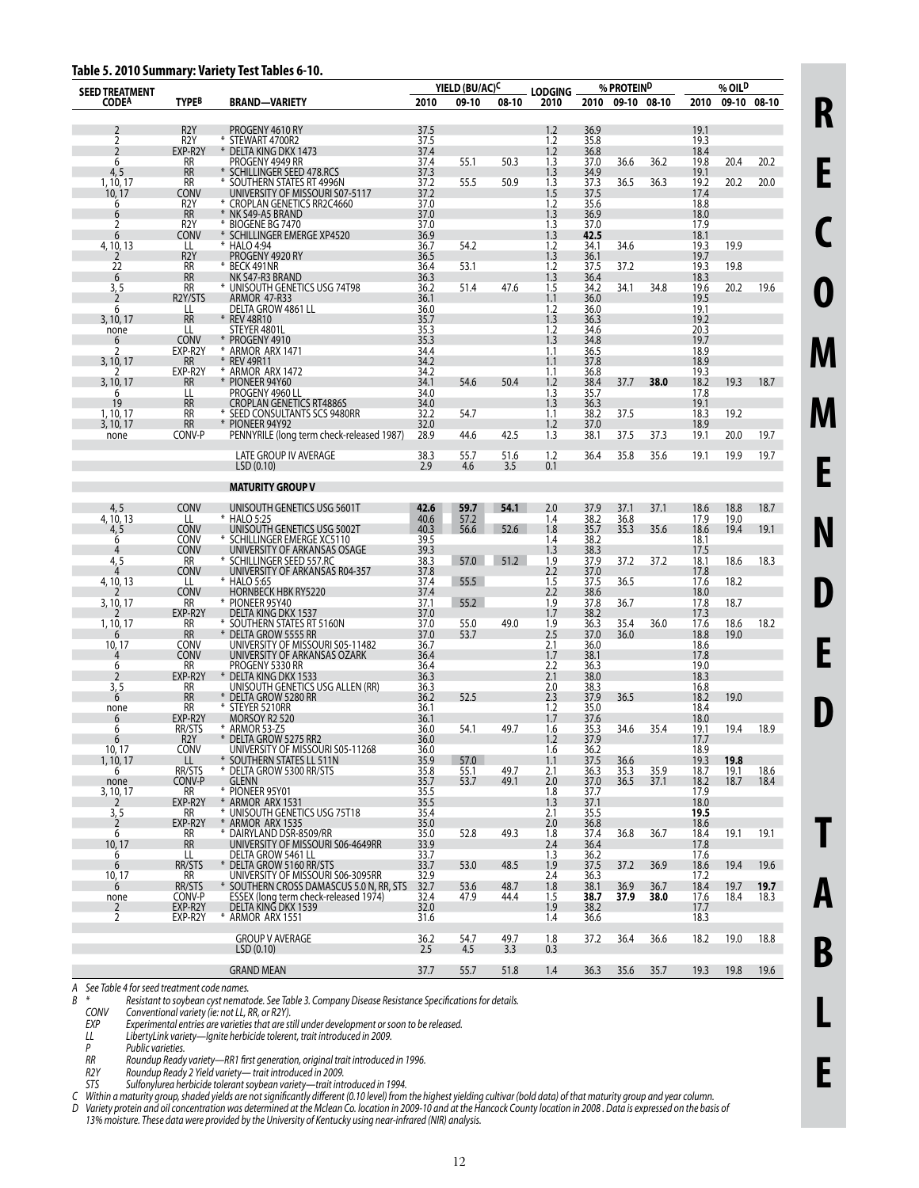## Table 5. 2010 Summary: Variety Test Tables 6-10.

| SEED TREATMENT CODE[A] | TYPE[B] | BRAND—VARIETY | YIELD (BU/AC)[C] 2010 | 09-10 | 08-10 | LODGING 2010 | % PROTEIN[D] 2010 | 09-10 | 08-10 | % OIL[D] 2010 | 09-10 | 08-10 |
|---|---|---|---|---|---|---|---|---|---|---|---|---|
| 2 | R2Y | PROGENY 4610 RY | 37.5 | | | 1.2 | 36.9 | | | 19.1 | | |
| 2 | R2Y | * STEWART 4700R2 | 37.5 | | | 1.2 | 35.8 | | | 19.3 | | |
| 2 | EXP-R2Y | * DELTA KING DKX 1473 | 37.4 | | | 1.2 | 36.8 | | | 18.4 | | |
| 6 | RR | PROGENY 4949 RR | 37.4 | 55.1 | 50.3 | 1.3 | 37.0 | 36.6 | 36.2 | 19.8 | 20.4 | 20.2 |
| 4, 5 | RR | * SCHILLINGER SEED 478.RCS | 37.3 | | | 1.3 | 34.9 | | | 19.1 | | |
| 1, 10, 17 | RR | * SOUTHERN STATES RT 4996N | 37.2 | 55.5 | 50.9 | 1.3 | 37.3 | 36.5 | 36.3 | 19.2 | 20.2 | 20.0 |
| 10, 17 | CONV | UNIVERSITY OF MISSOURI S07-5117 | 37.2 | | | 1.5 | 37.5 | | | 17.4 | | |
| 6 | R2Y | * CROPLAN GENETICS RR2C4660 | 37.0 | | | 1.2 | 35.6 | | | 18.8 | | |
| 6 | RR | * NK S49-A5 BRAND | 37.0 | | | 1.3 | 36.9 | | | 18.0 | | |
| 2 | R2Y | * BIOGENE BG 7470 | 37.0 | | | 1.3 | 37.0 | | | 17.9 | | |
| 6 | CONV | * SCHILLINGER EMERGE XP4520 | 36.9 | | | 1.3 | **42.5** | | | 18.1 | | |
| 4, 10, 13 | LL | * HALO 4:94 | 36.7 | 54.2 | | 1.2 | 34.1 | 34.6 | | 19.3 | 19.9 | |
| 2 | R2Y | PROGENY 4920 RY | 36.5 | | | 1.3 | 36.1 | | | 19.7 | | |
| 22 | RR | * BECK 491NR | 36.4 | 53.1 | | 1.2 | 37.5 | 37.2 | | 19.3 | 19.8 | |
| 6 | RR | NK S47-R3 BRAND | 36.3 | | | 1.3 | 36.4 | | | 18.3 | | |
| 3, 5 | RR | * UNISOUTH GENETICS USG 74T98 | 36.2 | 51.4 | 47.6 | 1.5 | 34.2 | 34.1 | 34.8 | 19.6 | 20.2 | 19.6 |
| 2 | R2Y/STS | ARMOR 47-R33 | 36.1 | | | 1.1 | 36.0 | | | 19.5 | | |
| 6 | LL | DELTA GROW 4861 LL | 36.0 | | | 1.2 | 36.0 | | | 19.1 | | |
| 3, 10, 17 | RR | * REV 48R10 | 35.7 | | | 1.3 | 36.3 | | | 19.2 | | |
| none | LL | STEYER 4801L | 35.3 | | | 1.2 | 34.6 | | | 20.3 | | |
| 6 | CONV | * PROGENY 4910 | 35.3 | | | 1.3 | 34.8 | | | 19.7 | | |
| 2 | EXP-R2Y | * ARMOR ARX 1471 | 34.4 | | | 1.1 | 36.5 | | | 18.9 | | |
| 3, 10, 17 | RR | * REV 49R11 | 34.2 | | | 1.1 | 37.8 | | | 18.9 | | |
| 2 | EXP-R2Y | * ARMOR ARX 1472 | 34.2 | | | 1.1 | 36.8 | | | 19.3 | | |
| 3, 10, 17 | RR | * PIONEER 94Y60 | 34.1 | 54.6 | 50.4 | 1.2 | 38.4 | 37.7 | **38.0** | 18.2 | 19.3 | 18.7 |
| 6 | LL | PROGENY 4960 LL | 34.0 | | | 1.3 | 35.7 | | | 17.8 | | |
| 19 | RR | CROPLAN GENETICS RT4886S | 34.0 | | | 1.3 | 36.3 | | | 19.1 | | |
| 1, 10, 17 | RR | * SEED CONSULTANTS SCS 9480RR | 32.2 | 54.7 | | 1.1 | 38.2 | 37.5 | | 18.3 | 19.2 | |
| 3, 10, 17 | RR | * PIONEER 94Y92 | 32.0 | | | 1.2 | 37.0 | | | 18.9 | | |
| none | CONV-P | PENNYRILE (long term check-released 1987) | 28.9 | 44.6 | 42.5 | 1.3 | 38.1 | 37.5 | 37.3 | 19.1 | 20.0 | 19.7 |
| | | LATE GROUP IV AVERAGE | 38.3 | 55.7 | 51.6 | 1.2 | 36.4 | 35.8 | 35.6 | 19.1 | 19.9 | 19.7 |
| | | LSD (0.10) | 2.9 | 4.6 | 3.5 | 0.1 | | | | | | |
| | | **MATURITY GROUP V** | | | | | | | | | | |
| 4, 5 | CONV | UNISOUTH GENETICS USG 5601T | **42.6** | **59.7** | **54.1** | 2.0 | 37.9 | 37.1 | 37.1 | 18.6 | 18.8 | 18.7 |
| 4, 10, 13 | LL | * HALO 5:25 | 40.6 | 57.2 | | 1.4 | 38.2 | 36.8 | | 17.9 | 19.0 | |
| 4, 5 | CONV | UNISOUTH GENETICS USG 5002T | 40.3 | 56.6 | 52.6 | 1.8 | 35.7 | 35.3 | 35.6 | 18.6 | 19.4 | 19.1 |
| 6 | CONV | * SCHILLINGER EMERGE XC5110 | 39.5 | | | 1.4 | 38.2 | | | 18.1 | | |
| 4 | CONV | UNIVERSITY OF ARKANSAS OSAGE | 39.3 | | | 1.3 | 38.3 | | | 17.5 | | |
| 4, 5 | RR | * SCHILLINGER SEED 557.RC | 38.3 | 57.0 | 51.2 | 1.9 | 37.9 | 37.2 | 37.2 | 18.1 | 18.6 | 18.3 |
| 4 | CONV | UNIVERSITY OF ARKANSAS R04-357 | 37.8 | | | 2.2 | 37.0 | | | 17.8 | | |
| 4, 10, 13 | LL | * HALO 5:65 | 37.4 | 55.5 | | 1.5 | 37.5 | 36.5 | | 17.6 | 18.2 | |
| 2 | CONV | HORNBECK HBK RY5220 | 37.4 | | | 2.2 | 38.6 | | | 18.0 | | |
| 3, 10, 17 | RR | * PIONEER 95Y40 | 37.1 | 55.2 | | 1.9 | 37.8 | 36.7 | | 17.8 | 18.7 | |
| 2 | EXP-R2Y | DELTA KING DKX 1537 | 37.0 | | | 1.7 | 38.2 | | | 17.3 | | |
| 1, 10, 17 | RR | * SOUTHERN STATES RT 5160N | 37.0 | 55.0 | 49.0 | 1.9 | 36.3 | 35.4 | 36.0 | 17.6 | 18.6 | 18.2 |
| 6 | RR | * DELTA GROW 5555 RR | 37.0 | 53.7 | | 2.5 | 37.0 | 36.0 | | 18.8 | 19.0 | |
| 10, 17 | CONV | UNIVERSITY OF MISSOURI S05-11482 | 36.7 | | | 2.1 | 36.0 | | | 18.6 | | |
| 4 | CONV | UNIVERSITY OF ARKANSAS OZARK | 36.4 | | | 1.7 | 38.1 | | | 17.8 | | |
| 6 | RR | PROGENY 5330 RR | 36.4 | | | 2.2 | 36.3 | | | 19.0 | | |
| 2 | EXP-R2Y | * DELTA KING DKX 1533 | 36.3 | | | 2.1 | 38.0 | | | 18.3 | | |
| 3, 5 | RR | UNISOUTH GENETICS USG ALLEN (RR) | 36.3 | | | 2.0 | 38.3 | | | 16.8 | | |
| 6 | RR | * DELTA GROW 5280 RR | 36.2 | 52.5 | | 2.3 | 37.9 | 36.5 | | 18.2 | 19.0 | |
| none | RR | * STEYER 5210RR | 36.1 | | | 1.2 | 35.0 | | | 18.4 | | |
| 6 | EXP-R2Y | MORSOY R2 520 | 36.1 | | | 1.7 | 37.6 | | | 18.0 | | |
| 6 | RR/STS | * ARMOR 53-Z5 | 36.0 | 54.1 | 49.7 | 1.6 | 35.3 | 34.6 | 35.4 | 19.1 | 19.4 | 18.9 |
| 6 | R2Y | * DELTA GROW 5275 RR2 | 36.0 | | | 1.2 | 37.9 | | | 17.7 | | |
| 10, 17 | CONV | UNIVERSITY OF MISSOURI S05-11268 | 36.0 | | | 1.6 | 36.2 | | | 18.9 | | |
| 1, 10, 17 | LL | * SOUTHERN STATES LL 511N | 35.9 | 57.0 | | 1.1 | 37.5 | 36.6 | | 19.3 | **19.8** | |
| 6 | RR/STS | * DELTA GROW 5300 RR/STS | 35.8 | 55.1 | 49.7 | 2.1 | 36.3 | 35.3 | 35.9 | 18.7 | 19.1 | 18.6 |
| none | CONV-P | GLENN | 35.7 | 53.7 | 49.1 | 2.0 | 37.0 | 36.5 | 37.1 | 18.2 | 18.7 | 18.4 |
| 3, 10, 17 | RR | * PIONEER 95Y01 | 35.5 | | | 1.8 | 37.7 | | | 17.9 | | |
| 2 | EXP-R2Y | * ARMOR ARX 1531 | 35.5 | | | 1.3 | 37.1 | | | 18.0 | | |
| 3, 5 | RR | * UNISOUTH GENETICS USG 75T18 | 35.4 | | | 2.1 | 35.5 | | | **19.5** | | |
| 2 | EXP-R2Y | * ARMOR ARX 1535 | 35.0 | | | 2.0 | 36.8 | | | 18.6 | | |
| 6 | RR | * DAIRYLAND DSR-8509/RR | 35.0 | 52.8 | 49.3 | 1.8 | 37.4 | 36.8 | 36.7 | 18.4 | 19.1 | 19.1 |
| 10, 17 | RR | UNIVERSITY OF MISSOURI S06-4649RR | 33.9 | | | 2.4 | 36.4 | | | 17.8 | | |
| 6 | LL | DELTA GROW 5461 LL | 33.7 | | | 1.3 | 36.2 | | | 17.6 | | |
| 6 | RR/STS | * DELTA GROW 5160 RR/STS | 33.7 | 53.0 | 48.5 | 1.9 | 37.5 | 37.2 | 36.9 | 18.6 | 19.4 | 19.6 |
| 10, 17 | RR | UNIVERSITY OF MISSOURI S06-3095RR | 32.9 | | | 2.4 | 36.3 | | | 17.2 | | |
| 6 | RR/STS | * SOUTHERN CROSS DAMASCUS 5.0 N, RR, STS | 32.7 | 53.6 | 48.7 | 1.8 | 38.1 | 36.9 | 36.7 | 18.4 | 19.7 | **19.7** |
| none | CONV-P | ESSEX (long term check-released 1974) | 32.4 | 47.9 | 44.4 | 1.5 | **38.7** | **37.9** | **38.0** | 17.6 | 18.4 | 18.3 |
| 2 | EXP-R2Y | DELTA KING DKX 1539 | 32.0 | | | 1.9 | 38.2 | | | 17.7 | | |
| 2 | EXP-R2Y | * ARMOR ARX 1551 | 31.6 | | | 1.4 | 36.6 | | | 18.3 | | |
| | | GROUP V AVERAGE | 36.2 | 54.7 | 49.7 | 1.8 | 37.2 | 36.4 | 36.6 | 18.2 | 19.0 | 18.8 |
| | | LSD (0.10) | 2.5 | 4.5 | 3.3 | 0.3 | | | | | | |
| | | GRAND MEAN | 37.7 | 55.7 | 51.8 | 1.4 | 36.3 | 35.6 | 35.7 | 19.3 | 19.8 | 19.6 |

*A See Table 4 for seed treatment code names.*

*B \* Resistant to soybean cyst nematode. See Table 3. Company Disease Resistance Specifications for details.*
- *CONV Conventional variety (ie: not LL, RR, or R2Y).*
- *EXP Experimental entries are varieties that are still under development or soon to be released.*
- *LL LibertyLink variety—Ignite herbicide tolerent, trait introduced in 2009.*
- *P Public varieties.*
- *RR Roundup Ready variety—RR1 first generation, original trait introduced in 1996.*
- *R2Y Roundup Ready 2 Yield variety— trait introduced in 2009.*
- *STS Sulfonylurea herbicide tolerant soybean variety—trait introduced in 1994.*

*C Within a maturity group, shaded yields are not significantly different (0.10 level) from the highest yielding cultivar (bold data) of that maturity group and year column.*

*D Variety protein and oil concentration was determined at the Mclean Co. location in 2009-10 and at the Hancock County location in 2008 . Data is expressed on the basis of 13% moisture. These data were provided by the University of Kentucky using near-infrared (NIR) analysis.*

RECOMMENDED TABLE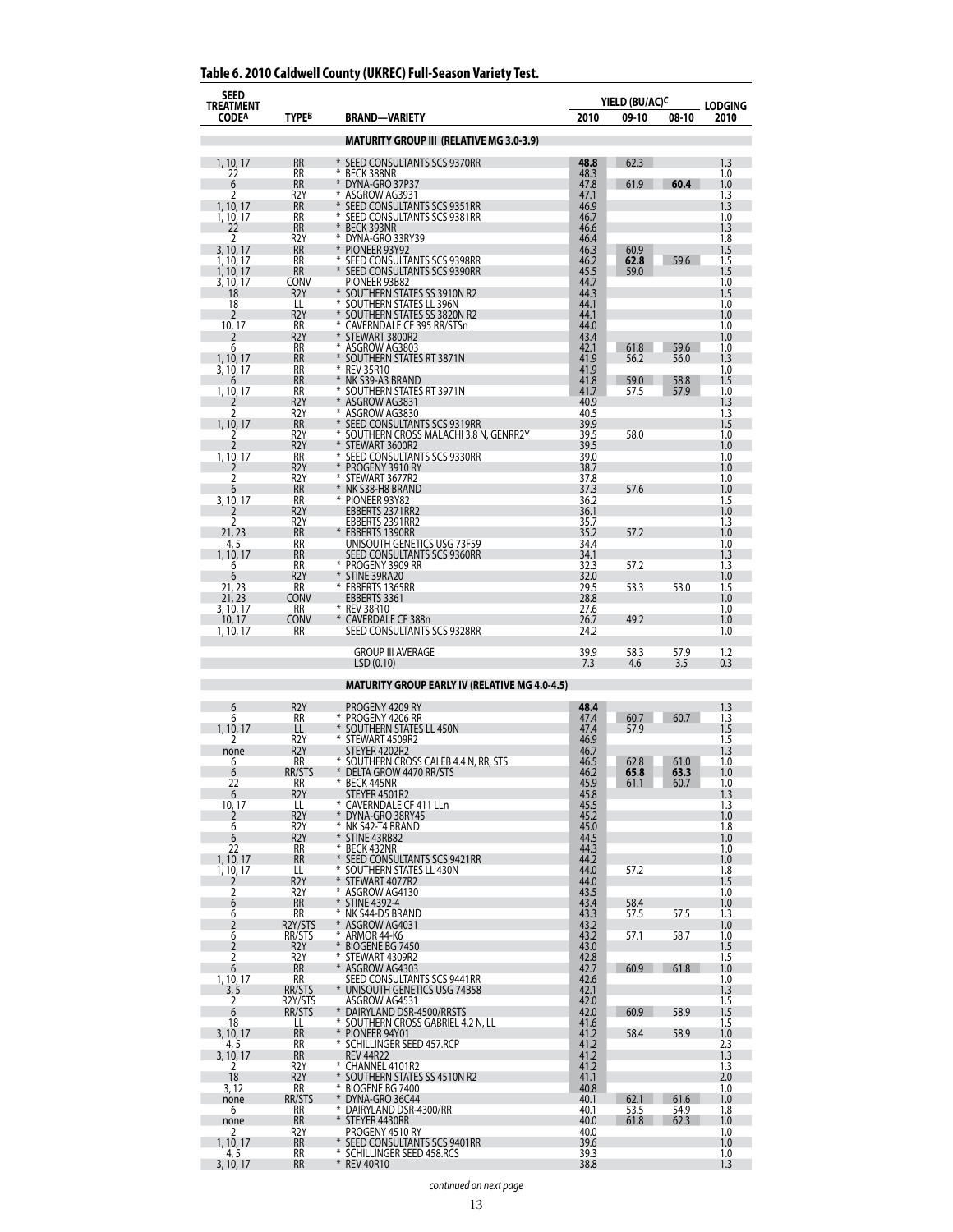## Table 6. 2010 Caldwell County (UKREC) Full-Season Variety Test.

| SEED TREATMENT CODE[A] | TYPE[B] | BRAND—VARIETY | YIELD (BU/AC)[C] | | | LODGING |
|---|---|---|---|---|---|---|
| | | | 2010 | 09-10 | 08-10 | 2010 |
| | | **MATURITY GROUP III (RELATIVE MG 3.0-3.9)** | | | | |
| 1, 10, 17 | RR | * SEED CONSULTANTS SCS 9370RR | **48.8** | 62.3 | | 1.3 |
| 22 | RR | * BECK 388NR | 48.3 | | | 1.0 |
| 6 | RR | * DYNA-GRO 37P37 | 47.8 | 61.9 | **60.4** | 1.0 |
| 2 | R2Y | * ASGROW AG3931 | 47.1 | | | 1.3 |
| 1, 10, 17 | RR | * SEED CONSULTANTS SCS 9351RR | 46.9 | | | 1.3 |
| 1, 10, 17 | RR | * SEED CONSULTANTS SCS 9381RR | 46.7 | | | 1.0 |
| 22 | RR | * BECK 393NR | 46.6 | | | 1.3 |
| 2 | R2Y | * DYNA-GRO 33RY39 | 46.4 | | | 1.8 |
| 3, 10, 17 | RR | * PIONEER 93Y92 | 46.3 | 60.9 | | 1.5 |
| 1, 10, 17 | RR | * SEED CONSULTANTS SCS 9398RR | 46.2 | **62.8** | 59.6 | 1.5 |
| 1, 10, 17 | RR | * SEED CONSULTANTS SCS 9390RR | 45.5 | 59.0 | | 1.5 |
| 3, 10, 17 | CONV | PIONEER 93B82 | 44.7 | | | 1.0 |
| 18 | R2Y | * SOUTHERN STATES SS 3910N R2 | 44.3 | | | 1.5 |
| 18 | LL | * SOUTHERN STATES LL 396N | 44.1 | | | 1.0 |
| 2 | R2Y | * SOUTHERN STATES SS 3820N R2 | 44.1 | | | 1.0 |
| 10, 17 | RR | * CAVERNDALE CF 395 RR/STSn | 44.0 | | | 1.0 |
| 2 | R2Y | * STEWART 3800R2 | 43.4 | | | 1.0 |
| 6 | RR | * ASGROW AG3803 | 42.1 | 61.8 | 59.6 | 1.0 |
| 1, 10, 17 | RR | * SOUTHERN STATES RT 3871N | 41.9 | 56.2 | 56.0 | 1.3 |
| 3, 10, 17 | RR | * REV 35R10 | 41.9 | | | 1.0 |
| 6 | RR | * NK S39-A3 BRAND | 41.8 | 59.0 | 58.8 | 1.5 |
| 1, 10, 17 | RR | * SOUTHERN STATES RT 3971N | 41.7 | 57.5 | 57.9 | 1.0 |
| 2 | R2Y | * ASGROW AG3831 | 40.9 | | | 1.3 |
| 2 | R2Y | * ASGROW AG3830 | 40.5 | | | 1.3 |
| 1, 10, 17 | RR | * SEED CONSULTANTS SCS 9319RR | 39.9 | | | 1.5 |
| 2 | R2Y | * SOUTHERN CROSS MALACHI 3.8 N, GENRR2Y | 39.5 | 58.0 | | 1.0 |
| 2 | R2Y | * STEWART 3600R2 | 39.5 | | | 1.0 |
| 1, 10, 17 | RR | * SEED CONSULTANTS SCS 9330RR | 39.0 | | | 1.0 |
| 2 | R2Y | * PROGENY 3910 RY | 38.7 | | | 1.0 |
| 2 | R2Y | * STEWART 3677R2 | 37.8 | | | 1.0 |
| 6 | RR | * NK S38-H8 BRAND | 37.3 | 57.6 | | 1.0 |
| 3, 10, 17 | RR | * PIONEER 93Y82 | 36.2 | | | 1.5 |
| 2 | R2Y | EBBERTS 2371RR2 | 36.1 | | | 1.0 |
| 2 | R2Y | EBBERTS 2391RR2 | 35.7 | | | 1.3 |
| 21, 23 | RR | * EBBERTS 1390RR | 35.2 | 57.2 | | 1.0 |
| 4, 5 | RR | UNISOUTH GENETICS USG 73F59 | 34.4 | | | 1.0 |
| 1, 10, 17 | RR | SEED CONSULTANTS SCS 9360RR | 34.1 | | | 1.3 |
| 6 | RR | * PROGENY 3909 RR | 32.3 | 57.2 | | 1.3 |
| 6 | R2Y | * STINE 39RA20 | 32.0 | | | 1.0 |
| 21, 23 | RR | * EBBERTS 1365RR | 29.5 | 53.3 | 53.0 | 1.5 |
| 21, 23 | CONV | EBBERTS 3361 | 28.8 | | | 1.0 |
| 3, 10, 17 | RR | * REV 38R10 | 27.6 | | | 1.0 |
| 10, 17 | CONV | * CAVERDALE CF 388n | 26.7 | 49.2 | | 1.0 |
| 1, 10, 17 | RR | SEED CONSULTANTS SCS 9328RR | 24.2 | | | 1.0 |
| | | GROUP III AVERAGE | 39.9 | 58.3 | 57.9 | 1.2 |
| | | LSD (0.10) | 7.3 | 4.6 | 3.5 | 0.3 |
| | | **MATURITY GROUP EARLY IV (RELATIVE MG 4.0-4.5)** | | | | |
| 6 | R2Y | PROGENY 4209 RY | **48.4** | | | 1.3 |
| 6 | RR | * PROGENY 4206 RR | 47.4 | 60.7 | 60.7 | 1.3 |
| 1, 10, 17 | LL | * SOUTHERN STATES LL 450N | 47.4 | 57.9 | | 1.5 |
| 2 | R2Y | * STEWART 4509R2 | 46.9 | | | 1.5 |
| none | R2Y | STEYER 4202R2 | 46.7 | | | 1.3 |
| 6 | RR | * SOUTHERN CROSS CALEB 4.4 N, RR, STS | 46.5 | 62.8 | 61.0 | 1.0 |
| 6 | RR/STS | * DELTA GROW 4470 RR/STS | 46.2 | **65.8** | **63.3** | 1.0 |
| 22 | RR | * BECK 445NR | 45.9 | 61.1 | 60.7 | 1.0 |
| 6 | R2Y | STEYER 4501R2 | 45.8 | | | 1.3 |
| 10, 17 | LL | * CAVERNDALE CF 411 LLn | 45.5 | | | 1.3 |
| 2 | R2Y | * DYNA-GRO 38RY45 | 45.2 | | | 1.0 |
| 6 | R2Y | * NK S42-T4 BRAND | 45.0 | | | 1.8 |
| 6 | R2Y | * STINE 43RB82 | 44.5 | | | 1.0 |
| 22 | RR | * BECK 432NR | 44.3 | | | 1.0 |
| 1, 10, 17 | RR | * SEED CONSULTANTS SCS 9421RR | 44.2 | | | 1.0 |
| 1, 10, 17 | LL | * SOUTHERN STATES LL 430N | 44.0 | 57.2 | | 1.8 |
| 2 | R2Y | * STEWART 4077R2 | 44.0 | | | 1.5 |
| 2 | R2Y | * ASGROW AG4130 | 43.5 | | | 1.0 |
| 6 | RR | * STINE 4392-4 | 43.4 | 58.4 | | 1.0 |
| 6 | RR | * NK S44-D5 BRAND | 43.3 | 57.5 | 57.5 | 1.3 |
| 2 | R2Y/STS | * ASGROW AG4031 | 43.2 | | | 1.0 |
| 6 | RR/STS | * ARMOR 44-K6 | 43.2 | 57.1 | 58.7 | 1.0 |
| 2 | R2Y | * BIOGENE BG 7450 | 43.0 | | | 1.5 |
| 2 | R2Y | * STEWART 4309R2 | 42.8 | | | 1.5 |
| 6 | RR | * ASGROW AG4303 | 42.7 | 60.9 | 61.8 | 1.0 |
| 1, 10, 17 | RR | SEED CONSULTANTS SCS 9441RR | 42.6 | | | 1.0 |
| 3, 5 | RR/STS | * UNISOUTH GENETICS USG 74B58 | 42.1 | | | 1.3 |
| 2 | R2Y/STS | ASGROW AG4531 | 42.0 | | | 1.5 |
| 6 | RR/STS | * DAIRYLAND DSR-4500/RRSTS | 42.0 | 60.9 | 58.9 | 1.5 |
| 18 | LL | * SOUTHERN CROSS GABRIEL 4.2 N, LL | 41.6 | | | 1.5 |
| 3, 10, 17 | RR | * PIONEER 94Y01 | 41.2 | 58.4 | 58.9 | 1.0 |
| 4, 5 | RR | * SCHILLINGER SEED 457.RCP | 41.2 | | | 2.3 |
| 3, 10, 17 | RR | REV 44R22 | 41.2 | | | 1.3 |
| 2 | R2Y | * CHANNEL 4101R2 | 41.2 | | | 1.3 |
| 18 | R2Y | * SOUTHERN STATES SS 4510N R2 | 41.1 | | | 2.0 |
| 3, 12 | RR | * BIOGENE BG 7400 | 40.8 | | | 1.0 |
| none | RR/STS | * DYNA-GRO 36C44 | 40.1 | 62.1 | 61.6 | 1.0 |
| 6 | RR | * DAIRYLAND DSR-4300/RR | 40.1 | 53.5 | 54.9 | 1.8 |
| none | RR | * STEYER 4430RR | 40.0 | 61.8 | 62.3 | 1.0 |
| 2 | R2Y | PROGENY 4510 RY | 40.0 | | | 1.0 |
| 1, 10, 17 | RR | * SEED CONSULTANTS SCS 9401RR | 39.6 | | | 1.0 |
| 4, 5 | RR | * SCHILLINGER SEED 458.RCS | 39.3 | | | 1.0 |
| 3, 10, 17 | RR | * REV 40R10 | 38.8 | | | 1.3 |

*continued on next page*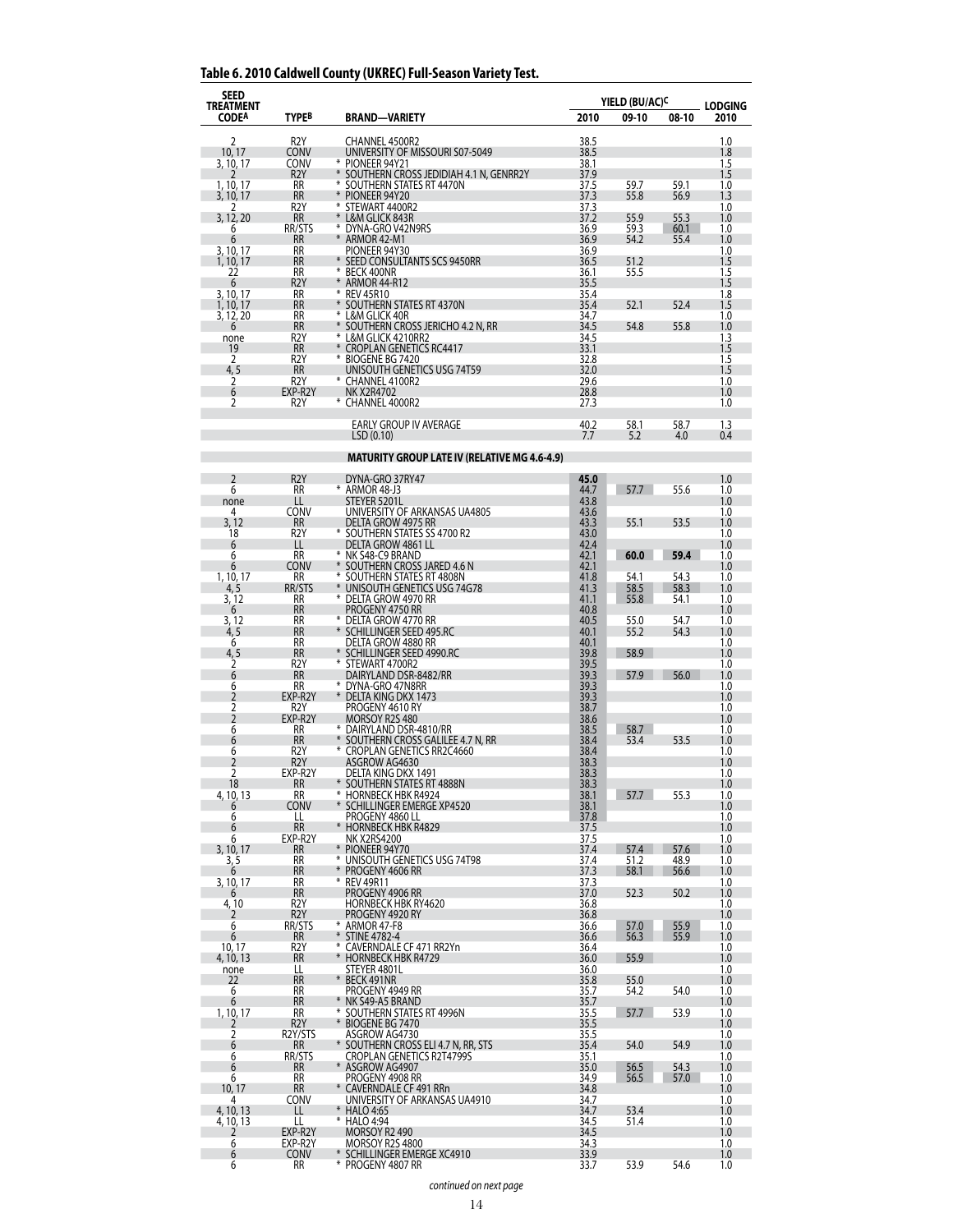## Table 6. 2010 Caldwell County (UKREC) Full-Season Variety Test.

| SEED TREATMENT CODE[A] | TYPE[B] | BRAND—VARIETY | YIELD (BU/AC)[C] | | | LODGING |
|---|---|---|---|---|---|---|
| | | | 2010 | 09-10 | 08-10 | 2010 |
| 2 | R2Y | CHANNEL 4500R2 | 38.5 | | | 1.0 |
| 10, 17 | CONV | UNIVERSITY OF MISSOURI S07-5049 | 38.5 | | | 1.8 |
| 3, 10, 17 | CONV | * PIONEER 94Y21 | 38.1 | | | 1.5 |
| 2 | R2Y | * SOUTHERN CROSS JEDIDIAH 4.1 N, GENRR2Y | 37.9 | | | 1.5 |
| 1, 10, 17 | RR | * SOUTHERN STATES RT 4470N | 37.5 | 59.7 | 59.1 | 1.0 |
| 3, 10, 17 | RR | * PIONEER 94Y20 | 37.3 | 55.8 | 56.9 | 1.3 |
| 2 | R2Y | * STEWART 4400R2 | 37.3 | | | 1.0 |
| 3, 12, 20 | RR | * L&M GLICK 843R | 37.2 | 55.9 | 55.3 | 1.0 |
| 6 | RR/STS | * DYNA-GRO V42N9RS | 36.9 | 59.3 | 60.1 | 1.0 |
| 6 | RR | * ARMOR 42-M1 | 36.9 | 54.2 | 55.4 | 1.0 |
| 3, 10, 17 | RR | PIONEER 94Y30 | 36.9 | | | 1.0 |
| 1, 10, 17 | RR | * SEED CONSULTANTS SCS 9450RR | 36.5 | 51.2 | | 1.5 |
| 22 | RR | * BECK 400NR | 36.1 | 55.5 | | 1.5 |
| 6 | R2Y | * ARMOR 44-R12 | 35.5 | | | 1.5 |
| 3, 10, 17 | RR | * REV 45R10 | 35.4 | | | 1.8 |
| 1, 10, 17 | RR | * SOUTHERN STATES RT 4370N | 35.4 | 52.1 | 52.4 | 1.5 |
| 3, 12, 20 | RR | * L&M GLICK 40R | 34.7 | | | 1.0 |
| 6 | RR | * SOUTHERN CROSS JERICHO 4.2 N, RR | 34.5 | 54.8 | 55.8 | 1.0 |
| none | R2Y | * L&M GLICK 4210RR2 | 34.5 | | | 1.3 |
| 19 | RR | * CROPLAN GENETICS RC4417 | 33.1 | | | 1.5 |
| 2 | R2Y | * BIOGENE BG 7420 | 32.8 | | | 1.5 |
| 4, 5 | RR | UNISOUTH GENETICS USG 74T59 | 32.0 | | | 1.5 |
| 2 | R2Y | * CHANNEL 4100R2 | 29.6 | | | 1.0 |
| 6 | EXP-R2Y | NK X2R4702 | 28.8 | | | 1.0 |
| 2 | R2Y | * CHANNEL 4000R2 | 27.3 | | | 1.0 |
| | | EARLY GROUP IV AVERAGE | 40.2 | 58.1 | 58.7 | 1.3 |
| | | LSD (0.10) | 7.7 | 5.2 | 4.0 | 0.4 |
| | | **MATURITY GROUP LATE IV (RELATIVE MG 4.6-4.9)** | | | | |
| 2 | R2Y | DYNA-GRO 37RY47 | **45.0** | | | 1.0 |
| 6 | RR | * ARMOR 48-J3 | 44.7 | 57.7 | 55.6 | 1.0 |
| none | LL | STEYER 5201L | 43.8 | | | 1.0 |
| 4 | CONV | UNIVERSITY OF ARKANSAS UA4805 | 43.6 | | | 1.0 |
| 3, 12 | RR | DELTA GROW 4975 RR | 43.3 | 55.1 | 53.5 | 1.0 |
| 18 | R2Y | * SOUTHERN STATES SS 4700 R2 | 43.0 | | | 1.0 |
| 6 | LL | DELTA GROW 4861 LL | 42.4 | | | 1.0 |
| 6 | RR | * NK S48-C9 BRAND | 42.1 | **60.0** | **59.4** | 1.0 |
| 6 | CONV | * SOUTHERN CROSS JARED 4.6 N | 42.1 | | | 1.0 |
| 1, 10, 17 | RR | * SOUTHERN STATES RT 4808N | 41.8 | 54.1 | 54.3 | 1.0 |
| 4, 5 | RR/STS | * UNISOUTH GENETICS USG 74G78 | 41.3 | 58.5 | 58.3 | 1.0 |
| 3, 12 | RR | * DELTA GROW 4970 RR | 41.1 | 55.8 | 54.1 | 1.0 |
| 6 | RR | PROGENY 4750 RR | 40.8 | | | 1.0 |
| 3, 12 | RR | * DELTA GROW 4770 RR | 40.5 | 55.0 | 54.7 | 1.0 |
| 4, 5 | RR | * SCHILLINGER SEED 495.RC | 40.1 | 55.2 | 54.3 | 1.0 |
| 6 | RR | DELTA GROW 4880 RR | 40.1 | | | 1.0 |
| 4, 5 | RR | * SCHILLINGER SEED 4990.RC | 39.8 | 58.9 | | 1.0 |
| 2 | R2Y | * STEWART 4700R2 | 39.5 | | | 1.0 |
| 6 | RR | DAIRYLAND DSR-8482/RR | 39.3 | 57.9 | 56.0 | 1.0 |
| 6 | RR | * DYNA-GRO 47N8RR | 39.3 | | | 1.0 |
| 2 | EXP-R2Y | * DELTA KING DKX 1473 | 39.3 | | | 1.0 |
| 2 | R2Y | PROGENY 4610 RY | 38.7 | | | 1.0 |
| 2 | EXP-R2Y | MORSOY R2S 480 | 38.6 | | | 1.0 |
| 6 | RR | * DAIRYLAND DSR-4810/RR | 38.5 | 58.7 | | 1.0 |
| 6 | RR | * SOUTHERN CROSS GALILEE 4.7 N, RR | 38.4 | 53.4 | 53.5 | 1.0 |
| 6 | R2Y | * CROPLAN GENETICS RR2C4660 | 38.4 | | | 1.0 |
| 2 | R2Y | ASGROW AG4630 | 38.3 | | | 1.0 |
| 2 | EXP-R2Y | DELTA KING DKX 1491 | 38.3 | | | 1.0 |
| 18 | RR | * SOUTHERN STATES RT 4888N | 38.3 | | | 1.0 |
| 4, 10, 13 | RR | * HORNBECK HBK R4924 | 38.1 | 57.7 | 55.3 | 1.0 |
| 6 | CONV | * SCHILLINGER EMERGE XP4520 | 38.1 | | | 1.0 |
| 6 | LL | PROGENY 4860 LL | 37.8 | | | 1.0 |
| 6 | RR | * HORNBECK HBK R4829 | 37.5 | | | 1.0 |
| 6 | EXP-R2Y | NK X2RS4200 | 37.5 | | | 1.0 |
| 3, 10, 17 | RR | * PIONEER 94Y70 | 37.4 | 57.4 | 57.6 | 1.0 |
| 3, 5 | RR | * UNISOUTH GENETICS USG 74T98 | 37.4 | 51.2 | 48.9 | 1.0 |
| 6 | RR | * PROGENY 4606 RR | 37.3 | 58.1 | 56.6 | 1.0 |
| 3, 10, 17 | RR | * REV 49R11 | 37.3 | | | 1.0 |
| 6 | RR | PROGENY 4906 RR | 37.0 | 52.3 | 50.2 | 1.0 |
| 4, 10 | R2Y | HORNBECK HBK RY4620 | 36.8 | | | 1.0 |
| 2 | R2Y | PROGENY 4920 RY | 36.8 | | | 1.0 |
| 6 | RR/STS | * ARMOR 47-F8 | 36.6 | 57.0 | 55.9 | 1.0 |
| 6 | RR | * STINE 4782-4 | 36.6 | 56.3 | 55.9 | 1.0 |
| 10, 17 | R2Y | * CAVERNDALE CF 471 RR2Yn | 36.4 | | | 1.0 |
| 4, 10, 13 | RR | * HORNBECK HBK R4729 | 36.0 | 55.9 | | 1.0 |
| none | LL | STEYER 4801L | 36.0 | | | 1.0 |
| 22 | RR | * BECK 491NR | 35.8 | 55.0 | | 1.0 |
| 6 | RR | PROGENY 4949 RR | 35.7 | 54.2 | 54.0 | 1.0 |
| 6 | RR | * NK S49-A5 BRAND | 35.7 | | | 1.0 |
| 1, 10, 17 | RR | * SOUTHERN STATES RT 4996N | 35.5 | 57.7 | 53.9 | 1.0 |
| 2 | R2Y | * BIOGENE BG 7470 | 35.5 | | | 1.0 |
| 2 | R2Y/STS | ASGROW AG4730 | 35.5 | | | 1.0 |
| 6 | RR | * SOUTHERN CROSS ELI 4.7 N, RR, STS | 35.4 | 54.0 | 54.9 | 1.0 |
| 6 | RR/STS | CROPLAN GENETICS R2T4799S | 35.1 | | | 1.0 |
| 6 | RR | * ASGROW AG4907 | 35.0 | 56.5 | 54.3 | 1.0 |
| 6 | RR | PROGENY 4908 RR | 34.9 | 56.5 | 57.0 | 1.0 |
| 10, 17 | RR | * CAVERNDALE CF 491 RRn | 34.8 | | | 1.0 |
| 4 | CONV | UNIVERSITY OF ARKANSAS UA4910 | 34.7 | | | 1.0 |
| 4, 10, 13 | LL | * HALO 4:65 | 34.7 | 53.4 | | 1.0 |
| 4, 10, 13 | LL | * HALO 4:94 | 34.5 | 51.4 | | 1.0 |
| 2 | EXP-R2Y | MORSOY R2 490 | 34.5 | | | 1.0 |
| 6 | EXP-R2Y | MORSOY R2S 4800 | 34.3 | | | 1.0 |
| 6 | CONV | * SCHILLINGER EMERGE XC4910 | 33.9 | | | 1.0 |
| 6 | RR | * PROGENY 4807 RR | 33.7 | 53.9 | 54.6 | 1.0 |

*continued on next page*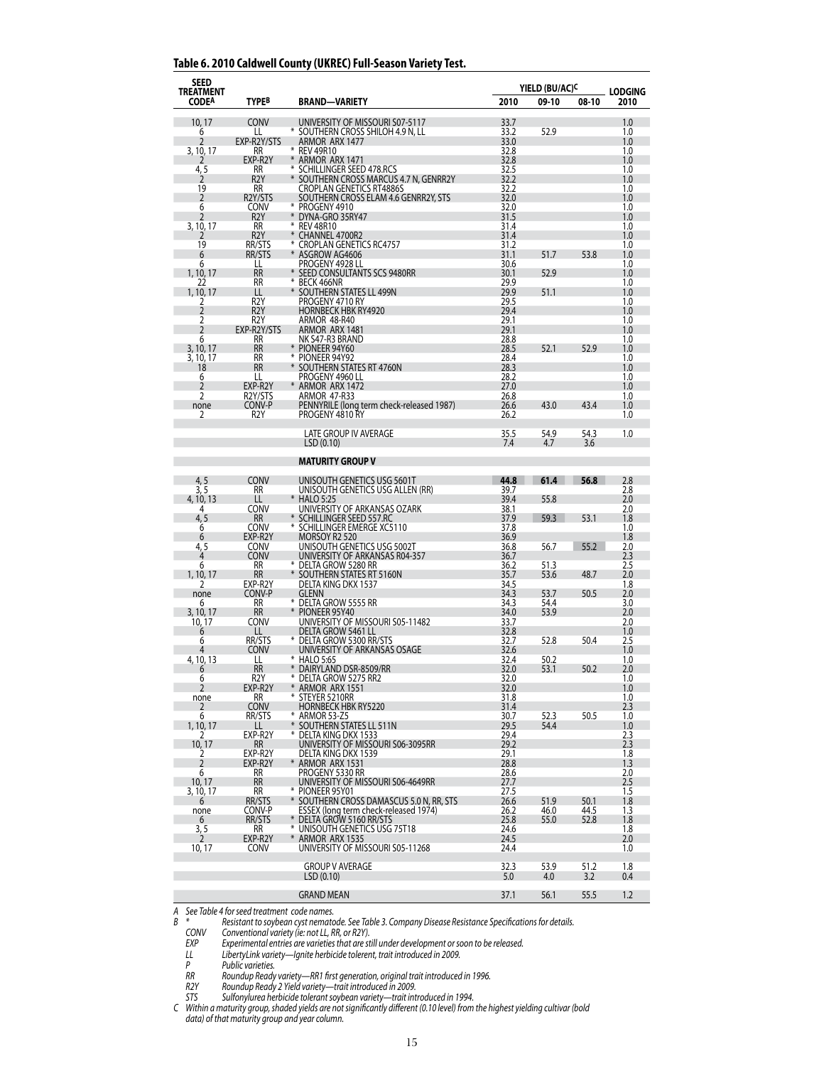**Table 6. 2010 Caldwell County (UKREC) Full-Season Variety Test.**

| SEED TREATMENT CODE[A] | TYPE[B] | BRAND—VARIETY | YIELD (BU/AC)[C] 2010 | 09-10 | 08-10 | LODGING 2010 |
|---|---|---|---|---|---|---|
| 10, 17 | CONV | UNIVERSITY OF MISSOURI S07-5117 | 33.7 | | | 1.0 |
| 6 | LL | * SOUTHERN CROSS SHILOH 4.9 N, LL | 33.2 | 52.9 | | 1.0 |
| 2 | EXP-R2Y/STS | ARMOR ARX 1477 | 33.0 | | | 1.0 |
| 3, 10, 17 | RR | * REV 49R10 | 32.8 | | | 1.0 |
| 2 | EXP-R2Y | * ARMOR ARX 1471 | 32.8 | | | 1.0 |
| 4, 5 | RR | * SCHILLINGER SEED 478.RCS | 32.5 | | | 1.0 |
| 2 | R2Y | * SOUTHERN CROSS MARCUS 4.7 N, GENRR2Y | 32.2 | | | 1.0 |
| 19 | RR | CROPLAN GENETICS RT4886S | 32.2 | | | 1.0 |
| 2 | R2Y/STS | SOUTHERN CROSS ELAM 4.6 GENRR2Y, STS | 32.0 | | | 1.0 |
| 6 | CONV | * PROGENY 4910 | 32.0 | | | 1.0 |
| 2 | R2Y | * DYNA-GRO 35RY47 | 31.5 | | | 1.0 |
| 3, 10, 17 | RR | * REV 48R10 | 31.4 | | | 1.0 |
| 2 | R2Y | * CHANNEL 4700R2 | 31.4 | | | 1.0 |
| 19 | RR/STS | * CROPLAN GENETICS RC4757 | 31.2 | | | 1.0 |
| 6 | RR/STS | * ASGROW AG4606 | 31.1 | 51.7 | 53.8 | 1.0 |
| 6 | LL | PROGENY 4928 LL | 30.6 | | | 1.0 |
| 1, 10, 17 | RR | * SEED CONSULTANTS SCS 9480RR | 30.1 | 52.9 | | 1.0 |
| 22 | RR | * BECK 466NR | 29.9 | | | 1.0 |
| 1, 10, 17 | LL | * SOUTHERN STATES LL 499N | 29.9 | 51.1 | | 1.0 |
| 2 | R2Y | PROGENY 4710 RY | 29.5 | | | 1.0 |
| 2 | R2Y | HORNBECK HBK RY4920 | 29.4 | | | 1.0 |
| 2 | R2Y | ARMOR 48-R40 | 29.1 | | | 1.0 |
| 2 | EXP-R2Y/STS | ARMOR ARX 1481 | 29.1 | | | 1.0 |
| 6 | RR | NK S47-R3 BRAND | 28.8 | | | 1.0 |
| 3, 10, 17 | RR | * PIONEER 94Y60 | 28.5 | 52.1 | 52.9 | 1.0 |
| 3, 10, 17 | RR | * PIONEER 94Y92 | 28.4 | | | 1.0 |
| 18 | RR | * SOUTHERN STATES RT 4760N | 28.3 | | | 1.0 |
| 6 | LL | PROGENY 4960 LL | 28.2 | | | 1.0 |
| 2 | EXP-R2Y | * ARMOR ARX 1472 | 27.0 | | | 1.0 |
| 2 | R2Y/STS | ARMOR 47-R33 | 26.8 | | | 1.0 |
| none | CONV-P | PENNYRILE (long term check-released 1987) | 26.6 | 43.0 | 43.4 | 1.0 |
| 2 | R2Y | PROGENY 4810 RY | 26.2 | | | 1.0 |
| | | LATE GROUP IV AVERAGE | 35.5 | 54.9 | 54.3 | 1.0 |
| | | LSD (0.10) | 7.4 | 4.7 | 3.6 | |
| | | **MATURITY GROUP V** | | | | |
| 4, 5 | CONV | UNISOUTH GENETICS USG 5601T | **44.8** | **61.4** | **56.8** | 2.8 |
| 3, 5 | RR | UNISOUTH GENETICS USG ALLEN (RR) | 39.7 | | | 2.8 |
| 4, 10, 13 | LL | * HALO 5:25 | 39.4 | 55.8 | | 2.0 |
| 4 | CONV | UNIVERSITY OF ARKANSAS OZARK | 38.1 | | | 2.0 |
| 4, 5 | RR | * SCHILLINGER SEED 557.RC | 37.9 | 59.3 | 53.1 | 1.8 |
| 6 | CONV | * SCHILLINGER EMERGE XC5110 | 37.8 | | | 1.0 |
| 6 | EXP-R2Y | MORSOY R2 520 | 36.9 | | | 1.8 |
| 4, 5 | CONV | UNISOUTH GENETICS USG 5002T | 36.8 | 56.7 | 55.2 | 2.0 |
| 4 | CONV | UNIVERSITY OF ARKANSAS R04-357 | 36.7 | | | 2.3 |
| 6 | RR | * DELTA GROW 5280 RR | 36.2 | 51.3 | | 2.5 |
| 1, 10, 17 | RR | * SOUTHERN STATES RT 5160N | 35.7 | 53.6 | 48.7 | 2.0 |
| 2 | EXP-R2Y | DELTA KING DKX 1537 | 34.5 | | | 1.8 |
| none | CONV-P | GLENN | 34.3 | 53.7 | 50.5 | 2.0 |
| 6 | RR | * DELTA GROW 5555 RR | 34.3 | 54.4 | | 3.0 |
| 3, 10, 17 | RR | * PIONEER 95Y40 | 34.0 | 53.9 | | 2.0 |
| 10, 17 | CONV | UNIVERSITY OF MISSOURI S05-11482 | 33.7 | | | 2.0 |
| 6 | LL | DELTA GROW 5461 LL | 32.8 | | | 1.0 |
| 6 | RR/STS | * DELTA GROW 5300 RR/STS | 32.7 | 52.8 | 50.4 | 2.5 |
| 4 | CONV | UNIVERSITY OF ARKANSAS OSAGE | 32.6 | | | 1.0 |
| 4, 10, 13 | LL | * HALO 5:65 | 32.4 | 50.2 | | 1.0 |
| 6 | RR | * DAIRYLAND DSR-8509/RR | 32.0 | 53.1 | 50.2 | 2.0 |
| 6 | R2Y | * DELTA GROW 5275 RR2 | 32.0 | | | 1.0 |
| 2 | EXP-R2Y | * ARMOR ARX 1551 | 32.0 | | | 1.0 |
| none | RR | * STEYER 5210RR | 31.8 | | | 1.0 |
| 2 | CONV | HORNBECK HBK RY5220 | 31.4 | | | 2.3 |
| 6 | RR/STS | * ARMOR 53-Z5 | 30.7 | 52.3 | 50.5 | 1.0 |
| 1, 10, 17 | LL | * SOUTHERN STATES LL 511N | 29.5 | 54.4 | | 1.0 |
| 2 | EXP-R2Y | * DELTA KING DKX 1533 | 29.4 | | | 2.3 |
| 10, 17 | RR | UNIVERSITY OF MISSOURI S06-3095RR | 29.2 | | | 2.3 |
| 2 | EXP-R2Y | DELTA KING DKX 1539 | 29.1 | | | 1.8 |
| 2 | EXP-R2Y | * ARMOR ARX 1531 | 28.8 | | | 1.3 |
| 6 | RR | PROGENY 5330 RR | 28.6 | | | 2.0 |
| 10, 17 | RR | UNIVERSITY OF MISSOURI S06-4649RR | 27.7 | | | 2.5 |
| 3, 10, 17 | RR | * PIONEER 95Y01 | 27.5 | | | 1.5 |
| 6 | RR/STS | * SOUTHERN CROSS DAMASCUS 5.0 N, RR, STS | 26.6 | 51.9 | 50.1 | 1.8 |
| none | CONV-P | ESSEX (long term check-released 1974) | 26.2 | 46.0 | 44.5 | 1.3 |
| 6 | RR/STS | * DELTA GROW 5160 RR/STS | 25.8 | 55.0 | 52.8 | 1.8 |
| 3, 5 | RR | * UNISOUTH GENETICS USG 75T18 | 24.6 | | | 1.8 |
| 2 | EXP-R2Y | * ARMOR ARX 1535 | 24.5 | | | 2.0 |
| 10, 17 | CONV | UNIVERSITY OF MISSOURI S05-11268 | 24.4 | | | 1.0 |
| | | GROUP V AVERAGE | 32.3 | 53.9 | 51.2 | 1.8 |
| | | LSD (0.10) | 5.0 | 4.0 | 3.2 | 0.4 |
| | | GRAND MEAN | 37.1 | 56.1 | 55.5 | 1.2 |

*A See Table 4 for seed treatment code names.*

*B \* Resistant to soybean cyst nematode. See Table 3. Company Disease Resistance Specifications for details.*

*CONV Conventional variety (ie: not LL, RR, or R2Y).*

*EXP Experimental entries are varieties that are still under development or soon to be released.*

*LL LibertyLink variety—Ignite herbicide tolerent, trait introduced in 2009.*

*P Public varieties.*

*RR Roundup Ready variety—RR1 first generation, original trait introduced in 1996.*

*R2Y Roundup Ready 2 Yield variety—trait introduced in 2009.*

*STS Sulfonylurea herbicide tolerant soybean variety—trait introduced in 1994.*

*C Within a maturity group, shaded yields are not significantly different (0.10 level) from the highest yielding cultivar (bold data) of that maturity group and year column.*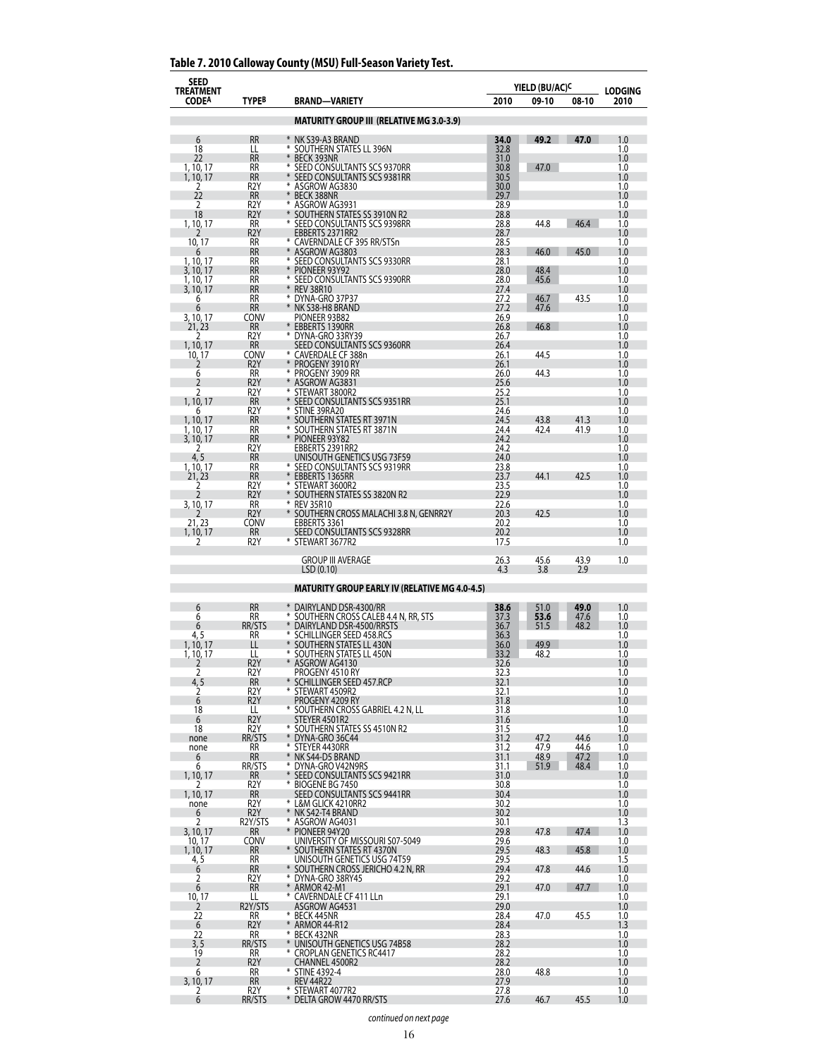## Table 7. 2010 Calloway County (MSU) Full-Season Variety Test.

| SEED TREATMENT CODE[A] | TYPE[B] | BRAND—VARIETY | YIELD (BU/AC)[C] | | | LODGING |
|---|---|---|---|---|---|---|
| | | | 2010 | 09-10 | 08-10 | 2010 |
| | | **MATURITY GROUP III (RELATIVE MG 3.0-3.9)** | | | | |
| 6 | RR | * NK S39-A3 BRAND | 34.0 | 49.2 | 47.0 | 1.0 |
| 18 | LL | * SOUTHERN STATES LL 396N | 32.8 | | | 1.0 |
| 22 | RR | * BECK 393NR | 31.0 | | | 1.0 |
| 1, 10, 17 | RR | * SEED CONSULTANTS SCS 9370RR | 30.8 | 47.0 | | 1.0 |
| 1, 10, 17 | RR | * SEED CONSULTANTS SCS 9381RR | 30.5 | | | 1.0 |
| 2 | R2Y | * ASGROW AG3830 | 30.0 | | | 1.0 |
| 22 | RR | * BECK 388NR | 29.7 | | | 1.0 |
| 2 | R2Y | * ASGROW AG3931 | 28.9 | | | 1.0 |
| 18 | R2Y | * SOUTHERN STATES SS 3910N R2 | 28.8 | | | 1.0 |
| 1, 10, 17 | RR | * SEED CONSULTANTS SCS 9398RR | 28.8 | 44.8 | 46.4 | 1.0 |
| 2 | R2Y | EBBERTS 2371RR2 | 28.7 | | | 1.0 |
| 10, 17 | RR | * CAVERNDALE CF 395 RR/STSn | 28.5 | | | 1.0 |
| 6 | RR | * ASGROW AG3803 | 28.3 | 46.0 | 45.0 | 1.0 |
| 1, 10, 17 | RR | * SEED CONSULTANTS SCS 9330RR | 28.1 | | | 1.0 |
| 3, 10, 17 | RR | * PIONEER 93Y92 | 28.0 | 48.4 | | 1.0 |
| 1, 10, 17 | RR | * SEED CONSULTANTS SCS 9390RR | 28.0 | 45.6 | | 1.0 |
| 3, 10, 17 | RR | * REV 38R10 | 27.4 | | | 1.0 |
| 6 | RR | * DYNA-GRO 37P37 | 27.2 | 46.7 | 43.5 | 1.0 |
| 6 | RR | * NK S38-H8 BRAND | 27.2 | 47.6 | | 1.0 |
| 3, 10, 17 | CONV | PIONEER 93B82 | 26.9 | | | 1.0 |
| 21, 23 | RR | * EBBERTS 1390RR | 26.8 | 46.8 | | 1.0 |
| 2 | R2Y | * DYNA-GRO 33RY39 | 26.7 | | | 1.0 |
| 1, 10, 17 | RR | SEED CONSULTANTS SCS 9360RR | 26.4 | | | 1.0 |
| 10, 17 | CONV | * CAVERDALE CF 388n | 26.1 | 44.5 | | 1.0 |
| 2 | R2Y | * PROGENY 3910 RY | 26.1 | | | 1.0 |
| 6 | RR | * PROGENY 3909 RR | 26.0 | 44.3 | | 1.0 |
| 2 | R2Y | * ASGROW AG3831 | 25.6 | | | 1.0 |
| 2 | R2Y | * STEWART 3800R2 | 25.2 | | | 1.0 |
| 1, 10, 17 | RR | * SEED CONSULTANTS SCS 9351RR | 25.1 | | | 1.0 |
| 6 | R2Y | * STINE 39RA20 | 24.6 | | | 1.0 |
| 1, 10, 17 | RR | * SOUTHERN STATES RT 3971N | 24.5 | 43.8 | 41.3 | 1.0 |
| 1, 10, 17 | RR | * SOUTHERN STATES RT 3871N | 24.4 | 42.4 | 41.9 | 1.0 |
| 3, 10, 17 | RR | * PIONEER 93Y82 | 24.2 | | | 1.0 |
| 2 | R2Y | EBBERTS 2391RR2 | 24.2 | | | 1.0 |
| 4, 5 | RR | UNISOUTH GENETICS USG 73F59 | 24.0 | | | 1.0 |
| 1, 10, 17 | RR | * SEED CONSULTANTS SCS 9319RR | 23.8 | | | 1.0 |
| 21, 23 | RR | * EBBERTS 1365RR | 23.7 | 44.1 | 42.5 | 1.0 |
| 2 | R2Y | * STEWART 3600R2 | 23.5 | | | 1.0 |
| 2 | R2Y | * SOUTHERN STATES SS 3820N R2 | 22.9 | | | 1.0 |
| 3, 10, 17 | RR | * REV 35R10 | 22.6 | | | 1.0 |
| 2 | R2Y | * SOUTHERN CROSS MALACHI 3.8 N, GENRR2Y | 20.3 | 42.5 | | 1.0 |
| 21, 23 | CONV | EBBERTS 3361 | 20.2 | | | 1.0 |
| 1, 10, 17 | RR | SEED CONSULTANTS SCS 9328RR | 20.2 | | | 1.0 |
| 2 | R2Y | * STEWART 3677R2 | 17.5 | | | 1.0 |
| | | GROUP III AVERAGE | 26.3 | 45.6 | 43.9 | 1.0 |
| | | LSD (0.10) | 4.3 | 3.8 | 2.9 | |
| | | **MATURITY GROUP EARLY IV (RELATIVE MG 4.0-4.5)** | | | | |
| 6 | RR | * DAIRYLAND DSR-4300/RR | 38.6 | 51.0 | 49.0 | 1.0 |
| 6 | RR | * SOUTHERN CROSS CALEB 4.4 N, RR, STS | 37.3 | 53.6 | 47.6 | 1.0 |
| 6 | RR/STS | * DAIRYLAND DSR-4500/RRSTS | 36.7 | 51.5 | 48.2 | 1.0 |
| 4, 5 | RR | * SCHILLINGER SEED 458.RCS | 36.3 | | | 1.0 |
| 1, 10, 17 | LL | * SOUTHERN STATES LL 430N | 36.0 | 49.9 | | 1.0 |
| 1, 10, 17 | LL | * SOUTHERN STATES LL 450N | 33.2 | 48.2 | | 1.0 |
| 2 | R2Y | * ASGROW AG4130 | 32.6 | | | 1.0 |
| 2 | R2Y | PROGENY 4510 RY | 32.3 | | | 1.0 |
| 4, 5 | RR | * SCHILLINGER SEED 457.RCP | 32.1 | | | 1.0 |
| 2 | R2Y | * STEWART 4509R2 | 32.1 | | | 1.0 |
| 6 | R2Y | PROGENY 4209 RY | 31.8 | | | 1.0 |
| 18 | LL | * SOUTHERN CROSS GABRIEL 4.2 N, LL | 31.8 | | | 1.0 |
| 6 | R2Y | STEYER 4501R2 | 31.6 | | | 1.0 |
| 18 | R2Y | * SOUTHERN STATES SS 4510N R2 | 31.5 | | | 1.0 |
| none | RR/STS | * DYNA-GRO 36C44 | 31.2 | 47.2 | 44.6 | 1.0 |
| none | RR | * STEYER 4430RR | 31.2 | 47.9 | 44.6 | 1.0 |
| 6 | RR | * NK S44-D5 BRAND | 31.1 | 48.9 | 47.2 | 1.0 |
| 6 | RR/STS | * DYNA-GRO V42N9RS | 31.1 | 51.9 | 48.4 | 1.0 |
| 1, 10, 17 | RR | * SEED CONSULTANTS SCS 9421RR | 31.0 | | | 1.0 |
| 2 | R2Y | * BIOGENE BG 7450 | 30.8 | | | 1.0 |
| 1, 10, 17 | RR | SEED CONSULTANTS SCS 9441RR | 30.4 | | | 1.0 |
| none | R2Y | * L&M GLICK 4210RR2 | 30.2 | | | 1.0 |
| 6 | R2Y | * NK S42-T4 BRAND | 30.2 | | | 1.0 |
| 2 | R2Y/STS | * ASGROW AG4031 | 30.1 | | | 1.3 |
| 3, 10, 17 | RR | * PIONEER 94Y20 | 29.8 | 47.8 | 47.4 | 1.0 |
| 10, 17 | CONV | UNIVERSITY OF MISSOURI S07-5049 | 29.6 | | | 1.0 |
| 1, 10, 17 | RR | * SOUTHERN STATES RT 4370N | 29.5 | 48.3 | 45.8 | 1.0 |
| 4, 5 | RR | UNISOUTH GENETICS USG 74T59 | 29.5 | | | 1.5 |
| 6 | RR | * SOUTHERN CROSS JERICHO 4.2 N, RR | 29.4 | 47.8 | 44.6 | 1.0 |
| 2 | R2Y | * DYNA-GRO 38RY45 | 29.2 | | | 1.0 |
| 6 | RR | * ARMOR 42-M1 | 29.1 | 47.0 | 47.7 | 1.0 |
| 10, 17 | LL | * CAVERNDALE CF 411 LLn | 29.1 | | | 1.0 |
| 2 | R2Y/STS | ASGROW AG4531 | 29.0 | | | 1.0 |
| 22 | RR | * BECK 445NR | 28.4 | 47.0 | 45.5 | 1.0 |
| 6 | R2Y | * ARMOR 44-R12 | 28.4 | | | 1.3 |
| 22 | RR | * BECK 432NR | 28.3 | | | 1.0 |
| 3, 5 | RR/STS | * UNISOUTH GENETICS USG 74B58 | 28.2 | | | 1.0 |
| 19 | RR | * CROPLAN GENETICS RC4417 | 28.2 | | | 1.0 |
| 2 | R2Y | CHANNEL 4500R2 | 28.2 | | | 1.0 |
| 6 | RR | * STINE 4392-4 | 28.0 | 48.8 | | 1.0 |
| 3, 10, 17 | RR | REV 44R22 | 27.9 | | | 1.0 |
| 2 | R2Y | * STEWART 4077R2 | 27.8 | | | 1.0 |
| 6 | RR/STS | * DELTA GROW 4470 RR/STS | 27.6 | 46.7 | 45.5 | 1.0 |

*continued on next page*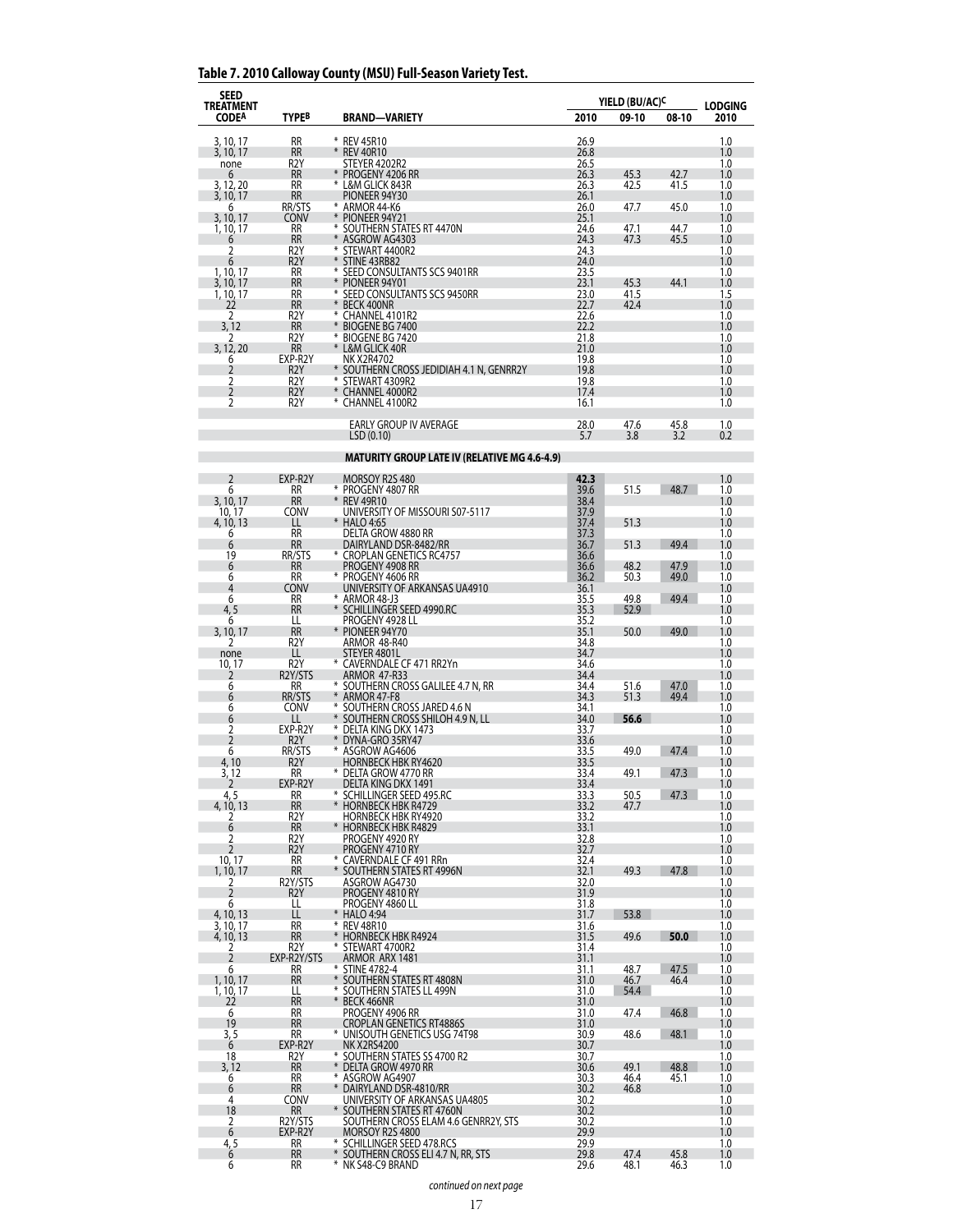## Table 7. 2010 Calloway County (MSU) Full-Season Variety Test.

| SEED TREATMENT CODE[A] | TYPE[B] | BRAND—VARIETY | YIELD (BU/AC)[C] 2010 | 09-10 | 08-10 | LODGING 2010 |
|---|---|---|---|---|---|---|
| 3, 10, 17 | RR | * REV 45R10 | 26.9 | | | 1.0 |
| 3, 10, 17 | RR | * REV 40R10 | 26.8 | | | 1.0 |
| none | R2Y | STEYER 4202R2 | 26.5 | | | 1.0 |
| 6 | RR | * PROGENY 4206 RR | 26.3 | 45.3 | 42.7 | 1.0 |
| 3, 12, 20 | RR | * L&M GLICK 843R | 26.3 | 42.5 | 41.5 | 1.0 |
| 3, 10, 17 | RR | PIONEER 94Y30 | 26.1 | | | 1.0 |
| 6 | RR/STS | * ARMOR 44-K6 | 26.0 | 47.7 | 45.0 | 1.0 |
| 3, 10, 17 | CONV | * PIONEER 94Y21 | 25.1 | | | 1.0 |
| 1, 10, 17 | RR | * SOUTHERN STATES RT 4470N | 24.6 | 47.1 | 44.7 | 1.0 |
| 6 | RR | * ASGROW AG4303 | 24.3 | 47.3 | 45.5 | 1.0 |
| 2 | R2Y | * STEWART 4400R2 | 24.3 | | | 1.0 |
| 6 | R2Y | * STINE 43RB82 | 24.0 | | | 1.0 |
| 1, 10, 17 | RR | * SEED CONSULTANTS SCS 9401RR | 23.5 | | | 1.0 |
| 3, 10, 17 | RR | * PIONEER 94Y01 | 23.1 | 45.3 | 44.1 | 1.0 |
| 1, 10, 17 | RR | * SEED CONSULTANTS SCS 9450RR | 23.0 | 41.5 | | 1.5 |
| 22 | RR | * BECK 400NR | 22.7 | 42.4 | | 1.0 |
| 2 | R2Y | * CHANNEL 4101R2 | 22.6 | | | 1.0 |
| 3, 12 | RR | * BIOGENE BG 7400 | 22.2 | | | 1.0 |
| 2 | R2Y | * BIOGENE BG 7420 | 21.8 | | | 1.0 |
| 3, 12, 20 | RR | * L&M GLICK 40R | 21.0 | | | 1.0 |
| 6 | EXP-R2Y | NK X2R4702 | 19.8 | | | 1.0 |
| 2 | R2Y | * SOUTHERN CROSS JEDIDIAH 4.1 N, GENRR2Y | 19.8 | | | 1.0 |
| 2 | R2Y | * STEWART 4309R2 | 19.8 | | | 1.0 |
| 2 | R2Y | * CHANNEL 4000R2 | 17.4 | | | 1.0 |
| 2 | R2Y | * CHANNEL 4100R2 | 16.1 | | | 1.0 |
| | | EARLY GROUP IV AVERAGE | 28.0 | 47.6 | 45.8 | 1.0 |
| | | LSD (0.10) | 5.7 | 3.8 | 3.2 | 0.2 |
| | | **MATURITY GROUP LATE IV (RELATIVE MG 4.6-4.9)** | | | | |
| 2 | EXP-R2Y | MORSOY R2S 480 | **42.3** | | | 1.0 |
| 6 | RR | * PROGENY 4807 RR | 39.6 | 51.5 | 48.7 | 1.0 |
| 3, 10, 17 | RR | * REV 49R10 | 38.4 | | | 1.0 |
| 10, 17 | CONV | UNIVERSITY OF MISSOURI S07-5117 | 37.9 | | | 1.0 |
| 4, 10, 13 | LL | * HALO 4:65 | 37.4 | 51.3 | | 1.0 |
| 6 | RR | DELTA GROW 4880 RR | 37.3 | | | 1.0 |
| 6 | RR | DAIRYLAND DSR-8482/RR | 36.7 | 51.3 | 49.4 | 1.0 |
| 19 | RR/STS | * CROPLAN GENETICS RC4757 | 36.6 | | | 1.0 |
| 6 | RR | PROGENY 4908 RR | 36.6 | 48.2 | 47.9 | 1.0 |
| 6 | RR | * PROGENY 4606 RR | 36.2 | 50.3 | 49.0 | 1.0 |
| 4 | CONV | UNIVERSITY OF ARKANSAS UA4910 | 36.1 | | | 1.0 |
| 6 | RR | * ARMOR 48-J3 | 35.5 | 49.8 | 49.4 | 1.0 |
| 4, 5 | RR | * SCHILLINGER SEED 4990.RC | 35.3 | 52.9 | | 1.0 |
| 6 | LL | PROGENY 4928 LL | 35.2 | | | 1.0 |
| 3, 10, 17 | RR | * PIONEER 94Y70 | 35.1 | 50.0 | 49.0 | 1.0 |
| 2 | R2Y | ARMOR 48-R40 | 34.8 | | | 1.0 |
| none | LL | STEYER 4801L | 34.7 | | | 1.0 |
| 10, 17 | R2Y | * CAVERNDALE CF 471 RR2Yn | 34.6 | | | 1.0 |
| 2 | R2Y/STS | ARMOR 47-R33 | 34.4 | | | 1.0 |
| 6 | RR | * SOUTHERN CROSS GALILEE 4.7 N, RR | 34.4 | 51.6 | 47.0 | 1.0 |
| 6 | RR/STS | * ARMOR 47-F8 | 34.3 | 51.3 | 49.4 | 1.0 |
| 6 | CONV | * SOUTHERN CROSS JARED 4.6 N | 34.1 | | | 1.0 |
| 6 | LL | * SOUTHERN CROSS SHILOH 4.9 N, LL | 34.0 | **56.6** | | 1.0 |
| 2 | EXP-R2Y | * DELTA KING DKX 1473 | 33.7 | | | 1.0 |
| 2 | R2Y | * DYNA-GRO 35RY47 | 33.6 | | | 1.0 |
| 6 | RR/STS | * ASGROW AG4606 | 33.5 | 49.0 | 47.4 | 1.0 |
| 4, 10 | R2Y | HORNBECK HBK RY4620 | 33.5 | | | 1.0 |
| 3, 12 | RR | * DELTA GROW 4770 RR | 33.4 | 49.1 | 47.3 | 1.0 |
| 2 | EXP-R2Y | DELTA KING DKX 1491 | 33.4 | | | 1.0 |
| 4, 5 | RR | * SCHILLINGER SEED 495.RC | 33.3 | 50.5 | 47.3 | 1.0 |
| 4, 10, 13 | RR | * HORNBECK HBK R4729 | 33.2 | 47.7 | | 1.0 |
| 2 | R2Y | HORNBECK HBK RY4920 | 33.2 | | | 1.0 |
| 6 | RR | * HORNBECK HBK R4829 | 33.1 | | | 1.0 |
| 2 | R2Y | PROGENY 4920 RY | 32.8 | | | 1.0 |
| 2 | R2Y | PROGENY 4710 RY | 32.7 | | | 1.0 |
| 10, 17 | RR | * CAVERNDALE CF 491 RRn | 32.4 | | | 1.0 |
| 1, 10, 17 | RR | * SOUTHERN STATES RT 4996N | 32.1 | 49.3 | 47.8 | 1.0 |
| 2 | R2Y/STS | ASGROW AG4730 | 32.0 | | | 1.0 |
| 2 | R2Y | PROGENY 4810 RY | 31.9 | | | 1.0 |
| 6 | LL | PROGENY 4860 LL | 31.8 | | | 1.0 |
| 4, 10, 13 | LL | * HALO 4:94 | 31.7 | 53.8 | | 1.0 |
| 3, 10, 17 | RR | * REV 48R10 | 31.6 | | | 1.0 |
| 4, 10, 13 | RR | * HORNBECK HBK R4924 | 31.5 | 49.6 | **50.0** | 1.0 |
| 2 | R2Y | * STEWART 4700R2 | 31.4 | | | 1.0 |
| 2 | EXP-R2Y/STS | ARMOR ARX 1481 | 31.1 | | | 1.0 |
| 6 | RR | * STINE 4782-4 | 31.1 | 48.7 | 47.5 | 1.0 |
| 1, 10, 17 | RR | * SOUTHERN STATES RT 4808N | 31.0 | 46.7 | 46.4 | 1.0 |
| 1, 10, 17 | LL | * SOUTHERN STATES LL 499N | 31.0 | 54.4 | | 1.0 |
| 22 | RR | * BECK 466NR | 31.0 | | | 1.0 |
| 6 | RR | PROGENY 4906 RR | 31.0 | 47.4 | 46.8 | 1.0 |
| 19 | RR | CROPLAN GENETICS RT4886S | 31.0 | | | 1.0 |
| 3, 5 | RR | * UNISOUTH GENETICS USG 74T98 | 30.9 | 48.6 | 48.1 | 1.0 |
| 6 | EXP-R2Y | NK X2RS4200 | 30.7 | | | 1.0 |
| 18 | R2Y | * SOUTHERN STATES SS 4700 R2 | 30.7 | | | 1.0 |
| 3, 12 | RR | * DELTA GROW 4970 RR | 30.6 | 49.1 | 48.8 | 1.0 |
| 6 | RR | * ASGROW AG4907 | 30.3 | 46.4 | 45.1 | 1.0 |
| 6 | RR | * DAIRYLAND DSR-4810/RR | 30.2 | 46.8 | | 1.0 |
| 4 | CONV | UNIVERSITY OF ARKANSAS UA4805 | 30.2 | | | 1.0 |
| 18 | RR | * SOUTHERN STATES RT 4760N | 30.2 | | | 1.0 |
| 2 | R2Y/STS | SOUTHERN CROSS ELAM 4.6 GENRR2Y, STS | 30.2 | | | 1.0 |
| 6 | EXP-R2Y | MORSOY R2S 4800 | 29.9 | | | 1.0 |
| 4, 5 | RR | * SCHILLINGER SEED 478.RCS | 29.9 | | | 1.0 |
| 6 | RR | * SOUTHERN CROSS ELI 4.7 N, RR, STS | 29.8 | 47.4 | 45.8 | 1.0 |
| 6 | RR | * NK S48-C9 BRAND | 29.6 | 48.1 | 46.3 | 1.0 |

*continued on next page*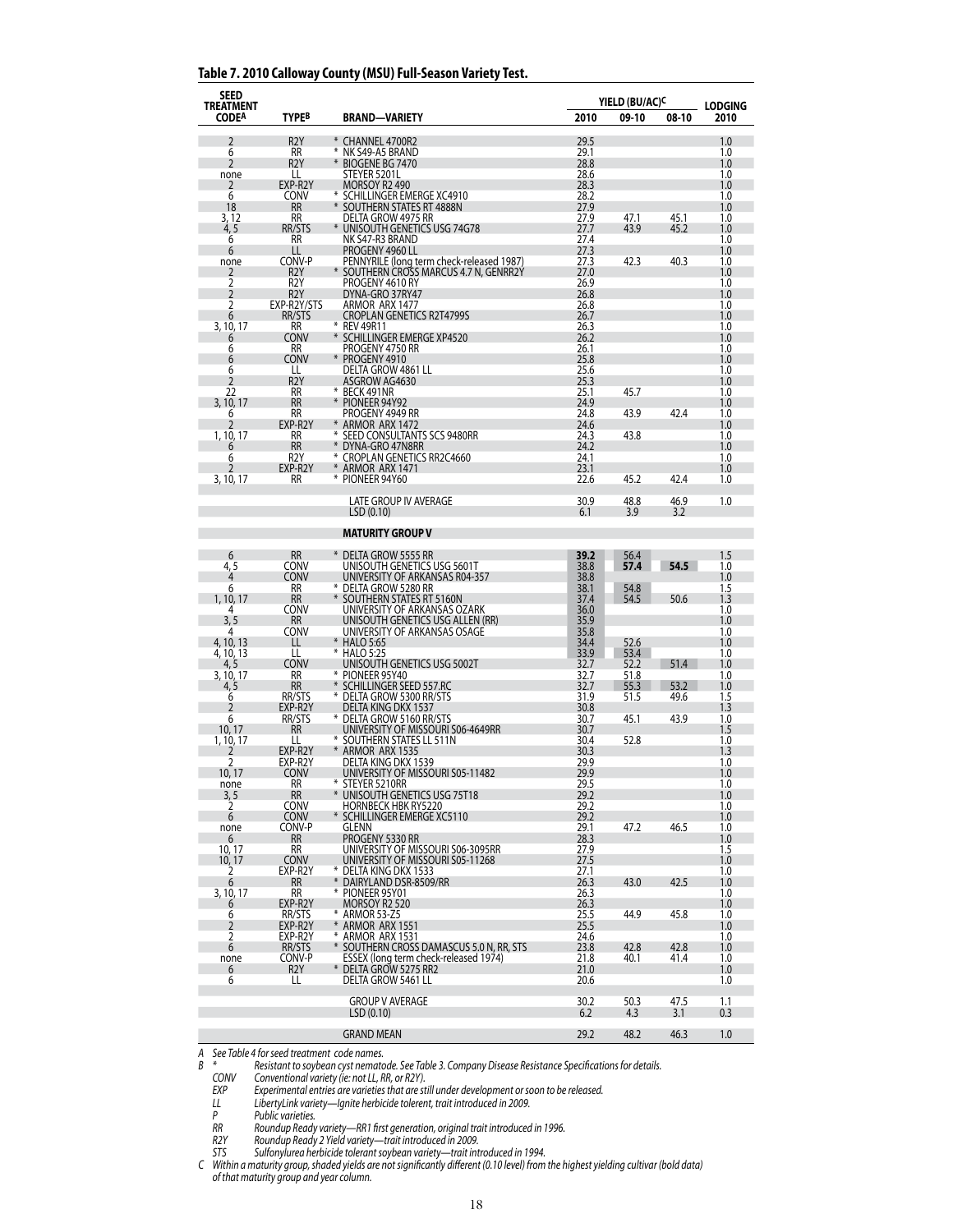**Table 7. 2010 Calloway County (MSU) Full-Season Variety Test.**

| SEED TREATMENT CODE[A] | TYPE[B] | BRAND—VARIETY | YIELD (BU/AC)[C] 2010 | 09-10 | 08-10 | LODGING 2010 |
|---|---|---|---|---|---|---|
| 2 | R2Y | * CHANNEL 4700R2 | 29.5 | | | 1.0 |
| 6 | RR | * NK S49-A5 BRAND | 29.1 | | | 1.0 |
| 2 | R2Y | * BIOGENE BG 7470 | 28.8 | | | 1.0 |
| none | LL | STEYER 5201L | 28.6 | | | 1.0 |
| 2 | EXP-R2Y | MORSOY R2 490 | 28.3 | | | 1.0 |
| 6 | CONV | * SCHILLINGER EMERGE XC4910 | 28.2 | | | 1.0 |
| 18 | RR | * SOUTHERN STATES RT 4888N | 27.9 | | | 1.0 |
| 3, 12 | RR | DELTA GROW 4975 RR | 27.9 | 47.1 | 45.1 | 1.0 |
| 4, 5 | RR/STS | * UNISOUTH GENETICS USG 74G78 | 27.7 | 43.9 | 45.2 | 1.0 |
| 6 | RR | NK S47-R3 BRAND | 27.4 | | | 1.0 |
| 6 | LL | PROGENY 4960 LL | 27.3 | | | 1.0 |
| none | CONV-P | PENNYRILE (long term check-released 1987) | 27.3 | 42.3 | 40.3 | 1.0 |
| 2 | R2Y | * SOUTHERN CROSS MARCUS 4.7 N, GENRR2Y | 27.0 | | | 1.0 |
| 2 | R2Y | PROGENY 4610 RY | 26.9 | | | 1.0 |
| 2 | R2Y | DYNA-GRO 37RY47 | 26.8 | | | 1.0 |
| 2 | EXP-R2Y/STS | ARMOR ARX 1477 | 26.8 | | | 1.0 |
| 6 | RR/STS | CROPLAN GENETICS R2T4799S | 26.7 | | | 1.0 |
| 3, 10, 17 | RR | * REV 49R11 | 26.3 | | | 1.0 |
| 6 | CONV | * SCHILLINGER EMERGE XP4520 | 26.2 | | | 1.0 |
| 6 | RR | PROGENY 4750 RR | 26.1 | | | 1.0 |
| 6 | CONV | * PROGENY 4910 | 25.8 | | | 1.0 |
| 6 | LL | DELTA GROW 4861 LL | 25.6 | | | 1.0 |
| 2 | R2Y | ASGROW AG4630 | 25.3 | | | 1.0 |
| 22 | RR | * BECK 491NR | 25.1 | 45.7 | | 1.0 |
| 3, 10, 17 | RR | * PIONEER 94Y92 | 24.9 | | | 1.0 |
| 6 | RR | PROGENY 4949 RR | 24.8 | 43.9 | 42.4 | 1.0 |
| 2 | EXP-R2Y | * ARMOR ARX 1472 | 24.6 | | | 1.0 |
| 1, 10, 17 | RR | * SEED CONSULTANTS SCS 9480RR | 24.3 | 43.8 | | 1.0 |
| 6 | RR | * DYNA-GRO 47N8RR | 24.2 | | | 1.0 |
| 6 | R2Y | * CROPLAN GENETICS RR2C4660 | 24.1 | | | 1.0 |
| 2 | EXP-R2Y | * ARMOR ARX 1471 | 23.1 | | | 1.0 |
| 3, 10, 17 | RR | * PIONEER 94Y60 | 22.6 | 45.2 | 42.4 | 1.0 |
| | | LATE GROUP IV AVERAGE | 30.9 | 48.8 | 46.9 | 1.0 |
| | | LSD (0.10) | 6.1 | 3.9 | 3.2 | |
| | | **MATURITY GROUP V** | | | | |
| 6 | RR | * DELTA GROW 5555 RR | **39.2** | 56.4 | | 1.5 |
| 4, 5 | CONV | UNISOUTH GENETICS USG 5601T | 38.8 | **57.4** | **54.5** | 1.0 |
| 4 | CONV | UNIVERSITY OF ARKANSAS R04-357 | 38.8 | | | 1.0 |
| 6 | RR | * DELTA GROW 5280 RR | 38.1 | 54.8 | | 1.5 |
| 1, 10, 17 | RR | * SOUTHERN STATES RT 5160N | 37.4 | 54.5 | 50.6 | 1.3 |
| 4 | CONV | UNIVERSITY OF ARKANSAS OZARK | 36.0 | | | 1.0 |
| 3, 5 | RR | UNISOUTH GENETICS USG ALLEN (RR) | 35.9 | | | 1.0 |
| 4 | CONV | UNIVERSITY OF ARKANSAS OSAGE | 35.8 | | | 1.0 |
| 4, 10, 13 | LL | * HALO 5:65 | 34.4 | 52.6 | | 1.0 |
| 4, 10, 13 | LL | * HALO 5:25 | 33.9 | 53.4 | | 1.0 |
| 4, 5 | CONV | UNISOUTH GENETICS USG 5002T | 32.7 | 52.2 | 51.4 | 1.0 |
| 3, 10, 17 | RR | * PIONEER 95Y40 | 32.7 | 51.8 | | 1.0 |
| 4, 5 | RR | * SCHILLINGER SEED 557.RC | 32.7 | 55.3 | 53.2 | 1.0 |
| 6 | RR/STS | * DELTA GROW 5300 RR/STS | 31.9 | 51.5 | 49.6 | 1.5 |
| 2 | EXP-R2Y | DELTA KING DKX 1537 | 30.8 | | | 1.3 |
| 6 | RR/STS | * DELTA GROW 5160 RR/STS | 30.7 | 45.1 | 43.9 | 1.0 |
| 10, 17 | RR | UNIVERSITY OF MISSOURI S06-4649RR | 30.7 | | | 1.5 |
| 1, 10, 17 | LL | * SOUTHERN STATES LL 511N | 30.4 | 52.8 | | 1.0 |
| 2 | EXP-R2Y | * ARMOR ARX 1535 | 30.3 | | | 1.3 |
| 2 | EXP-R2Y | DELTA KING DKX 1539 | 29.9 | | | 1.0 |
| 10, 17 | CONV | UNIVERSITY OF MISSOURI S05-11482 | 29.9 | | | 1.0 |
| none | RR | * STEYER 5210RR | 29.5 | | | 1.0 |
| 3, 5 | RR | * UNISOUTH GENETICS USG 75T18 | 29.2 | | | 1.0 |
| 2 | CONV | HORNBECK HBK RY5220 | 29.2 | | | 1.0 |
| 6 | CONV | * SCHILLINGER EMERGE XC5110 | 29.2 | | | 1.0 |
| none | CONV-P | GLENN | 29.1 | 47.2 | 46.5 | 1.0 |
| 6 | RR | PROGENY 5330 RR | 28.3 | | | 1.0 |
| 10, 17 | RR | UNIVERSITY OF MISSOURI S06-3095RR | 27.9 | | | 1.5 |
| 10, 17 | CONV | UNIVERSITY OF MISSOURI S05-11268 | 27.5 | | | 1.0 |
| 2 | EXP-R2Y | * DELTA KING DKX 1533 | 27.1 | | | 1.0 |
| 6 | RR | * DAIRYLAND DSR-8509/RR | 26.3 | 43.0 | 42.5 | 1.0 |
| 3, 10, 17 | RR | * PIONEER 95Y01 | 26.3 | | | 1.0 |
| 6 | EXP-R2Y | MORSOY R2 520 | 26.3 | | | 1.0 |
| 6 | RR/STS | * ARMOR 53-Z5 | 25.5 | 44.9 | 45.8 | 1.0 |
| 2 | EXP-R2Y | * ARMOR ARX 1551 | 25.5 | | | 1.0 |
| 2 | EXP-R2Y | * ARMOR ARX 1531 | 24.6 | | | 1.0 |
| 6 | RR/STS | * SOUTHERN CROSS DAMASCUS 5.0 N, RR, STS | 23.8 | 42.8 | 42.8 | 1.0 |
| none | CONV-P | ESSEX (long term check-released 1974) | 21.8 | 40.1 | 41.4 | 1.0 |
| 6 | R2Y | * DELTA GROW 5275 RR2 | 21.0 | | | 1.0 |
| 6 | LL | DELTA GROW 5461 LL | 20.6 | | | 1.0 |
| | | GROUP V AVERAGE | 30.2 | 50.3 | 47.5 | 1.1 |
| | | LSD (0.10) | 6.2 | 4.3 | 3.1 | 0.3 |
| | | GRAND MEAN | 29.2 | 48.2 | 46.3 | 1.0 |

*A See Table 4 for seed treatment code names.*

*B \* Resistant to soybean cyst nematode. See Table 3. Company Disease Resistance Specifications for details.*

*CONV Conventional variety (ie: not LL, RR, or R2Y).*

*EXP Experimental entries are varieties that are still under development or soon to be released.*

*LL LibertyLink variety—Ignite herbicide tolerent, trait introduced in 2009.*

*P Public varieties.*

*RR Roundup Ready variety—RR1 first generation, original trait introduced in 1996.*

*R2Y Roundup Ready 2 Yield variety—trait introduced in 2009.*

*STS Sulfonylurea herbicide tolerant soybean variety—trait introduced in 1994.*

*C Within a maturity group, shaded yields are not significantly different (0.10 level) from the highest yielding cultivar (bold data) of that maturity group and year column.*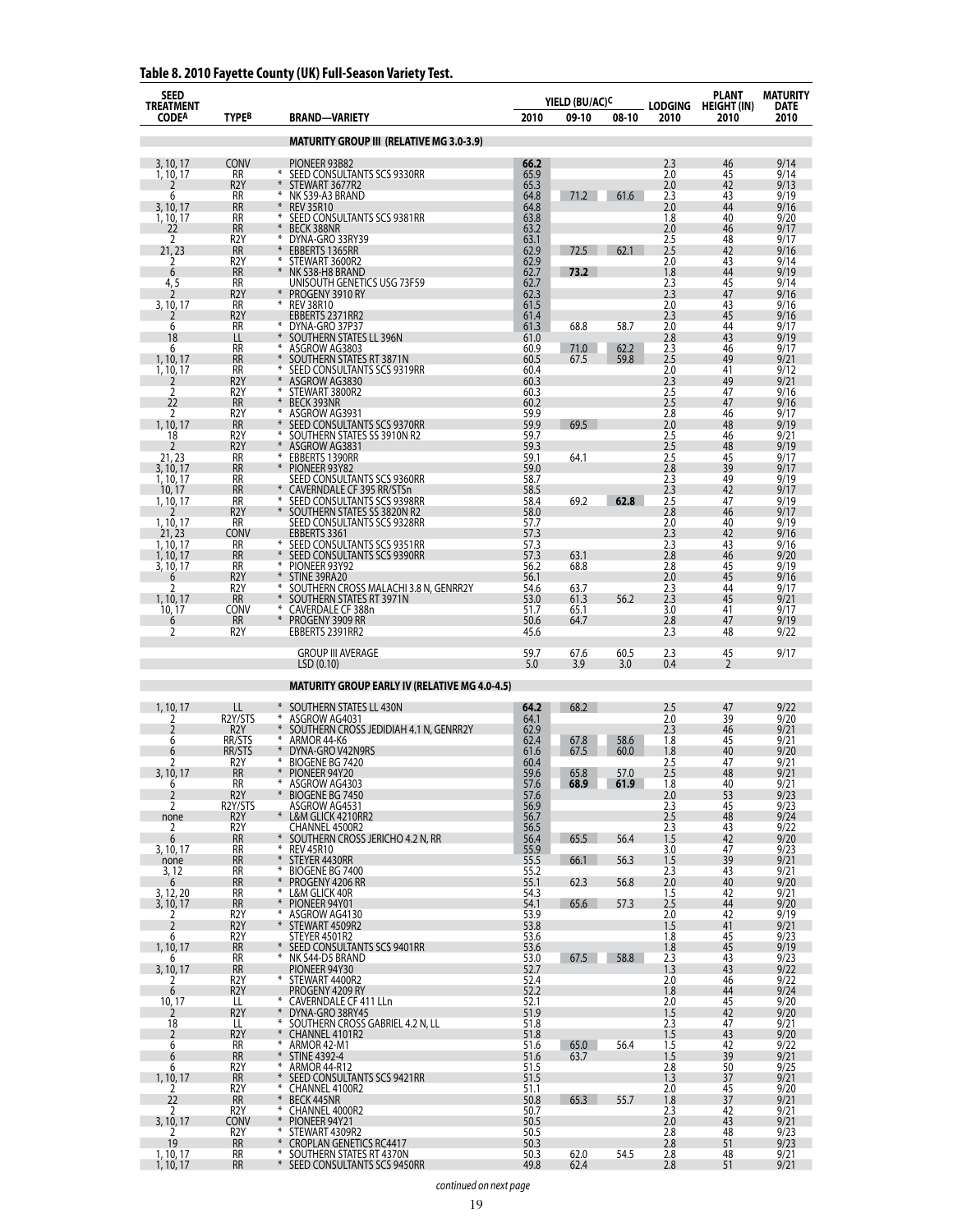## Table 8. 2010 Fayette County (UK) Full-Season Variety Test.

| SEED TREATMENT CODE[A] | TYPE[B] | BRAND—VARIETY | YIELD (BU/AC)[C] 2010 | 09-10 | 08-10 | LODGING 2010 | PLANT HEIGHT (IN) 2010 | MATURITY DATE 2010 |
|---|---|---|---|---|---|---|---|---|
| | | **MATURITY GROUP III (RELATIVE MG 3.0-3.9)** | | | | | | |
| 3, 10, 17 | CONV | PIONEER 93B82 | **66.2** | | | 2.3 | 46 | 9/14 |
| 1, 10, 17 | RR | * SEED CONSULTANTS SCS 9330RR | 65.9 | | | 2.0 | 45 | 9/14 |
| 2 | R2Y | * STEWART 3677R2 | 65.3 | | | 2.0 | 42 | 9/13 |
| 6 | RR | * NK S39-A3 BRAND | 64.8 | 71.2 | 61.6 | 2.3 | 43 | 9/19 |
| 3, 10, 17 | RR | * REV 35R10 | 64.8 | | | 2.0 | 44 | 9/16 |
| 1, 10, 17 | RR | * SEED CONSULTANTS SCS 9381RR | 63.8 | | | 1.8 | 40 | 9/20 |
| 22 | RR | * BECK 388NR | 63.2 | | | 2.0 | 46 | 9/17 |
| 2 | R2Y | * DYNA-GRO 33RY39 | 63.1 | | | 2.5 | 48 | 9/17 |
| 21, 23 | RR | * EBBERTS 1365RR | 62.9 | 72.5 | 62.1 | 2.5 | 42 | 9/16 |
| 2 | R2Y | * STEWART 3600R2 | 62.9 | | | 2.0 | 43 | 9/14 |
| 6 | RR | * NK S38-H8 BRAND | 62.7 | **73.2** | | 1.8 | 44 | 9/19 |
| 4, 5 | RR | UNISOUTH GENETICS USG 73F59 | 62.7 | | | 2.3 | 45 | 9/14 |
| 2 | R2Y | * PROGENY 3910 RY | 62.3 | | | 2.3 | 47 | 9/16 |
| 3, 10, 17 | RR | * REV 38R10 | 61.5 | | | 2.0 | 43 | 9/16 |
| 2 | R2Y | EBBERTS 2371RR2 | 61.4 | | | 2.3 | 45 | 9/16 |
| 6 | RR | * DYNA-GRO 37P37 | 61.3 | 68.8 | 58.7 | 2.0 | 44 | 9/17 |
| 18 | LL | * SOUTHERN STATES LL 396N | 61.0 | | | 2.8 | 43 | 9/19 |
| 6 | RR | * ASGROW AG3803 | 60.9 | 71.0 | 62.2 | 2.3 | 46 | 9/17 |
| 1, 10, 17 | RR | * SOUTHERN STATES RT 3871N | 60.5 | 67.5 | 59.8 | 2.5 | 49 | 9/21 |
| 1, 10, 17 | RR | * SEED CONSULTANTS SCS 9319RR | 60.4 | | | 2.0 | 41 | 9/12 |
| 2 | R2Y | * ASGROW AG3830 | 60.3 | | | 2.3 | 49 | 9/21 |
| 2 | R2Y | * STEWART 3800R2 | 60.3 | | | 2.5 | 47 | 9/16 |
| 22 | RR | * BECK 393NR | 60.2 | | | 2.5 | 47 | 9/16 |
| 2 | R2Y | * ASGROW AG3931 | 59.9 | | | 2.8 | 46 | 9/17 |
| 1, 10, 17 | RR | * SEED CONSULTANTS SCS 9370RR | 59.9 | 69.5 | | 2.0 | 48 | 9/19 |
| 18 | R2Y | * SOUTHERN STATES SS 3910N R2 | 59.7 | | | 2.5 | 46 | 9/21 |
| 2 | R2Y | * ASGROW AG3831 | 59.3 | | | 2.5 | 48 | 9/19 |
| 21, 23 | RR | * EBBERTS 1390RR | 59.1 | 64.1 | | 2.5 | 45 | 9/17 |
| 3, 10, 17 | RR | * PIONEER 93Y82 | 59.0 | | | 2.8 | 39 | 9/17 |
| 1, 10, 17 | RR | SEED CONSULTANTS SCS 9360RR | 58.7 | | | 2.3 | 49 | 9/19 |
| 10, 17 | RR | * CAVERNDALE CF 395 RR/STSn | 58.5 | | | 2.3 | 42 | 9/17 |
| 1, 10, 17 | RR | * SEED CONSULTANTS SCS 9398RR | 58.4 | 69.2 | **62.8** | 2.5 | 47 | 9/19 |
| 2 | R2Y | * SOUTHERN STATES SS 3820N R2 | 58.0 | | | 2.8 | 46 | 9/17 |
| 1, 10, 17 | RR | SEED CONSULTANTS SCS 9328RR | 57.7 | | | 2.0 | 40 | 9/19 |
| 21, 23 | CONV | EBBERTS 3361 | 57.3 | | | 2.3 | 42 | 9/16 |
| 1, 10, 17 | RR | * SEED CONSULTANTS SCS 9351RR | 57.3 | | | 2.3 | 43 | 9/16 |
| 1, 10, 17 | RR | * SEED CONSULTANTS SCS 9390RR | 57.3 | 63.1 | | 2.8 | 46 | 9/20 |
| 3, 10, 17 | RR | * PIONEER 93Y92 | 56.2 | 68.8 | | 2.8 | 45 | 9/19 |
| 6 | R2Y | * STINE 39RA20 | 56.1 | | | 2.0 | 45 | 9/16 |
| 2 | R2Y | * SOUTHERN CROSS MALACHI 3.8 N, GENRR2Y | 54.6 | 63.7 | | 2.3 | 44 | 9/17 |
| 1, 10, 17 | RR | * SOUTHERN STATES RT 3971N | 53.0 | 61.3 | 56.2 | 2.3 | 45 | 9/21 |
| 10, 17 | CONV | * CAVERDALE CF 388n | 51.7 | 65.1 | | 3.0 | 41 | 9/17 |
| 6 | RR | * PROGENY 3909 RR | 50.6 | 64.7 | | 2.8 | 47 | 9/19 |
| 2 | R2Y | EBBERTS 2391RR2 | 45.6 | | | 2.3 | 48 | 9/22 |
| | | GROUP III AVERAGE | 59.7 | 67.6 | 60.5 | 2.3 | 45 | 9/17 |
| | | LSD (0.10) | 5.0 | 3.9 | 3.0 | 0.4 | 2 | |
| | | **MATURITY GROUP EARLY IV (RELATIVE MG 4.0-4.5)** | | | | | | |
| 1, 10, 17 | LL | * SOUTHERN STATES LL 430N | **64.2** | 68.2 | | 2.5 | 47 | 9/22 |
| 2 | R2Y/STS | * ASGROW AG4031 | 64.1 | | | 2.0 | 39 | 9/20 |
| 2 | R2Y | * SOUTHERN CROSS JEDIDIAH 4.1 N, GENRR2Y | 62.9 | | | 2.3 | 46 | 9/21 |
| 6 | RR/STS | * ARMOR 44-K6 | 62.4 | 67.8 | 58.6 | 1.8 | 45 | 9/21 |
| 6 | RR/STS | * DYNA-GRO V42N9RS | 61.6 | 67.5 | 60.0 | 1.8 | 40 | 9/20 |
| 2 | R2Y | * BIOGENE BG 7420 | 60.4 | | | 2.5 | 47 | 9/21 |
| 3, 10, 17 | RR | * PIONEER 94Y20 | 59.6 | 65.8 | 57.0 | 2.5 | 48 | 9/21 |
| 6 | RR | * ASGROW AG4303 | 57.6 | **68.9** | **61.9** | 1.8 | 40 | 9/21 |
| 2 | R2Y | * BIOGENE BG 7450 | 57.6 | | | 2.0 | 53 | 9/23 |
| 2 | R2Y/STS | ASGROW AG4531 | 56.9 | | | 2.3 | 45 | 9/23 |
| none | R2Y | * L&M GLICK 4210RR2 | 56.7 | | | 2.5 | 48 | 9/24 |
| 2 | R2Y | CHANNEL 4500R2 | 56.5 | | | 2.3 | 43 | 9/22 |
| 6 | RR | * SOUTHERN CROSS JERICHO 4.2 N, RR | 56.4 | 65.5 | 56.4 | 1.5 | 42 | 9/20 |
| 3, 10, 17 | RR | * REV 45R10 | 55.9 | | | 3.0 | 47 | 9/23 |
| none | RR | * STEYER 4430RR | 55.5 | 66.1 | 56.3 | 1.5 | 39 | 9/21 |
| 3, 12 | RR | * BIOGENE BG 7400 | 55.2 | | | 2.3 | 43 | 9/21 |
| 6 | RR | * PROGENY 4206 RR | 55.1 | 62.3 | 56.8 | 2.0 | 40 | 9/20 |
| 3, 12, 20 | RR | * L&M GLICK 40R | 54.3 | | | 1.5 | 42 | 9/21 |
| 3, 10, 17 | RR | * PIONEER 94Y01 | 54.1 | 65.6 | 57.3 | 2.5 | 44 | 9/20 |
| 2 | R2Y | * ASGROW AG4130 | 53.9 | | | 2.0 | 42 | 9/19 |
| 2 | R2Y | * STEWART 4509R2 | 53.8 | | | 1.5 | 41 | 9/21 |
| 6 | R2Y | STEYER 4501R2 | 53.6 | | | 1.8 | 45 | 9/23 |
| 1, 10, 17 | RR | * SEED CONSULTANTS SCS 9401RR | 53.6 | | | 1.8 | 45 | 9/19 |
| 6 | RR | * NK S44-D5 BRAND | 53.0 | 67.5 | 58.8 | 2.3 | 43 | 9/23 |
| 3, 10, 17 | RR | PIONEER 94Y30 | 52.7 | | | 1.3 | 43 | 9/22 |
| 2 | R2Y | * STEWART 4400R2 | 52.4 | | | 2.0 | 46 | 9/22 |
| 6 | R2Y | PROGENY 4209 RY | 52.2 | | | 1.8 | 44 | 9/24 |
| 10, 17 | LL | * CAVERNDALE CF 411 LLn | 52.1 | | | 2.0 | 45 | 9/20 |
| 2 | R2Y | * DYNA-GRO 38RY45 | 51.9 | | | 1.5 | 42 | 9/20 |
| 18 | LL | * SOUTHERN CROSS GABRIEL 4.2 N, LL | 51.8 | | | 2.3 | 47 | 9/21 |
| 2 | R2Y | * CHANNEL 4101R2 | 51.8 | | | 1.5 | 43 | 9/20 |
| 6 | RR | * ARMOR 42-M1 | 51.6 | 65.0 | 56.4 | 1.5 | 42 | 9/22 |
| 6 | RR | * STINE 4392-4 | 51.6 | 63.7 | | 1.5 | 39 | 9/21 |
| 6 | R2Y | * ARMOR 44-R12 | 51.5 | | | 2.8 | 50 | 9/25 |
| 1, 10, 17 | RR | * SEED CONSULTANTS SCS 9421RR | 51.5 | | | 1.3 | 37 | 9/21 |
| 2 | R2Y | * CHANNEL 4100R2 | 51.1 | | | 2.0 | 45 | 9/20 |
| 22 | RR | * BECK 445NR | 50.8 | 65.3 | 55.7 | 1.8 | 37 | 9/21 |
| 2 | R2Y | * CHANNEL 4000R2 | 50.7 | | | 2.3 | 42 | 9/21 |
| 3, 10, 17 | CONV | * PIONEER 94Y21 | 50.5 | | | 2.0 | 43 | 9/21 |
| 2 | R2Y | * STEWART 4309R2 | 50.5 | | | 2.8 | 48 | 9/23 |
| 19 | RR | * CROPLAN GENETICS RC4417 | 50.3 | | | 2.8 | 51 | 9/23 |
| 1, 10, 17 | RR | * SOUTHERN STATES RT 4370N | 50.3 | 62.0 | 54.5 | 2.8 | 48 | 9/21 |
| 1, 10, 17 | RR | * SEED CONSULTANTS SCS 9450RR | 49.8 | 62.4 | | 2.8 | 51 | 9/21 |

*continued on next page*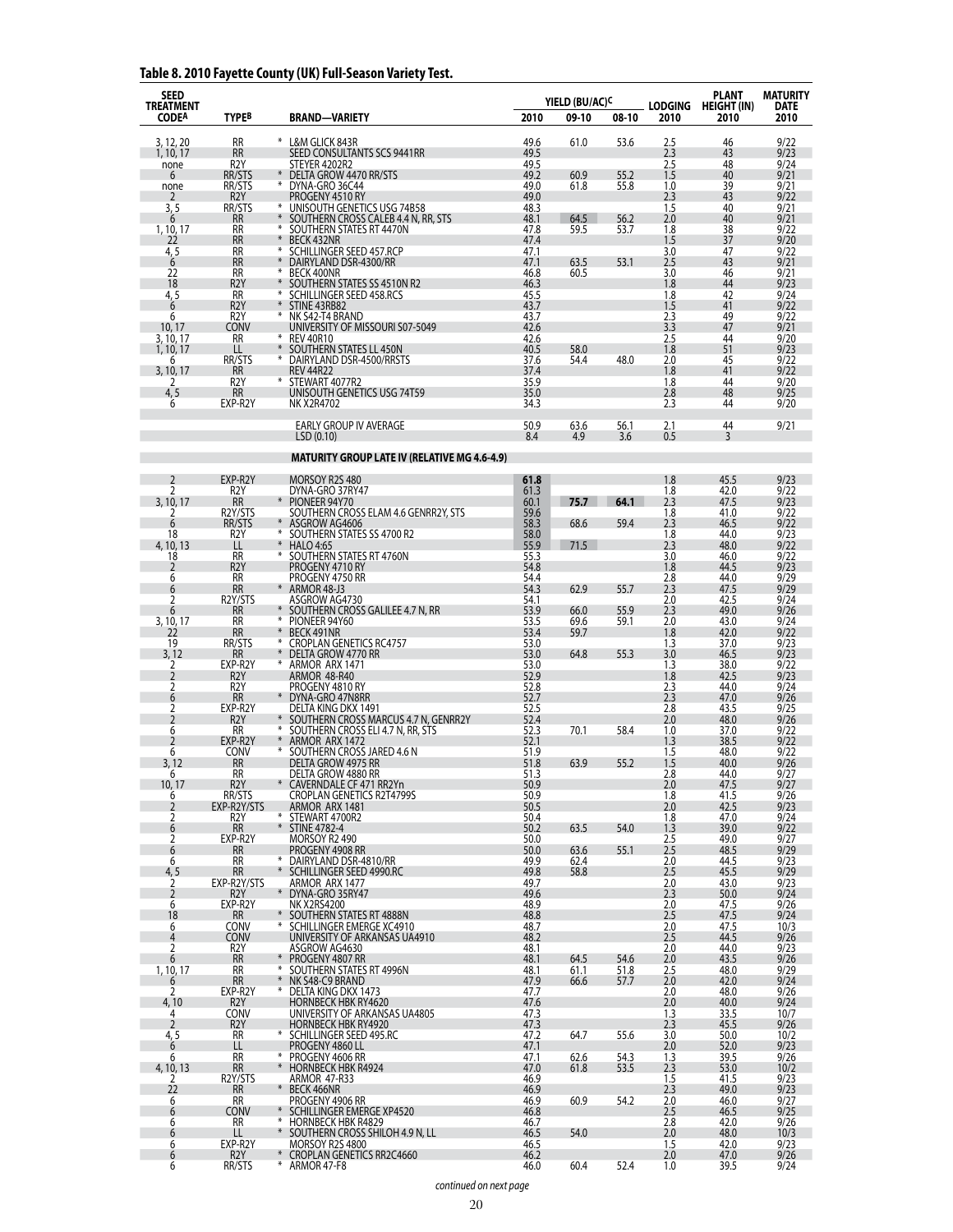## Table 8. 2010 Fayette County (UK) Full-Season Variety Test.

| SEED TREATMENT CODE[A] | TYPE[B] | BRAND—VARIETY | YIELD (BU/AC)[C] 2010 | 09-10 | 08-10 | LODGING 2010 | PLANT HEIGHT (IN) 2010 | MATURITY DATE 2010 |
|---|---|---|---|---|---|---|---|---|
| 3, 12, 20 | RR | * L&M GLICK 843R | 49.6 | 61.0 | 53.6 | 2.5 | 46 | 9/22 |
| 1, 10, 17 | RR | SEED CONSULTANTS SCS 9441RR | 49.5 | | | 2.3 | 43 | 9/23 |
| none | R2Y | STEYER 4202R2 | 49.5 | | | 2.5 | 48 | 9/24 |
| 6 | RR/STS | * DELTA GROW 4470 RR/STS | 49.2 | 60.9 | 55.2 | 1.5 | 40 | 9/21 |
| none | RR/STS | * DYNA-GRO 36C44 | 49.0 | 61.8 | 55.8 | 1.0 | 39 | 9/21 |
| 2 | R2Y | PROGENY 4510 RY | 49.0 | | | 2.3 | 43 | 9/22 |
| 3, 5 | RR/STS | * UNISOUTH GENETICS USG 74B58 | 48.3 | | | 1.5 | 40 | 9/21 |
| 6 | RR | * SOUTHERN CROSS CALEB 4.4 N, RR, STS | 48.1 | 64.5 | 56.2 | 2.0 | 40 | 9/21 |
| 1, 10, 17 | RR | * SOUTHERN STATES RT 4470N | 47.8 | 59.5 | 53.7 | 1.8 | 38 | 9/22 |
| 22 | RR | * BECK 432NR | 47.4 | | | 1.5 | 37 | 9/20 |
| 4, 5 | RR | * SCHILLINGER SEED 457.RCP | 47.1 | | | 3.0 | 47 | 9/22 |
| 6 | RR | * DAIRYLAND DSR-4300/RR | 47.1 | 63.5 | 53.1 | 2.5 | 43 | 9/21 |
| 22 | RR | * BECK 400NR | 46.8 | 60.5 | | 3.0 | 46 | 9/21 |
| 18 | R2Y | * SOUTHERN STATES SS 4510N R2 | 46.3 | | | 1.8 | 44 | 9/23 |
| 4, 5 | RR | * SCHILLINGER SEED 458.RCS | 45.5 | | | 1.8 | 42 | 9/24 |
| 6 | R2Y | * STINE 43RB82 | 43.7 | | | 1.5 | 41 | 9/22 |
| 6 | R2Y | * NK S42-T4 BRAND | 43.7 | | | 2.3 | 49 | 9/22 |
| 10, 17 | CONV | UNIVERSITY OF MISSOURI S07-5049 | 42.6 | | | 3.3 | 47 | 9/21 |
| 3, 10, 17 | RR | * REV 40R10 | 42.6 | | | 2.5 | 44 | 9/20 |
| 1, 10, 17 | LL | * SOUTHERN STATES LL 450N | 40.5 | 58.0 | | 1.8 | 51 | 9/23 |
| 6 | RR/STS | * DAIRYLAND DSR-4500/RRSTS | 37.6 | 54.4 | 48.0 | 2.0 | 45 | 9/22 |
| 3, 10, 17 | RR | REV 44R22 | 37.4 | | | 1.8 | 41 | 9/22 |
| 2 | R2Y | * STEWART 4077R2 | 35.9 | | | 1.8 | 44 | 9/20 |
| 4, 5 | RR | UNISOUTH GENETICS USG 74T59 | 35.0 | | | 2.8 | 48 | 9/25 |
| 6 | EXP-R2Y | NK X2R4702 | 34.3 | | | 2.3 | 44 | 9/20 |
| | | EARLY GROUP IV AVERAGE | 50.9 | 63.6 | 56.1 | 2.1 | 44 | 9/21 |
| | | LSD (0.10) | 8.4 | 4.9 | 3.6 | 0.5 | 3 | |
| | | **MATURITY GROUP LATE IV (RELATIVE MG 4.6-4.9)** | | | | | | |
| 2 | EXP-R2Y | MORSOY R2S 480 | **61.8** | | | 1.8 | 45.5 | 9/23 |
| 2 | R2Y | DYNA-GRO 37RY47 | 61.3 | | | 1.8 | 42.0 | 9/22 |
| 3, 10, 17 | RR | * PIONEER 94Y70 | 60.1 | **75.7** | **64.1** | 2.3 | 47.5 | 9/23 |
| 2 | R2Y/STS | SOUTHERN CROSS ELAM 4.6 GENRR2Y, STS | 59.6 | | | 1.8 | 41.0 | 9/22 |
| 6 | RR/STS | * ASGROW AG4606 | 58.3 | 68.6 | 59.4 | 2.3 | 46.5 | 9/22 |
| 18 | R2Y | * SOUTHERN STATES SS 4700 R2 | 58.0 | | | 1.8 | 44.0 | 9/23 |
| 4, 10, 13 | LL | * HALO 4:65 | 55.9 | 71.5 | | 2.3 | 48.0 | 9/22 |
| 18 | RR | * SOUTHERN STATES RT 4760N | 55.3 | | | 3.0 | 46.0 | 9/22 |
| 2 | R2Y | PROGENY 4710 RY | 54.8 | | | 1.8 | 44.5 | 9/23 |
| 6 | RR | PROGENY 4750 RR | 54.4 | | | 2.8 | 44.0 | 9/29 |
| 6 | RR | * ARMOR 48-J3 | 54.3 | 62.9 | 55.7 | 2.3 | 47.5 | 9/29 |
| 2 | R2Y/STS | ASGROW AG4730 | 54.1 | | | 2.0 | 42.5 | 9/24 |
| 6 | RR | * SOUTHERN CROSS GALILEE 4.7 N, RR | 53.9 | 66.0 | 55.9 | 2.3 | 49.0 | 9/26 |
| 3, 10, 17 | RR | * PIONEER 94Y60 | 53.5 | 69.6 | 59.1 | 2.0 | 43.0 | 9/24 |
| 22 | RR | * BECK 491NR | 53.4 | 59.7 | | 1.8 | 42.0 | 9/22 |
| 19 | RR/STS | * CROPLAN GENETICS RC4757 | 53.0 | | | 1.3 | 37.0 | 9/23 |
| 3, 12 | RR | * DELTA GROW 4770 RR | 53.0 | 64.8 | 55.3 | 3.0 | 46.5 | 9/23 |
| 2 | EXP-R2Y | * ARMOR ARX 1471 | 53.0 | | | 1.3 | 38.0 | 9/22 |
| 2 | R2Y | ARMOR 48-R40 | 52.9 | | | 1.8 | 42.5 | 9/23 |
| 2 | R2Y | PROGENY 4810 RY | 52.8 | | | 2.3 | 44.0 | 9/24 |
| 6 | RR | * DYNA-GRO 47N8RR | 52.7 | | | 2.3 | 47.0 | 9/26 |
| 2 | EXP-R2Y | DELTA KING DKX 1491 | 52.5 | | | 2.8 | 43.5 | 9/25 |
| 2 | R2Y | * SOUTHERN CROSS MARCUS 4.7 N, GENRR2Y | 52.4 | | | 2.0 | 48.0 | 9/26 |
| 6 | RR | * SOUTHERN CROSS ELI 4.7 N, RR, STS | 52.3 | 70.1 | 58.4 | 1.0 | 37.0 | 9/22 |
| 2 | EXP-R2Y | * ARMOR ARX 1472 | 52.1 | | | 1.3 | 38.5 | 9/22 |
| 6 | CONV | * SOUTHERN CROSS JARED 4.6 N | 51.9 | | | 1.5 | 48.0 | 9/22 |
| 3, 12 | RR | DELTA GROW 4975 RR | 51.8 | 63.9 | 55.2 | 1.5 | 40.0 | 9/26 |
| 6 | RR | DELTA GROW 4880 RR | 51.3 | | | 2.8 | 44.0 | 9/27 |
| 10, 17 | R2Y | * CAVERNDALE CF 471 RR2Yn | 50.9 | | | 2.0 | 47.5 | 9/27 |
| 6 | RR/STS | CROPLAN GENETICS R2T4799S | 50.9 | | | 1.8 | 41.5 | 9/26 |
| 2 | EXP-R2Y/STS | ARMOR ARX 1481 | 50.5 | | | 2.0 | 42.5 | 9/23 |
| 2 | R2Y | * STEWART 4700R2 | 50.4 | | | 1.8 | 47.0 | 9/24 |
| 6 | RR | * STINE 4782-4 | 50.2 | 63.5 | 54.0 | 1.3 | 39.0 | 9/22 |
| 2 | EXP-R2Y | MORSOY R2 490 | 50.0 | | | 2.5 | 49.0 | 9/27 |
| 6 | RR | PROGENY 4908 RR | 50.0 | 63.6 | 55.1 | 2.5 | 48.5 | 9/29 |
| 6 | RR | * DAIRYLAND DSR-4810/RR | 49.9 | 62.4 | | 2.0 | 44.5 | 9/23 |
| 4, 5 | RR | * SCHILLINGER SEED 4990.RC | 49.8 | 58.8 | | 2.5 | 45.5 | 9/29 |
| 2 | EXP-R2Y/STS | ARMOR ARX 1477 | 49.7 | | | 2.0 | 43.0 | 9/23 |
| 2 | R2Y | * DYNA-GRO 35RY47 | 49.6 | | | 2.3 | 50.0 | 9/24 |
| 6 | EXP-R2Y | NK X2RS4200 | 48.9 | | | 2.0 | 47.5 | 9/26 |
| 18 | RR | * SOUTHERN STATES RT 4888N | 48.8 | | | 2.5 | 47.5 | 9/24 |
| 6 | CONV | * SCHILLINGER EMERGE XC4910 | 48.7 | | | 2.0 | 47.5 | 10/3 |
| 4 | CONV | UNIVERSITY OF ARKANSAS UA4910 | 48.2 | | | 2.5 | 44.5 | 9/26 |
| 2 | R2Y | ASGROW AG4630 | 48.1 | | | 2.0 | 44.0 | 9/23 |
| 6 | RR | * PROGENY 4807 RR | 48.1 | 64.5 | 54.6 | 2.0 | 43.5 | 9/26 |
| 1, 10, 17 | RR | * SOUTHERN STATES RT 4996N | 48.1 | 61.1 | 51.8 | 2.5 | 48.0 | 9/29 |
| 6 | RR | * NK S48-C9 BRAND | 47.9 | 66.6 | 57.7 | 2.0 | 42.0 | 9/24 |
| 2 | EXP-R2Y | * DELTA KING DKX 1473 | 47.7 | | | 2.0 | 48.0 | 9/26 |
| 4, 10 | R2Y | HORNBECK HBK RY4620 | 47.6 | | | 2.0 | 40.0 | 9/24 |
| 4 | CONV | UNIVERSITY OF ARKANSAS UA4805 | 47.3 | | | 1.3 | 33.5 | 10/7 |
| 2 | R2Y | HORNBECK HBK RY4920 | 47.3 | | | 2.3 | 45.5 | 9/26 |
| 4, 5 | RR | * SCHILLINGER SEED 495.RC | 47.2 | 64.7 | 55.6 | 3.0 | 50.0 | 10/2 |
| 6 | LL | PROGENY 4860 LL | 47.1 | | | 2.0 | 52.0 | 9/23 |
| 6 | RR | * PROGENY 4606 RR | 47.1 | 62.6 | 54.3 | 1.3 | 39.5 | 9/26 |
| 4, 10, 13 | RR | * HORNBECK HBK R4924 | 47.0 | 61.8 | 53.5 | 2.3 | 53.0 | 10/2 |
| 2 | R2Y/STS | ARMOR 47-R33 | 46.9 | | | 1.5 | 41.5 | 9/23 |
| 22 | RR | * BECK 466NR | 46.9 | | | 2.3 | 49.0 | 9/23 |
| 6 | RR | PROGENY 4906 RR | 46.9 | 60.9 | 54.2 | 2.0 | 46.0 | 9/27 |
| 6 | CONV | * SCHILLINGER EMERGE XP4520 | 46.8 | | | 2.5 | 46.5 | 9/25 |
| 6 | RR | * HORNBECK HBK R4829 | 46.7 | | | 2.8 | 42.0 | 9/26 |
| 6 | LL | * SOUTHERN CROSS SHILOH 4.9 N, LL | 46.5 | 54.0 | | 2.0 | 48.0 | 10/3 |
| 6 | EXP-R2Y | MORSOY R2S 4800 | 46.5 | | | 1.5 | 42.0 | 9/23 |
| 6 | R2Y | * CROPLAN GENETICS RR2C4660 | 46.2 | | | 2.0 | 47.0 | 9/26 |
| 6 | RR/STS | * ARMOR 47-F8 | 46.0 | 60.4 | 52.4 | 1.0 | 39.5 | 9/24 |

*continued on next page*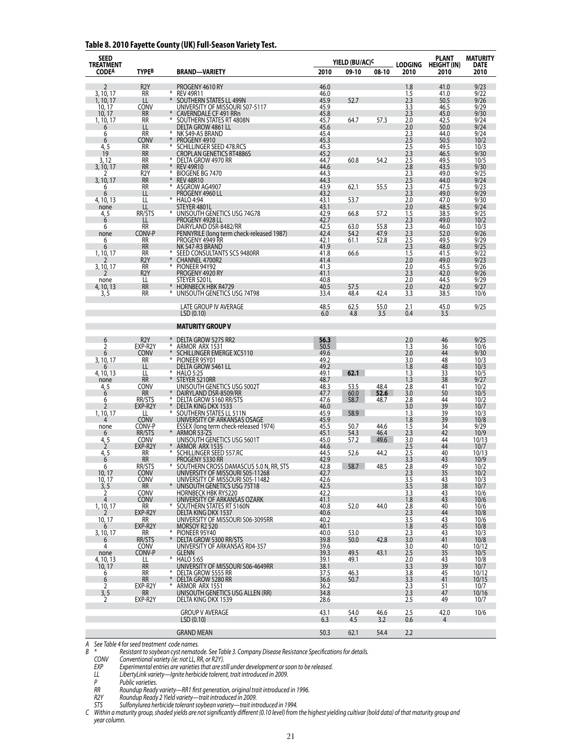**Table 8. 2010 Fayette County (UK) Full-Season Variety Test.**

| SEED TREATMENT CODE[A] | TYPE[B] | | BRAND—VARIETY | YIELD (BU/AC)[C] 2010 | 09-10 | 08-10 | LODGING 2010 | PLANT HEIGHT (IN) 2010 | MATURITY DATE 2010 |
|---|---|---|---|---|---|---|---|---|---|
| 2 | R2Y | | PROGENY 4610 RY | 46.0 | | | 1.8 | 41.0 | 9/23 |
| 3, 10, 17 | RR | * | REV 49R11 | 46.0 | | | 1.5 | 41.0 | 9/22 |
| 1, 10, 17 | LL | * | SOUTHERN STATES LL 499N | 45.9 | 52.7 | | 2.3 | 50.5 | 9/26 |
| 10, 17 | CONV | | UNIVERSITY OF MISSOURI S07-5117 | 45.9 | | | 3.3 | 46.5 | 9/29 |
| 10, 17 | RR | * | CAVERNDALE CF 491 RRn | 45.8 | | | 2.3 | 45.0 | 9/30 |
| 1, 10, 17 | RR | * | SOUTHERN STATES RT 4808N | 45.7 | 64.7 | 57.3 | 2.0 | 42.5 | 9/24 |
| 6 | LL | | DELTA GROW 4861 LL | 45.6 | | | 2.0 | 50.0 | 9/24 |
| 6 | RR | * | NK S49-A5 BRAND | 45.4 | | | 2.3 | 44.0 | 9/24 |
| 6 | CONV | * | PROGENY 4910 | 45.3 | | | 2.5 | 50.5 | 10/2 |
| 4, 5 | RR | * | SCHILLINGER SEED 478.RCS | 45.3 | | | 2.5 | 49.5 | 10/3 |
| 19 | RR | | CROPLAN GENETICS RT4886S | 45.2 | | | 2.3 | 46.5 | 9/30 |
| 3, 12 | RR | * | DELTA GROW 4970 RR | 44.7 | 60.8 | 54.2 | 2.5 | 49.5 | 10/5 |
| 3, 10, 17 | RR | * | REV 49R10 | 44.6 | | | 2.8 | 43.5 | 9/30 |
| 2 | R2Y | * | BIOGENE BG 7470 | 44.3 | | | 2.3 | 49.0 | 9/25 |
| 3, 10, 17 | RR | * | REV 48R10 | 44.3 | | | 2.5 | 44.0 | 9/24 |
| 6 | RR | * | ASGROW AG4907 | 43.9 | 62.1 | 55.5 | 2.3 | 47.5 | 9/23 |
| 6 | LL | | PROGENY 4960 LL | 43.2 | | | 2.3 | 49.0 | 9/29 |
| 4, 10, 13 | LL | * | HALO 4:94 | 43.1 | 53.7 | | 2.0 | 47.0 | 9/30 |
| none | LL | | STEYER 4801L | 43.1 | | | 2.0 | 48.5 | 9/24 |
| 4, 5 | RR/STS | * | UNISOUTH GENETICS USG 74G78 | 42.9 | 66.8 | 57.2 | 1.5 | 38.5 | 9/25 |
| 6 | LL | | PROGENY 4928 LL | 42.7 | | | 2.3 | 49.0 | 10/2 |
| 6 | RR | | DAIRYLAND DSR-8482/RR | 42.5 | 63.0 | 55.8 | 2.3 | 46.0 | 10/3 |
| none | CONV-P | | PENNYRILE (long term check-released 1987) | 42.4 | 54.2 | 47.9 | 2.3 | 52.0 | 9/26 |
| 6 | RR | | PROGENY 4949 RR | 42.1 | 61.1 | 52.8 | 2.5 | 49.5 | 9/29 |
| 6 | RR | | NK S47-R3 BRAND | 41.9 | | | 2.3 | 48.0 | 9/25 |
| 1, 10, 17 | RR | * | SEED CONSULTANTS SCS 9480RR | 41.8 | 66.6 | | 1.5 | 41.5 | 9/22 |
| 2 | R2Y | * | CHANNEL 4700R2 | 41.4 | | | 2.0 | 49.0 | 9/23 |
| 3, 10, 17 | RR | * | PIONEER 94Y92 | 41.3 | | | 2.0 | 45.5 | 9/26 |
| 2 | R2Y | | PROGENY 4920 RY | 41.1 | | | 2.3 | 42.0 | 9/26 |
| none | LL | | STEYER 5201L | 40.8 | | | 2.0 | 44.5 | 9/29 |
| 4, 10, 13 | RR | * | HORNBECK HBK R4729 | 40.5 | 57.5 | | 2.0 | 42.0 | 9/27 |
| 3, 5 | RR | * | UNISOUTH GENETICS USG 74T98 | 33.4 | 48.4 | 42.4 | 3.3 | 38.5 | 10/6 |
| | | | LATE GROUP IV AVERAGE | 48.5 | 62.5 | 55.0 | 2.1 | 45.0 | 9/25 |
| | | | LSD (0.10) | 6.0 | 4.8 | 3.5 | 0.4 | 3.5 | |
| | | | **MATURITY GROUP V** | | | | | | |
| 6 | R2Y | * | DELTA GROW 5275 RR2 | **56.3** | | | 2.0 | 46 | 9/25 |
| 2 | EXP-R2Y | * | ARMOR ARX 1531 | 50.5 | | | 1.3 | 36 | 10/6 |
| 6 | CONV | * | SCHILLINGER EMERGE XC5110 | 49.6 | | | 2.0 | 44 | 9/30 |
| 3, 10, 17 | RR | * | PIONEER 95Y01 | 49.2 | | | 3.0 | 48 | 10/3 |
| 6 | LL | | DELTA GROW 5461 LL | 49.2 | | | 1.8 | 48 | 10/3 |
| 4, 10, 13 | LL | * | HALO 5:25 | 49.1 | **62.1** | | 1.3 | 33 | 10/5 |
| none | RR | * | STEYER 5210RR | 48.7 | | | 1.3 | 38 | 9/27 |
| 4, 5 | CONV | | UNISOUTH GENETICS USG 5002T | 48.3 | 53.5 | 48.4 | 2.8 | 41 | 10/2 |
| 6 | RR | * | DAIRYLAND DSR-8509/RR | 47.7 | 60.0 | **52.6** | 3.0 | 50 | 10/5 |
| 6 | RR/STS | * | DELTA GROW 5160 RR/STS | 47.6 | 58.7 | 48.7 | 2.8 | 44 | 10/2 |
| 2 | EXP-R2Y | * | DELTA KING DKX 1533 | 46.0 | | | 3.0 | 39 | 10/7 |
| 1, 10, 17 | LL | * | SOUTHERN STATES LL 511N | 45.9 | 58.9 | | 1.3 | 39 | 10/3 |
| 4 | CONV | | UNIVERSITY OF ARKANSAS OSAGE | 45.9 | | | 1.8 | 39 | 10/8 |
| none | CONV-P | | ESSEX (long term check-released 1974) | 45.5 | 50.7 | 44.6 | 1.5 | 34 | 9/29 |
| 6 | RR/STS | * | ARMOR 53-Z5 | 45.1 | 54.3 | 46.4 | 2.3 | 42 | 10/9 |
| 4, 5 | CONV | | UNISOUTH GENETICS USG 5601T | 45.0 | 57.2 | 49.6 | 3.0 | 44 | 10/13 |
| 2 | EXP-R2Y | * | ARMOR ARX 1535 | 44.6 | | | 2.5 | 44 | 10/7 |
| 4, 5 | RR | * | SCHILLINGER SEED 557.RC | 44.5 | 52.6 | 44.2 | 2.5 | 40 | 10/13 |
| 6 | RR | | PROGENY 5330 RR | 42.9 | | | 3.3 | 43 | 10/9 |
| 6 | RR/STS | * | SOUTHERN CROSS DAMASCUS 5.0 N, RR, STS | 42.8 | 58.7 | 48.5 | 2.8 | 49 | 10/2 |
| 10, 17 | CONV | | UNIVERSITY OF MISSOURI S05-11268 | 42.7 | | | 2.3 | 35 | 10/2 |
| 10, 17 | CONV | | UNIVERSITY OF MISSOURI S05-11482 | 42.6 | | | 3.5 | 43 | 10/3 |
| 3, 5 | RR | * | UNISOUTH GENETICS USG 75T18 | 42.5 | | | 3.5 | 38 | 10/7 |
| 2 | CONV | | HORNBECK HBK RY5220 | 42.2 | | | 3.3 | 43 | 10/6 |
| 4 | CONV | | UNIVERSITY OF ARKANSAS OZARK | 41.1 | | | 1.8 | 43 | 10/6 |
| 1, 10, 17 | RR | * | SOUTHERN STATES RT 5160N | 40.8 | 52.0 | 44.0 | 2.8 | 40 | 10/6 |
| 2 | EXP-R2Y | | DELTA KING DKX 1537 | 40.6 | | | 2.3 | 44 | 10/8 |
| 10, 17 | RR | | UNIVERSITY OF MISSOURI S06-3095RR | 40.2 | | | 3.5 | 43 | 10/6 |
| 6 | EXP-R2Y | | MORSOY R2 520 | 40.1 | | | 1.8 | 45 | 10/8 |
| 3, 10, 17 | RR | * | PIONEER 95Y40 | 40.0 | 53.0 | | 2.3 | 43 | 10/3 |
| 6 | RR/STS | * | DELTA GROW 5300 RR/STS | 39.8 | 50.0 | 42.8 | 3.0 | 41 | 10/8 |
| 4 | CONV | | UNIVERSITY OF ARKANSAS R04-357 | 39.6 | | | 3.0 | 40 | 10/12 |
| none | CONV-P | | GLENN | 39.3 | 49.5 | 43.1 | 2.5 | 35 | 10/5 |
| 4, 10, 13 | LL | * | HALO 5:65 | 39.1 | 49.1 | | 2.0 | 43 | 10/8 |
| 10, 17 | RR | | UNIVERSITY OF MISSOURI S06-4649RR | 38.1 | | | 3.3 | 39 | 10/7 |
| 6 | RR | * | DELTA GROW 5555 RR | 37.5 | 46.3 | | 3.8 | 45 | 10/12 |
| 6 | RR | * | DELTA GROW 5280 RR | 36.6 | 50.7 | | 3.3 | 41 | 10/15 |
| 2 | EXP-R2Y | * | ARMOR ARX 1551 | 36.2 | | | 2.3 | 51 | 10/7 |
| 3, 5 | RR | | UNISOUTH GENETICS USG ALLEN (RR) | 34.8 | | | 2.3 | 47 | 10/16 |
| 2 | EXP-R2Y | | DELTA KING DKX 1539 | 28.6 | | | 2.5 | 49 | 10/7 |
| | | | GROUP V AVERAGE | 43.1 | 54.0 | 46.6 | 2.5 | 42.0 | 10/6 |
| | | | LSD (0.10) | 6.3 | 4.5 | 3.2 | 0.6 | 4 | |
| | | | GRAND MEAN | 50.3 | 62.1 | 54.4 | 2.2 | | |

*A See Table 4 for seed treatment code names.*

*B \* Resistant to soybean cyst nematode. See Table 3. Company Disease Resistance Specifications for details.*

*CONV Conventional variety (ie: not LL, RR, or R2Y).*

*EXP Experimental entries are varieties that are still under development or soon to be released.*

*LL LibertyLink variety—Ignite herbicide tolerent, trait introduced in 2009.*

*P Public varieties.*

*RR Roundup Ready variety—RR1 first generation, original trait introduced in 1996.*

*R2Y Roundup Ready 2 Yield variety—trait introduced in 2009.*

*STS Sulfonylurea herbicide tolerant soybean variety—trait introduced in 1994.*

*C Within a maturity group, shaded yields are not significantly different (0.10 level) from the highest yielding cultivar (bold data) of that maturity group and year column.*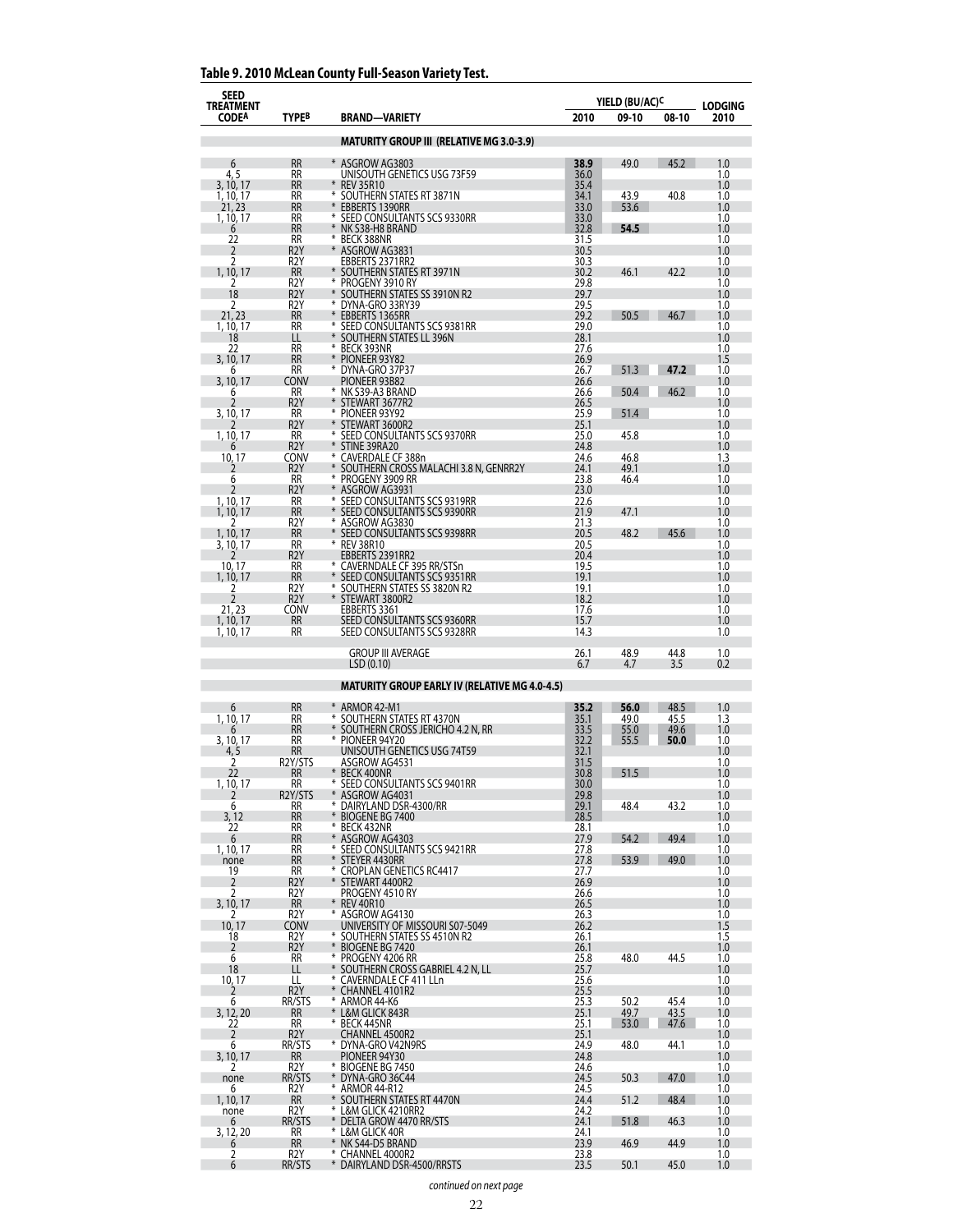## Table 9. 2010 McLean County Full-Season Variety Test.

| SEED TREATMENT CODE[A] | TYPE[B] | BRAND—VARIETY | YIELD (BU/AC)[C] | | | LODGING |
|---|---|---|---|---|---|---|
| | | | 2010 | 09-10 | 08-10 | 2010 |
| | | **MATURITY GROUP III (RELATIVE MG 3.0-3.9)** | | | | |
| 6 | RR | * ASGROW AG3803 | **38.9** | 49.0 | 45.2 | 1.0 |
| 4, 5 | RR | UNISOUTH GENETICS USG 73F59 | 36.0 | | | 1.0 |
| 3, 10, 17 | RR | * REV 35R10 | 35.4 | | | 1.0 |
| 1, 10, 17 | RR | * SOUTHERN STATES RT 3871N | 34.1 | 43.9 | 40.8 | 1.0 |
| 21, 23 | RR | * EBBERTS 1390RR | 33.0 | 53.6 | | 1.0 |
| 1, 10, 17 | RR | * SEED CONSULTANTS SCS 9330RR | 33.0 | | | 1.0 |
| 6 | RR | * NK S38-H8 BRAND | 32.8 | **54.5** | | 1.0 |
| 22 | RR | * BECK 388NR | 31.5 | | | 1.0 |
| 2 | R2Y | * ASGROW AG3831 | 30.5 | | | 1.0 |
| 2 | R2Y | EBBERTS 2371RR2 | 30.3 | | | 1.0 |
| 1, 10, 17 | RR | * SOUTHERN STATES RT 3971N | 30.2 | 46.1 | 42.2 | 1.0 |
| 2 | R2Y | * PROGENY 3910 RY | 29.8 | | | 1.0 |
| 18 | R2Y | * SOUTHERN STATES SS 3910N R2 | 29.7 | | | 1.0 |
| 2 | R2Y | * DYNA-GRO 33RY39 | 29.5 | | | 1.0 |
| 21, 23 | RR | * EBBERTS 1365RR | 29.2 | 50.5 | 46.7 | 1.0 |
| 1, 10, 17 | RR | * SEED CONSULTANTS SCS 9381RR | 29.0 | | | 1.0 |
| 18 | LL | * SOUTHERN STATES LL 396N | 28.1 | | | 1.0 |
| 22 | RR | * BECK 393NR | 27.6 | | | 1.0 |
| 3, 10, 17 | RR | * PIONEER 93Y82 | 26.9 | | | 1.5 |
| 6 | RR | * DYNA-GRO 37P37 | 26.7 | 51.3 | **47.2** | 1.0 |
| 3, 10, 17 | CONV | PIONEER 93B82 | 26.6 | | | 1.0 |
| 6 | RR | * NK S39-A3 BRAND | 26.6 | 50.4 | 46.2 | 1.0 |
| 2 | R2Y | * STEWART 3677R2 | 26.5 | | | 1.0 |
| 3, 10, 17 | RR | * PIONEER 93Y92 | 25.9 | 51.4 | | 1.0 |
| 2 | R2Y | * STEWART 3600R2 | 25.1 | | | 1.0 |
| 1, 10, 17 | RR | * SEED CONSULTANTS SCS 9370RR | 25.0 | 45.8 | | 1.0 |
| 6 | R2Y | * STINE 39RA20 | 24.8 | | | 1.0 |
| 10, 17 | CONV | * CAVERDALE CF 388n | 24.6 | 46.8 | | 1.3 |
| 2 | R2Y | * SOUTHERN CROSS MALACHI 3.8 N, GENRR2Y | 24.1 | 49.1 | | 1.0 |
| 6 | RR | * PROGENY 3909 RR | 23.8 | 46.4 | | 1.0 |
| 2 | R2Y | * ASGROW AG3931 | 23.0 | | | 1.0 |
| 1, 10, 17 | RR | * SEED CONSULTANTS SCS 9319RR | 22.6 | | | 1.0 |
| 1, 10, 17 | RR | * SEED CONSULTANTS SCS 9390RR | 21.9 | 47.1 | | 1.0 |
| 2 | R2Y | * ASGROW AG3830 | 21.3 | | | 1.0 |
| 1, 10, 17 | RR | * SEED CONSULTANTS SCS 9398RR | 20.5 | 48.2 | 45.6 | 1.0 |
| 3, 10, 17 | RR | * REV 38R10 | 20.5 | | | 1.0 |
| 2 | R2Y | EBBERTS 2391RR2 | 20.4 | | | 1.0 |
| 10, 17 | RR | * CAVERNDALE CF 395 RR/STSn | 19.5 | | | 1.0 |
| 1, 10, 17 | RR | * SEED CONSULTANTS SCS 9351RR | 19.1 | | | 1.0 |
| 2 | R2Y | * SOUTHERN STATES SS 3820N R2 | 19.1 | | | 1.0 |
| 2 | R2Y | * STEWART 3800R2 | 18.2 | | | 1.0 |
| 21, 23 | CONV | EBBERTS 3361 | 17.6 | | | 1.0 |
| 1, 10, 17 | RR | SEED CONSULTANTS SCS 9360RR | 15.7 | | | 1.0 |
| 1, 10, 17 | RR | SEED CONSULTANTS SCS 9328RR | 14.3 | | | 1.0 |
| | | GROUP III AVERAGE | 26.1 | 48.9 | 44.8 | 1.0 |
| | | LSD (0.10) | 6.7 | 4.7 | 3.5 | 0.2 |
| | | **MATURITY GROUP EARLY IV (RELATIVE MG 4.0-4.5)** | | | | |
| 6 | RR | * ARMOR 42-M1 | **35.2** | **56.0** | 48.5 | 1.0 |
| 1, 10, 17 | RR | * SOUTHERN STATES RT 4370N | 35.1 | 49.0 | 45.5 | 1.3 |
| 6 | RR | * SOUTHERN CROSS JERICHO 4.2 N, RR | 33.5 | 55.0 | 49.6 | 1.0 |
| 3, 10, 17 | RR | * PIONEER 94Y20 | 32.2 | 55.5 | **50.0** | 1.0 |
| 4, 5 | RR | UNISOUTH GENETICS USG 74T59 | 32.1 | | | 1.0 |
| 2 | R2Y/STS | ASGROW AG4531 | 31.5 | | | 1.0 |
| 22 | RR | * BECK 400NR | 30.8 | 51.5 | | 1.0 |
| 1, 10, 17 | RR | * SEED CONSULTANTS SCS 9401RR | 30.0 | | | 1.0 |
| 2 | R2Y/STS | * ASGROW AG4031 | 29.8 | | | 1.0 |
| 6 | RR | * DAIRYLAND DSR-4300/RR | 29.1 | 48.4 | 43.2 | 1.0 |
| 3, 12 | RR | * BIOGENE BG 7400 | 28.5 | | | 1.0 |
| 22 | RR | * BECK 432NR | 28.1 | | | 1.0 |
| 6 | RR | * ASGROW AG4303 | 27.9 | 54.2 | 49.4 | 1.0 |
| 1, 10, 17 | RR | * SEED CONSULTANTS SCS 9421RR | 27.8 | | | 1.0 |
| none | RR | * STEYER 4430RR | 27.8 | 53.9 | 49.0 | 1.0 |
| 19 | RR | * CROPLAN GENETICS RC4417 | 27.7 | | | 1.0 |
| 2 | R2Y | * STEWART 4400R2 | 26.9 | | | 1.0 |
| 2 | R2Y | PROGENY 4510 RY | 26.6 | | | 1.0 |
| 3, 10, 17 | RR | * REV 40R10 | 26.5 | | | 1.0 |
| 2 | R2Y | * ASGROW AG4130 | 26.3 | | | 1.0 |
| 10, 17 | CONV | UNIVERSITY OF MISSOURI S07-5049 | 26.2 | | | 1.5 |
| 18 | R2Y | * SOUTHERN STATES SS 4510N R2 | 26.1 | | | 1.5 |
| 2 | R2Y | * BIOGENE BG 7420 | 26.1 | | | 1.0 |
| 6 | RR | * PROGENY 4206 RR | 25.8 | 48.0 | 44.5 | 1.0 |
| 18 | LL | * SOUTHERN CROSS GABRIEL 4.2 N, LL | 25.7 | | | 1.0 |
| 10, 17 | LL | * CAVERNDALE CF 411 LLn | 25.6 | | | 1.0 |
| 2 | R2Y | * CHANNEL 4101R2 | 25.5 | | | 1.0 |
| 6 | RR/STS | * ARMOR 44-K6 | 25.3 | 50.2 | 45.4 | 1.0 |
| 3, 12, 20 | RR | * L&M GLICK 843R | 25.1 | 49.7 | 43.5 | 1.0 |
| 22 | RR | * BECK 445NR | 25.1 | 53.0 | 47.6 | 1.0 |
| 2 | R2Y | CHANNEL 4500R2 | 25.1 | | | 1.0 |
| 6 | RR/STS | * DYNA-GRO V42N9RS | 24.9 | 48.0 | 44.1 | 1.0 |
| 3, 10, 17 | RR | PIONEER 94Y30 | 24.8 | | | 1.0 |
| 2 | R2Y | * BIOGENE BG 7450 | 24.6 | | | 1.0 |
| none | RR/STS | * DYNA-GRO 36C44 | 24.5 | 50.3 | 47.0 | 1.0 |
| 6 | R2Y | * ARMOR 44-R12 | 24.5 | | | 1.0 |
| 1, 10, 17 | RR | * SOUTHERN STATES RT 4470N | 24.4 | 51.2 | 48.4 | 1.0 |
| none | R2Y | * L&M GLICK 4210RR2 | 24.2 | | | 1.0 |
| 6 | RR/STS | * DELTA GROW 4470 RR/STS | 24.1 | 51.8 | 46.3 | 1.0 |
| 3, 12, 20 | RR | * L&M GLICK 40R | 24.1 | | | 1.0 |
| 6 | RR | * NK S44-D5 BRAND | 23.9 | 46.9 | 44.9 | 1.0 |
| 2 | R2Y | * CHANNEL 4000R2 | 23.8 | | | 1.0 |
| 6 | RR/STS | * DAIRYLAND DSR-4500/RRSTS | 23.5 | 50.1 | 45.0 | 1.0 |

*continued on next page*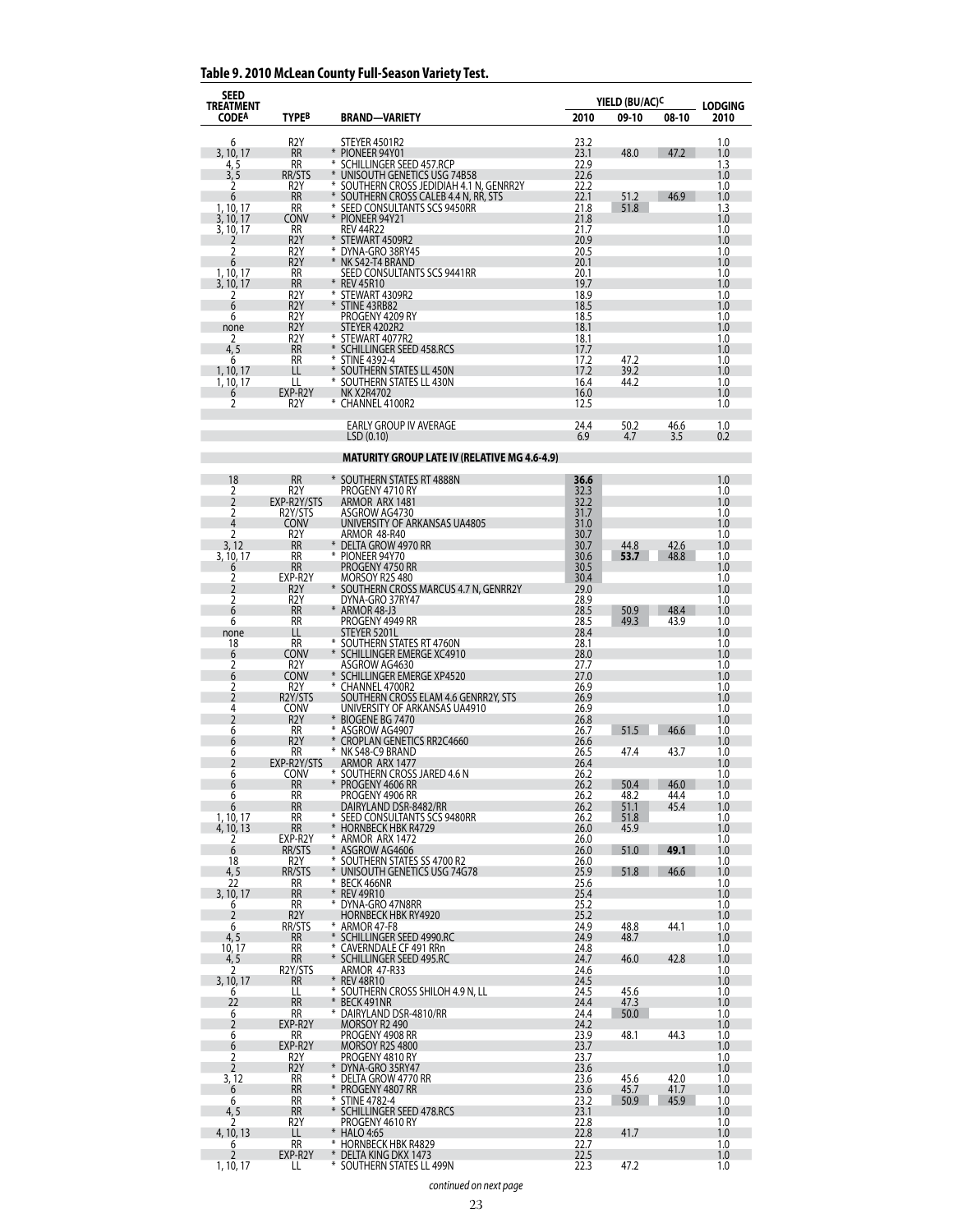**Table 9. 2010 McLean County Full-Season Variety Test.**

| SEED TREATMENT CODE[A] | TYPE[B] | BRAND—VARIETY | YIELD (BU/AC)[C] | | | LODGING |
|---|---|---|---|---|---|---|
| | | | 2010 | 09-10 | 08-10 | 2010 |
| 6 | R2Y | STEYER 4501R2 | 23.2 | | | 1.0 |
| 3, 10, 17 | RR | * PIONEER 94Y01 | 23.1 | 48.0 | 47.2 | 1.0 |
| 4, 5 | RR | * SCHILLINGER SEED 457.RCP | 22.9 | | | 1.3 |
| 3, 5 | RR/STS | * UNISOUTH GENETICS USG 74B58 | 22.6 | | | 1.0 |
| 2 | R2Y | * SOUTHERN CROSS JEDIDIAH 4.1 N, GENRR2Y | 22.2 | | | 1.0 |
| 6 | RR | * SOUTHERN CROSS CALEB 4.4 N, RR, STS | 22.1 | 51.2 | 46.9 | 1.0 |
| 1, 10, 17 | RR | * SEED CONSULTANTS SCS 9450RR | 21.8 | 51.8 | | 1.3 |
| 3, 10, 17 | CONV | * PIONEER 94Y21 | 21.8 | | | 1.0 |
| 3, 10, 17 | RR | REV 44R22 | 21.7 | | | 1.0 |
| 2 | R2Y | * STEWART 4509R2 | 20.9 | | | 1.0 |
| 2 | R2Y | * DYNA-GRO 38RY45 | 20.5 | | | 1.0 |
| 6 | R2Y | * NK S42-T4 BRAND | 20.1 | | | 1.0 |
| 1, 10, 17 | RR | SEED CONSULTANTS SCS 9441RR | 20.1 | | | 1.0 |
| 3, 10, 17 | RR | * REV 45R10 | 19.7 | | | 1.0 |
| 2 | R2Y | * STEWART 4309R2 | 18.9 | | | 1.0 |
| 6 | R2Y | * STINE 43RB82 | 18.5 | | | 1.0 |
| 6 | R2Y | PROGENY 4209 RY | 18.5 | | | 1.0 |
| none | R2Y | STEYER 4202R2 | 18.1 | | | 1.0 |
| 2 | R2Y | * STEWART 4077R2 | 18.1 | | | 1.0 |
| 4, 5 | RR | * SCHILLINGER SEED 458.RCS | 17.7 | | | 1.0 |
| 6 | RR | * STINE 4392-4 | 17.2 | 47.2 | | 1.0 |
| 1, 10, 17 | LL | * SOUTHERN STATES LL 450N | 17.2 | 39.2 | | 1.0 |
| 1, 10, 17 | LL | * SOUTHERN STATES LL 430N | 16.4 | 44.2 | | 1.0 |
| 6 | EXP-R2Y | NK X2R4702 | 16.0 | | | 1.0 |
| 2 | R2Y | * CHANNEL 4100R2 | 12.5 | | | 1.0 |
| | | EARLY GROUP IV AVERAGE | 24.4 | 50.2 | 46.6 | 1.0 |
| | | LSD (0.10) | 6.9 | 4.7 | 3.5 | 0.2 |
| | | **MATURITY GROUP LATE IV (RELATIVE MG 4.6-4.9)** | | | | |
| 18 | RR | * SOUTHERN STATES RT 4888N | **36.6** | | | 1.0 |
| 2 | R2Y | PROGENY 4710 RY | 32.3 | | | 1.0 |
| 2 | EXP-R2Y/STS | ARMOR ARX 1481 | 32.2 | | | 1.0 |
| 2 | R2Y/STS | ASGROW AG4730 | 31.7 | | | 1.0 |
| 4 | CONV | UNIVERSITY OF ARKANSAS UA4805 | 31.0 | | | 1.0 |
| 2 | R2Y | ARMOR 48-R40 | 30.7 | | | 1.0 |
| 3, 12 | RR | * DELTA GROW 4970 RR | 30.7 | 44.8 | 42.6 | 1.0 |
| 3, 10, 17 | RR | * PIONEER 94Y70 | 30.6 | **53.7** | 48.8 | 1.0 |
| 6 | RR | PROGENY 4750 RR | 30.5 | | | 1.0 |
| 2 | EXP-R2Y | MORSOY R2S 480 | 30.4 | | | 1.0 |
| 2 | R2Y | * SOUTHERN CROSS MARCUS 4.7 N, GENRR2Y | 29.0 | | | 1.0 |
| 2 | R2Y | DYNA-GRO 37RY47 | 28.9 | | | 1.0 |
| 6 | RR | * ARMOR 48-J3 | 28.5 | 50.9 | 48.4 | 1.0 |
| 6 | RR | PROGENY 4949 RR | 28.5 | 49.3 | 43.9 | 1.0 |
| none | LL | STEYER 5201L | 28.4 | | | 1.0 |
| 18 | RR | * SOUTHERN STATES RT 4760N | 28.1 | | | 1.0 |
| 6 | CONV | * SCHILLINGER EMERGE XC4910 | 28.0 | | | 1.0 |
| 2 | R2Y | ASGROW AG4630 | 27.7 | | | 1.0 |
| 6 | CONV | * SCHILLINGER EMERGE XP4520 | 27.0 | | | 1.0 |
| 2 | R2Y | * CHANNEL 4700R2 | 26.9 | | | 1.0 |
| 2 | R2Y/STS | SOUTHERN CROSS ELAM 4.6 GENRR2Y, STS | 26.9 | | | 1.0 |
| 4 | CONV | UNIVERSITY OF ARKANSAS UA4910 | 26.9 | | | 1.0 |
| 2 | R2Y | * BIOGENE BG 7470 | 26.8 | | | 1.0 |
| 6 | RR | * ASGROW AG4907 | 26.7 | 51.5 | 46.6 | 1.0 |
| 6 | R2Y | * CROPLAN GENETICS RR2C4660 | 26.6 | | | 1.0 |
| 6 | RR | * NK S48-C9 BRAND | 26.5 | 47.4 | 43.7 | 1.0 |
| 2 | EXP-R2Y/STS | ARMOR ARX 1477 | 26.4 | | | 1.0 |
| 6 | CONV | * SOUTHERN CROSS JARED 4.6 N | 26.2 | | | 1.0 |
| 6 | RR | * PROGENY 4606 RR | 26.2 | 50.4 | 46.0 | 1.0 |
| 6 | RR | PROGENY 4906 RR | 26.2 | 48.2 | 44.4 | 1.0 |
| 6 | RR | DAIRYLAND DSR-8482/RR | 26.2 | 51.1 | 45.4 | 1.0 |
| 1, 10, 17 | RR | * SEED CONSULTANTS SCS 9480RR | 26.2 | 51.8 | | 1.0 |
| 4, 10, 13 | RR | * HORNBECK HBK R4729 | 26.0 | 45.9 | | 1.0 |
| 2 | EXP-R2Y | * ARMOR ARX 1472 | 26.0 | | | 1.0 |
| 6 | RR/STS | * ASGROW AG4606 | 26.0 | 51.0 | **49.1** | 1.0 |
| 18 | R2Y | * SOUTHERN STATES SS 4700 R2 | 26.0 | | | 1.0 |
| 4, 5 | RR/STS | * UNISOUTH GENETICS USG 74G78 | 25.9 | 51.8 | 46.6 | 1.0 |
| 22 | RR | * BECK 466NR | 25.6 | | | 1.0 |
| 3, 10, 17 | RR | * REV 49R10 | 25.4 | | | 1.0 |
| 6 | RR | * DYNA-GRO 47N8RR | 25.2 | | | 1.0 |
| 2 | R2Y | HORNBECK HBK RY4920 | 25.2 | | | 1.0 |
| 6 | RR/STS | * ARMOR 47-F8 | 24.9 | 48.8 | 44.1 | 1.0 |
| 4, 5 | RR | * SCHILLINGER SEED 4990.RC | 24.9 | 48.7 | | 1.0 |
| 10, 17 | RR | * CAVERNDALE CF 491 RRn | 24.8 | | | 1.0 |
| 4, 5 | RR | * SCHILLINGER SEED 495.RC | 24.7 | 46.0 | 42.8 | 1.0 |
| 2 | R2Y/STS | ARMOR 47-R33 | 24.6 | | | 1.0 |
| 3, 10, 17 | RR | * REV 48R10 | 24.5 | | | 1.0 |
| 6 | LL | * SOUTHERN CROSS SHILOH 4.9 N, LL | 24.5 | 45.6 | | 1.0 |
| 22 | RR | * BECK 491NR | 24.4 | 47.3 | | 1.0 |
| 6 | RR | * DAIRYLAND DSR-4810/RR | 24.4 | 50.0 | | 1.0 |
| 2 | EXP-R2Y | MORSOY R2 490 | 24.2 | | | 1.0 |
| 6 | RR | PROGENY 4908 RR | 23.9 | 48.1 | 44.3 | 1.0 |
| 6 | EXP-R2Y | MORSOY R2S 4800 | 23.7 | | | 1.0 |
| 2 | R2Y | PROGENY 4810 RY | 23.7 | | | 1.0 |
| 2 | R2Y | * DYNA-GRO 35RY47 | 23.6 | | | 1.0 |
| 3, 12 | RR | * DELTA GROW 4770 RR | 23.6 | 45.6 | 42.0 | 1.0 |
| 6 | RR | * PROGENY 4807 RR | 23.6 | 45.7 | 41.7 | 1.0 |
| 6 | RR | * STINE 4782-4 | 23.2 | 50.9 | 45.9 | 1.0 |
| 4, 5 | RR | * SCHILLINGER SEED 478.RCS | 23.1 | | | 1.0 |
| 2 | R2Y | PROGENY 4610 RY | 22.8 | | | 1.0 |
| 4, 10, 13 | LL | * HALO 4:65 | 22.8 | 41.7 | | 1.0 |
| 6 | RR | * HORNBECK HBK R4829 | 22.7 | | | 1.0 |
| 2 | EXP-R2Y | * DELTA KING DKX 1473 | 22.5 | | | 1.0 |
| 1, 10, 17 | LL | * SOUTHERN STATES LL 499N | 22.3 | 47.2 | | 1.0 |

*continued on next page*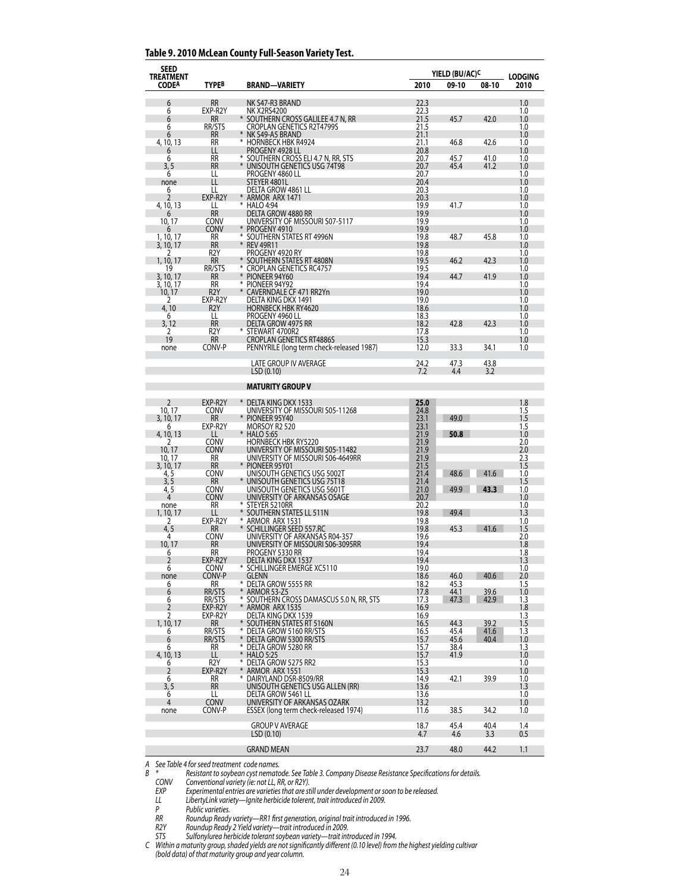**Table 9. 2010 McLean County Full-Season Variety Test.**

| SEED TREATMENT CODE[A] | TYPE[B] | BRAND—VARIETY | YIELD (BU/AC)[C] | | | LODGING |
|---|---|---|---|---|---|---|
| | | | 2010 | 09-10 | 08-10 | 2010 |
| 6 | RR | NK S47-R3 BRAND | 22.3 | | | 1.0 |
| 6 | EXP-R2Y | NK X2RS4200 | 22.3 | | | 1.0 |
| 6 | RR | * SOUTHERN CROSS GALILEE 4.7 N, RR | 21.5 | 45.7 | 42.0 | 1.0 |
| 6 | RR/STS | CROPLAN GENETICS R2T4799S | 21.5 | | | 1.0 |
| 6 | RR | * NK S49-A5 BRAND | 21.1 | | | 1.0 |
| 4, 10, 13 | RR | * HORNBECK HBK R4924 | 21.1 | 46.8 | 42.6 | 1.0 |
| 6 | LL | PROGENY 4928 LL | 20.8 | | | 1.0 |
| 6 | RR | * SOUTHERN CROSS ELI 4.7 N, RR, STS | 20.7 | 45.7 | 41.0 | 1.0 |
| 3, 5 | RR | * UNISOUTH GENETICS USG 74T98 | 20.7 | 45.4 | 41.2 | 1.0 |
| 6 | LL | PROGENY 4860 LL | 20.7 | | | 1.0 |
| none | LL | STEYER 4801L | 20.4 | | | 1.0 |
| 6 | LL | DELTA GROW 4861 LL | 20.3 | | | 1.0 |
| 2 | EXP-R2Y | * ARMOR ARX 1471 | 20.3 | | | 1.0 |
| 4, 10, 13 | LL | * HALO 4:94 | 19.9 | 41.7 | | 1.0 |
| 6 | RR | DELTA GROW 4880 RR | 19.9 | | | 1.0 |
| 10, 17 | CONV | UNIVERSITY OF MISSOURI S07-5117 | 19.9 | | | 1.0 |
| 6 | CONV | * PROGENY 4910 | 19.9 | | | 1.0 |
| 1, 10, 17 | RR | * SOUTHERN STATES RT 4996N | 19.8 | 48.7 | 45.8 | 1.0 |
| 3, 10, 17 | RR | * REV 49R11 | 19.8 | | | 1.0 |
| 2 | R2Y | PROGENY 4920 RY | 19.8 | | | 1.0 |
| 1, 10, 17 | RR | * SOUTHERN STATES RT 4808N | 19.5 | 46.2 | 42.3 | 1.0 |
| 19 | RR/STS | * CROPLAN GENETICS RC4757 | 19.5 | | | 1.0 |
| 3, 10, 17 | RR | * PIONEER 94Y60 | 19.4 | 44.7 | 41.9 | 1.0 |
| 3, 10, 17 | RR | * PIONEER 94Y92 | 19.4 | | | 1.0 |
| 10, 17 | R2Y | * CAVERNDALE CF 471 RR2Yn | 19.0 | | | 1.0 |
| 2 | EXP-R2Y | DELTA KING DKX 1491 | 19.0 | | | 1.0 |
| 4, 10 | R2Y | HORNBECK HBK RY4620 | 18.6 | | | 1.0 |
| 6 | LL | PROGENY 4960 LL | 18.3 | | | 1.0 |
| 3, 12 | RR | DELTA GROW 4975 RR | 18.2 | 42.8 | 42.3 | 1.0 |
| 2 | R2Y | * STEWART 4700R2 | 17.8 | | | 1.0 |
| 19 | RR | CROPLAN GENETICS RT4886S | 15.3 | | | 1.0 |
| none | CONV-P | PENNYRILE (long term check-released 1987) | 12.0 | 33.3 | 34.1 | 1.0 |
| | | LATE GROUP IV AVERAGE | 24.2 | 47.3 | 43.8 | |
| | | LSD (0.10) | 7.2 | 4.4 | 3.2 | |
| | | **MATURITY GROUP V** | | | | |
| 2 | EXP-R2Y | * DELTA KING DKX 1533 | **25.0** | | | 1.8 |
| 10, 17 | CONV | UNIVERSITY OF MISSOURI S05-11268 | 24.8 | | | 1.5 |
| 3, 10, 17 | RR | * PIONEER 95Y40 | 23.1 | 49.0 | | 1.5 |
| 6 | EXP-R2Y | MORSOY R2 520 | 23.1 | | | 1.5 |
| 4, 10, 13 | LL | * HALO 5:65 | 21.9 | **50.8** | | 1.0 |
| 2 | CONV | HORNBECK HBK RY5220 | 21.9 | | | 2.0 |
| 10, 17 | CONV | UNIVERSITY OF MISSOURI S05-11482 | 21.9 | | | 2.0 |
| 10, 17 | RR | UNIVERSITY OF MISSOURI S06-4649RR | 21.9 | | | 2.3 |
| 3, 10, 17 | RR | * PIONEER 95Y01 | 21.5 | | | 1.5 |
| 4, 5 | CONV | UNISOUTH GENETICS USG 5002T | 21.4 | 48.6 | 41.6 | 1.0 |
| 3, 5 | RR | * UNISOUTH GENETICS USG 75T18 | 21.4 | | | 1.5 |
| 4, 5 | CONV | UNISOUTH GENETICS USG 5601T | 21.0 | 49.9 | **43.3** | 1.0 |
| 4 | CONV | UNIVERSITY OF ARKANSAS OSAGE | 20.7 | | | 1.0 |
| none | RR | * STEYER 5210RR | 20.2 | | | 1.0 |
| 1, 10, 17 | LL | * SOUTHERN STATES LL 511N | 19.8 | 49.4 | | 1.3 |
| 2 | EXP-R2Y | * ARMOR ARX 1531 | 19.8 | | | 1.0 |
| 4, 5 | RR | * SCHILLINGER SEED 557.RC | 19.8 | 45.3 | 41.6 | 1.5 |
| 4 | CONV | UNIVERSITY OF ARKANSAS R04-357 | 19.6 | | | 2.0 |
| 10, 17 | RR | UNIVERSITY OF MISSOURI S06-3095RR | 19.4 | | | 1.8 |
| 6 | RR | PROGENY 5330 RR | 19.4 | | | 1.8 |
| 2 | EXP-R2Y | DELTA KING DKX 1537 | 19.4 | | | 1.3 |
| 6 | CONV | * SCHILLINGER EMERGE XC5110 | 19.0 | | | 1.0 |
| none | CONV-P | GLENN | 18.6 | 46.0 | 40.6 | 2.0 |
| 6 | RR | * DELTA GROW 5555 RR | 18.2 | 45.3 | | 1.5 |
| 6 | RR/STS | * ARMOR 53-Z5 | 17.8 | 44.1 | 39.6 | 1.0 |
| 6 | RR/STS | * SOUTHERN CROSS DAMASCUS 5.0 N, RR, STS | 17.3 | 47.3 | 42.9 | 1.3 |
| 2 | EXP-R2Y | * ARMOR ARX 1535 | 16.9 | | | 1.8 |
| 2 | EXP-R2Y | DELTA KING DKX 1539 | 16.9 | | | 1.3 |
| 1, 10, 17 | RR | * SOUTHERN STATES RT 5160N | 16.5 | 44.3 | 39.2 | 1.5 |
| 6 | RR/STS | * DELTA GROW 5160 RR/STS | 16.5 | 45.4 | 41.6 | 1.3 |
| 6 | RR/STS | * DELTA GROW 5300 RR/STS | 15.7 | 45.6 | 40.4 | 1.0 |
| 6 | RR | * DELTA GROW 5280 RR | 15.7 | 38.4 | | 1.3 |
| 4, 10, 13 | LL | * HALO 5:25 | 15.7 | 41.9 | | 1.0 |
| 6 | R2Y | * DELTA GROW 5275 RR2 | 15.3 | | | 1.0 |
| 2 | EXP-R2Y | * ARMOR ARX 1551 | 15.3 | | | 1.0 |
| 6 | RR | * DAIRYLAND DSR-8509/RR | 14.9 | 42.1 | 39.9 | 1.0 |
| 3, 5 | RR | UNISOUTH GENETICS USG ALLEN (RR) | 13.6 | | | 1.3 |
| 6 | LL | DELTA GROW 5461 LL | 13.6 | | | 1.0 |
| 4 | CONV | UNIVERSITY OF ARKANSAS OZARK | 13.2 | | | 1.0 |
| none | CONV-P | ESSEX (long term check-released 1974) | 11.6 | 38.5 | 34.2 | 1.0 |
| | | GROUP V AVERAGE | 18.7 | 45.4 | 40.4 | 1.4 |
| | | LSD (0.10) | 4.7 | 4.6 | 3.3 | 0.5 |
| | | GRAND MEAN | 23.7 | 48.0 | 44.2 | 1.1 |

*A See Table 4 for seed treatment code names.*

*B \* Resistant to soybean cyst nematode. See Table 3. Company Disease Resistance Specifications for details.*
*CONV Conventional variety (ie: not LL, RR, or R2Y).*
*EXP Experimental entries are varieties that are still under development or soon to be released.*
*LL LibertyLink variety—Ignite herbicide tolerent, trait introduced in 2009.*
*P Public varieties.*
*RR Roundup Ready variety—RR1 first generation, original trait introduced in 1996.*
*R2Y Roundup Ready 2 Yield variety—trait introduced in 2009.*
*STS Sulfonylurea herbicide tolerant soybean variety—trait introduced in 1994.*

*C Within a maturity group, shaded yields are not significantly different (0.10 level) from the highest yielding cultivar (bold data) of that maturity group and year column.*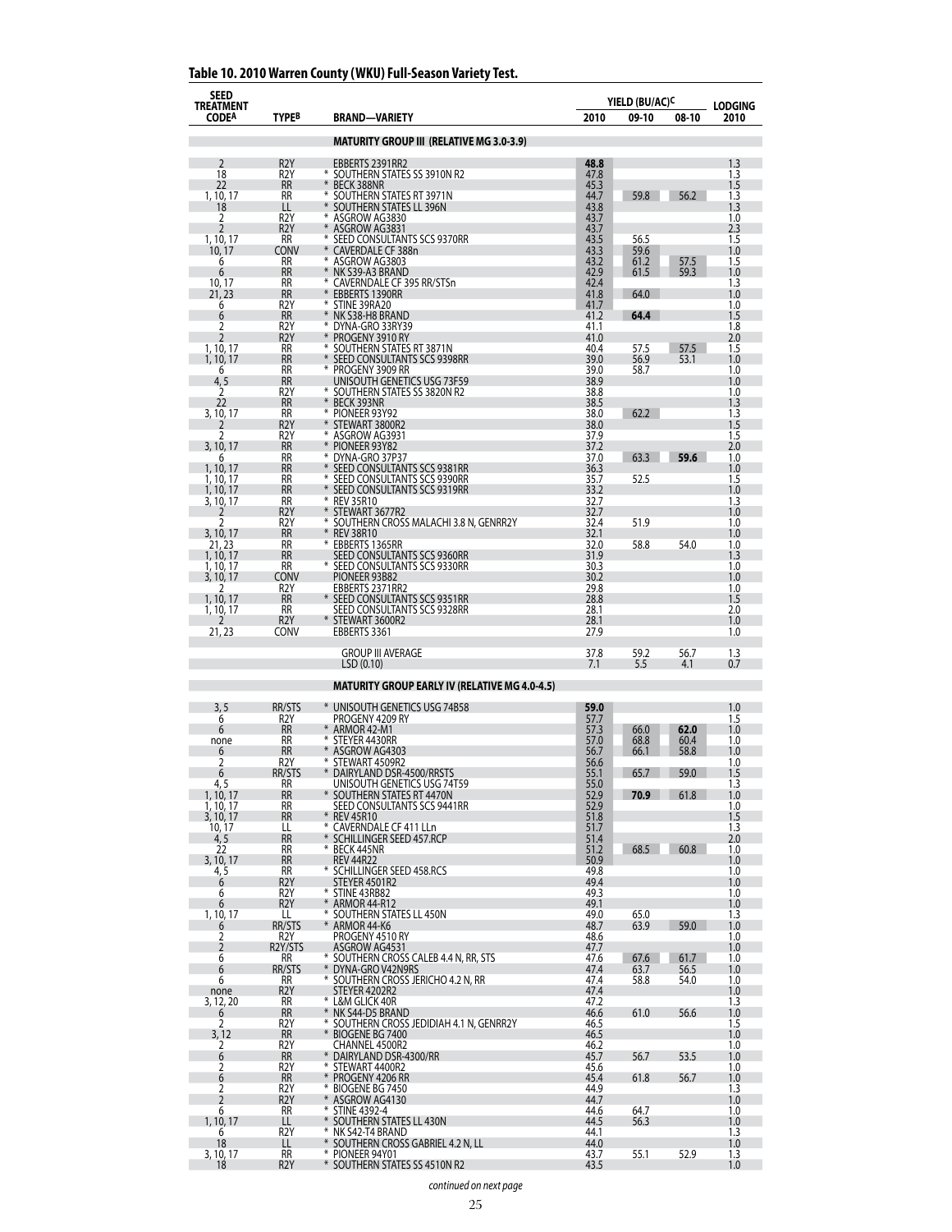## Table 10. 2010 Warren County (WKU) Full-Season Variety Test.

| SEED TREATMENT CODE[A] | TYPE[B] | BRAND—VARIETY | YIELD (BU/AC)[C] | | | LODGING |
|---|---|---|---|---|---|---|
| | | | 2010 | 09-10 | 08-10 | 2010 |
| | | **MATURITY GROUP III (RELATIVE MG 3.0-3.9)** | | | | |
| 2 | R2Y | EBBERTS 2391RR2 | **48.8** | | | 1.3 |
| 18 | R2Y | * SOUTHERN STATES SS 3910N R2 | 47.8 | | | 1.3 |
| 22 | RR | * BECK 388NR | 45.3 | | | 1.5 |
| 1, 10, 17 | RR | * SOUTHERN STATES RT 3971N | 44.7 | 59.8 | 56.2 | 1.3 |
| 18 | LL | * SOUTHERN STATES LL 396N | 43.8 | | | 1.3 |
| 2 | R2Y | * ASGROW AG3830 | 43.7 | | | 1.0 |
| 2 | R2Y | * ASGROW AG3831 | 43.7 | | | 2.3 |
| 1, 10, 17 | RR | * SEED CONSULTANTS SCS 9370RR | 43.5 | 56.5 | | 1.5 |
| 10, 17 | CONV | * CAVERDALE CF 388n | 43.3 | 59.6 | | 1.0 |
| 6 | RR | * ASGROW AG3803 | 43.2 | 61.2 | 57.5 | 1.5 |
| 6 | RR | * NK S39-A3 BRAND | 42.9 | 61.5 | 59.3 | 1.0 |
| 10, 17 | RR | * CAVERNDALE CF 395 RR/STSn | 42.4 | | | 1.3 |
| 21, 23 | RR | * EBBERTS 1390RR | 41.8 | 64.0 | | 1.0 |
| 6 | R2Y | * STINE 39RA20 | 41.7 | | | 1.0 |
| 6 | RR | * NK S38-H8 BRAND | 41.2 | **64.4** | | 1.5 |
| 2 | R2Y | * DYNA-GRO 33RY39 | 41.1 | | | 1.8 |
| 2 | R2Y | * PROGENY 3910 RY | 41.0 | | | 2.0 |
| 1, 10, 17 | RR | * SOUTHERN STATES RT 3871N | 40.4 | 57.5 | 57.5 | 1.5 |
| 1, 10, 17 | RR | * SEED CONSULTANTS SCS 9398RR | 39.0 | 56.9 | 53.1 | 1.0 |
| 6 | RR | * PROGENY 3909 RR | 39.0 | 58.7 | | 1.0 |
| 4, 5 | RR | UNISOUTH GENETICS USG 73F59 | 38.9 | | | 1.0 |
| 2 | R2Y | * SOUTHERN STATES SS 3820N R2 | 38.8 | | | 1.0 |
| 22 | RR | * BECK 393NR | 38.5 | | | 1.3 |
| 3, 10, 17 | RR | * PIONEER 93Y92 | 38.0 | 62.2 | | 1.3 |
| 2 | R2Y | * STEWART 3800R2 | 38.0 | | | 1.5 |
| 2 | R2Y | * ASGROW AG3931 | 37.9 | | | 1.5 |
| 3, 10, 17 | RR | * PIONEER 93Y82 | 37.2 | | | 2.0 |
| 6 | RR | * DYNA-GRO 37P37 | 37.0 | 63.3 | **59.6** | 1.0 |
| 1, 10, 17 | RR | * SEED CONSULTANTS SCS 9381RR | 36.3 | | | 1.0 |
| 1, 10, 17 | RR | * SEED CONSULTANTS SCS 9390RR | 35.7 | 52.5 | | 1.5 |
| 1, 10, 17 | RR | * SEED CONSULTANTS SCS 9319RR | 33.2 | | | 1.0 |
| 3, 10, 17 | RR | * REV 35R10 | 32.7 | | | 1.3 |
| 2 | R2Y | * STEWART 3677R2 | 32.7 | | | 1.0 |
| 2 | R2Y | * SOUTHERN CROSS MALACHI 3.8 N, GENRR2Y | 32.4 | 51.9 | | 1.0 |
| 3, 10, 17 | RR | * REV 38R10 | 32.1 | | | 1.0 |
| 21, 23 | RR | * EBBERTS 1365RR | 32.0 | 58.8 | 54.0 | 1.0 |
| 1, 10, 17 | RR | SEED CONSULTANTS SCS 9360RR | 31.9 | | | 1.3 |
| 1, 10, 17 | RR | * SEED CONSULTANTS SCS 9330RR | 30.3 | | | 1.0 |
| 3, 10, 17 | CONV | PIONEER 93B82 | 30.2 | | | 1.0 |
| 2 | R2Y | EBBERTS 2371RR2 | 29.8 | | | 1.0 |
| 1, 10, 17 | RR | * SEED CONSULTANTS SCS 9351RR | 28.8 | | | 1.5 |
| 1, 10, 17 | RR | SEED CONSULTANTS SCS 9328RR | 28.1 | | | 2.0 |
| 2 | R2Y | * STEWART 3600R2 | 28.1 | | | 1.0 |
| 21, 23 | CONV | EBBERTS 3361 | 27.9 | | | 1.0 |
| | | GROUP III AVERAGE | 37.8 | 59.2 | 56.7 | 1.3 |
| | | LSD (0.10) | 7.1 | 5.5 | 4.1 | 0.7 |
| | | **MATURITY GROUP EARLY IV (RELATIVE MG 4.0-4.5)** | | | | |
| 3, 5 | RR/STS | * UNISOUTH GENETICS USG 74B58 | **59.0** | | | 1.0 |
| 6 | R2Y | PROGENY 4209 RY | 57.7 | | | 1.5 |
| 6 | RR | * ARMOR 42-M1 | 57.3 | 66.0 | **62.0** | 1.0 |
| none | RR | * STEYER 4430RR | 57.0 | 68.8 | 60.4 | 1.0 |
| 6 | RR | * ASGROW AG4303 | 56.7 | 66.1 | 58.8 | 1.0 |
| 2 | R2Y | * STEWART 4509R2 | 56.6 | | | 1.0 |
| 6 | RR/STS | * DAIRYLAND DSR-4500/RRSTS | 55.1 | 65.7 | 59.0 | 1.5 |
| 4, 5 | RR | UNISOUTH GENETICS USG 74T59 | 55.0 | | | 1.3 |
| 1, 10, 17 | RR | * SOUTHERN STATES RT 4470N | 52.9 | **70.9** | 61.8 | 1.0 |
| 1, 10, 17 | RR | SEED CONSULTANTS SCS 9441RR | 52.9 | | | 1.0 |
| 3, 10, 17 | RR | * REV 45R10 | 51.8 | | | 1.5 |
| 10, 17 | LL | * CAVERNDALE CF 411 LLn | 51.7 | | | 1.3 |
| 4, 5 | RR | * SCHILLINGER SEED 457.RCP | 51.4 | | | 2.0 |
| 22 | RR | * BECK 445NR | 51.2 | 68.5 | 60.8 | 1.0 |
| 3, 10, 17 | RR | REV 44R22 | 50.9 | | | 1.0 |
| 4, 5 | RR | * SCHILLINGER SEED 458.RCS | 49.8 | | | 1.0 |
| 6 | R2Y | STEYER 4501R2 | 49.4 | | | 1.0 |
| 6 | R2Y | * STINE 43RB82 | 49.3 | | | 1.0 |
| 6 | R2Y | * ARMOR 44-R12 | 49.1 | | | 1.0 |
| 1, 10, 17 | LL | * SOUTHERN STATES LL 450N | 49.0 | 65.0 | | 1.3 |
| 6 | RR/STS | * ARMOR 44-K6 | 48.7 | 63.9 | 59.0 | 1.0 |
| 2 | R2Y | PROGENY 4510 RY | 48.6 | | | 1.0 |
| 2 | R2Y/STS | ASGROW AG4531 | 47.7 | | | 1.0 |
| 6 | RR | * SOUTHERN CROSS CALEB 4.4 N, RR, STS | 47.6 | 67.6 | 61.7 | 1.0 |
| 6 | RR/STS | * DYNA-GRO V42N9RS | 47.4 | 63.7 | 56.5 | 1.0 |
| 6 | RR | * SOUTHERN CROSS JERICHO 4.2 N, RR | 47.4 | 58.8 | 54.0 | 1.0 |
| none | R2Y | STEYER 4202R2 | 47.4 | | | 1.0 |
| 3, 12, 20 | RR | * L&M GLICK 40R | 47.2 | | | 1.3 |
| 6 | RR | * NK S44-D5 BRAND | 46.6 | 61.0 | 56.6 | 1.0 |
| 2 | R2Y | * SOUTHERN CROSS JEDIDIAH 4.1 N, GENRR2Y | 46.5 | | | 1.5 |
| 3, 12 | RR | * BIOGENE BG 7400 | 46.5 | | | 1.0 |
| 2 | R2Y | CHANNEL 4500R2 | 46.2 | | | 1.0 |
| 6 | RR | * DAIRYLAND DSR-4300/RR | 45.7 | 56.7 | 53.5 | 1.0 |
| 2 | R2Y | * STEWART 4400R2 | 45.6 | | | 1.0 |
| 6 | RR | * PROGENY 4206 RR | 45.4 | 61.8 | 56.7 | 1.0 |
| 2 | R2Y | * BIOGENE BG 7450 | 44.9 | | | 1.3 |
| 2 | R2Y | * ASGROW AG4130 | 44.7 | | | 1.0 |
| 6 | RR | * STINE 4392-4 | 44.6 | 64.7 | | 1.0 |
| 1, 10, 17 | LL | * SOUTHERN STATES LL 430N | 44.5 | 56.3 | | 1.0 |
| 6 | R2Y | * NK S42-T4 BRAND | 44.1 | | | 1.3 |
| 18 | LL | * SOUTHERN CROSS GABRIEL 4.2 N, LL | 44.0 | | | 1.0 |
| 3, 10, 17 | RR | * PIONEER 94Y01 | 43.7 | 55.1 | 52.9 | 1.3 |
| 18 | R2Y | * SOUTHERN STATES SS 4510N R2 | 43.5 | | | 1.0 |

*continued on next page*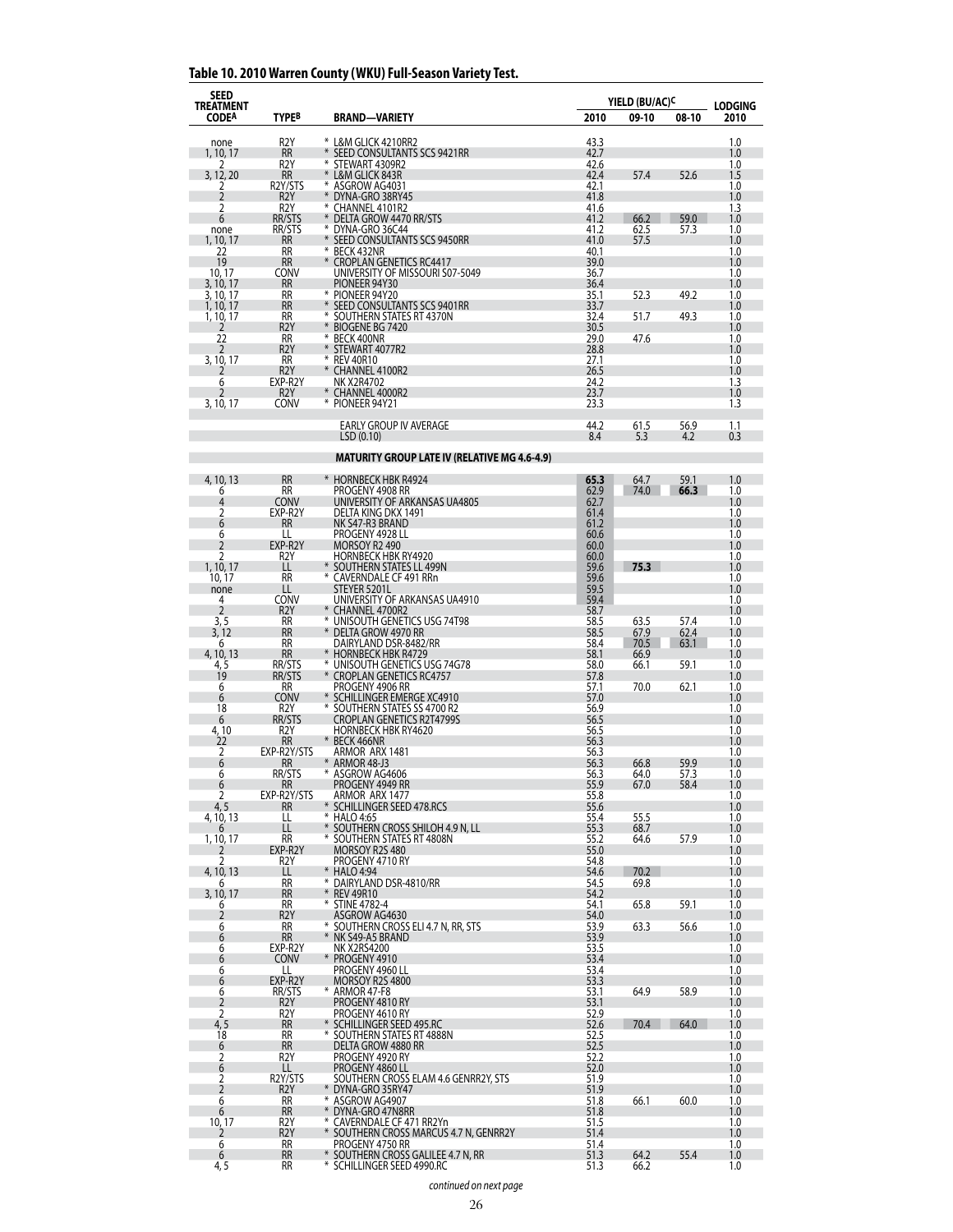## Table 10. 2010 Warren County (WKU) Full-Season Variety Test.

| SEED TREATMENT CODE[A] | TYPE[B] | BRAND—VARIETY | YIELD (BU/AC)[C] | | | LODGING |
|---|---|---|---|---|---|---|
| | | | 2010 | 09-10 | 08-10 | 2010 |
| none | R2Y | * L&M GLICK 4210RR2 | 43.3 | | | 1.0 |
| 1, 10, 17 | RR | * SEED CONSULTANTS SCS 9421RR | 42.7 | | | 1.0 |
| 2 | R2Y | * STEWART 4309R2 | 42.6 | | | 1.0 |
| 3, 12, 20 | RR | * L&M GLICK 843R | 42.4 | 57.4 | 52.6 | 1.5 |
| 2 | R2Y/STS | * ASGROW AG4031 | 42.1 | | | 1.0 |
| 2 | R2Y | * DYNA-GRO 38RY45 | 41.8 | | | 1.0 |
| 2 | R2Y | * CHANNEL 4101R2 | 41.6 | | | 1.3 |
| 6 | RR/STS | * DELTA GROW 4470 RR/STS | 41.2 | 66.2 | 59.0 | 1.0 |
| none | RR/STS | * DYNA-GRO 36C44 | 41.2 | 62.5 | 57.3 | 1.0 |
| 1, 10, 17 | RR | * SEED CONSULTANTS SCS 9450RR | 41.0 | 57.5 | | 1.0 |
| 22 | RR | * BECK 432NR | 40.1 | | | 1.0 |
| 19 | RR | * CROPLAN GENETICS RC4417 | 39.0 | | | 1.0 |
| 10, 17 | CONV | UNIVERSITY OF MISSOURI S07-5049 | 36.7 | | | 1.0 |
| 3, 10, 17 | RR | PIONEER 94Y30 | 36.4 | | | 1.0 |
| 3, 10, 17 | RR | * PIONEER 94Y20 | 35.1 | 52.3 | 49.2 | 1.0 |
| 1, 10, 17 | RR | * SEED CONSULTANTS SCS 9401RR | 33.7 | | | 1.0 |
| 1, 10, 17 | RR | * SOUTHERN STATES RT 4370N | 32.4 | 51.7 | 49.3 | 1.0 |
| 2 | R2Y | * BIOGENE BG 7420 | 30.5 | | | 1.0 |
| 22 | RR | * BECK 400NR | 29.0 | 47.6 | | 1.0 |
| 2 | R2Y | * STEWART 4077R2 | 28.8 | | | 1.0 |
| 3, 10, 17 | RR | * REV 40R10 | 27.1 | | | 1.0 |
| 2 | R2Y | * CHANNEL 4100R2 | 26.5 | | | 1.0 |
| 6 | EXP-R2Y | NK X2R4702 | 24.2 | | | 1.3 |
| 2 | R2Y | * CHANNEL 4000R2 | 23.7 | | | 1.0 |
| 3, 10, 17 | CONV | * PIONEER 94Y21 | 23.3 | | | 1.3 |
| | | EARLY GROUP IV AVERAGE | 44.2 | 61.5 | 56.9 | 1.1 |
| | | LSD (0.10) | 8.4 | 5.3 | 4.2 | 0.3 |
| | | **MATURITY GROUP LATE IV (RELATIVE MG 4.6-4.9)** | | | | |
| 4, 10, 13 | RR | * HORNBECK HBK R4924 | **65.3** | 64.7 | 59.1 | 1.0 |
| 6 | RR | PROGENY 4908 RR | 62.9 | 74.0 | **66.3** | 1.0 |
| 4 | CONV | UNIVERSITY OF ARKANSAS UA4805 | 62.7 | | | 1.0 |
| 2 | EXP-R2Y | DELTA KING DKX 1491 | 61.4 | | | 1.0 |
| 6 | RR | NK S47-R3 BRAND | 61.2 | | | 1.0 |
| 6 | LL | PROGENY 4928 LL | 60.6 | | | 1.0 |
| 2 | EXP-R2Y | MORSOY R2 490 | 60.0 | | | 1.0 |
| 2 | R2Y | HORNBECK HBK RY4920 | 60.0 | | | 1.0 |
| 1, 10, 17 | LL | * SOUTHERN STATES LL 499N | 59.6 | 75.3 | | 1.0 |
| 10, 17 | RR | * CAVERNDALE CF 491 RRn | 59.6 | | | 1.0 |
| none | LL | STEYER 5201L | 59.5 | | | 1.0 |
| 4 | CONV | UNIVERSITY OF ARKANSAS UA4910 | 59.4 | | | 1.0 |
| 2 | R2Y | * CHANNEL 4700R2 | 58.7 | | | 1.0 |
| 3, 5 | RR | * UNISOUTH GENETICS USG 74T98 | 58.5 | 63.5 | 57.4 | 1.0 |
| 3, 12 | RR | * DELTA GROW 4970 RR | 58.5 | 67.9 | 62.4 | 1.0 |
| 6 | RR | DAIRYLAND DSR-8482/RR | 58.4 | 70.5 | 63.1 | 1.0 |
| 4, 10, 13 | RR | * HORNBECK HBK R4729 | 58.1 | 66.9 | | 1.0 |
| 4, 5 | RR/STS | * UNISOUTH GENETICS USG 74G78 | 58.0 | 66.1 | 59.1 | 1.0 |
| 19 | RR/STS | * CROPLAN GENETICS RC4757 | 57.8 | | | 1.0 |
| 6 | RR | PROGENY 4906 RR | 57.1 | 70.0 | 62.1 | 1.0 |
| 6 | CONV | * SCHILLINGER EMERGE XC4910 | 57.0 | | | 1.0 |
| 18 | R2Y | * SOUTHERN STATES SS 4700 R2 | 56.9 | | | 1.0 |
| 6 | RR/STS | CROPLAN GENETICS R2T4799S | 56.5 | | | 1.0 |
| 4, 10 | R2Y | HORNBECK HBK RY4620 | 56.5 | | | 1.0 |
| 22 | RR | * BECK 466NR | 56.3 | | | 1.0 |
| 2 | EXP-R2Y/STS | ARMOR ARX 1481 | 56.3 | | | 1.0 |
| 6 | RR | * ARMOR 48-J3 | 56.3 | 66.8 | 59.9 | 1.0 |
| 6 | RR/STS | * ASGROW AG4606 | 56.3 | 64.0 | 57.3 | 1.0 |
| 6 | RR | PROGENY 4949 RR | 55.9 | 67.0 | 58.4 | 1.0 |
| 2 | EXP-R2Y/STS | ARMOR ARX 1477 | 55.8 | | | 1.0 |
| 4, 5 | RR | * SCHILLINGER SEED 478.RCS | 55.6 | | | 1.0 |
| 4, 10, 13 | LL | * HALO 4:65 | 55.4 | 55.5 | | 1.0 |
| 6 | LL | * SOUTHERN CROSS SHILOH 4.9 N, LL | 55.3 | 68.7 | | 1.0 |
| 1, 10, 17 | RR | * SOUTHERN STATES RT 4808N | 55.2 | 64.6 | 57.9 | 1.0 |
| 2 | EXP-R2Y | MORSOY R2S 480 | 55.0 | | | 1.0 |
| 2 | R2Y | PROGENY 4710 RY | 54.8 | | | 1.0 |
| 4, 10, 13 | LL | * HALO 4:94 | 54.6 | 70.2 | | 1.0 |
| 6 | RR | * DAIRYLAND DSR-4810/RR | 54.5 | 69.8 | | 1.0 |
| 3, 10, 17 | RR | * REV 49R10 | 54.2 | | | 1.0 |
| 6 | RR | * STINE 4782-4 | 54.1 | 65.8 | 59.1 | 1.0 |
| 2 | R2Y | ASGROW AG4630 | 54.0 | | | 1.0 |
| 6 | RR | * SOUTHERN CROSS ELI 4.7 N, RR, STS | 53.9 | 63.3 | 56.6 | 1.0 |
| 6 | RR | * NK S49-A5 BRAND | 53.9 | | | 1.0 |
| 6 | EXP-R2Y | NK X2RS4200 | 53.5 | | | 1.0 |
| 6 | CONV | * PROGENY 4910 | 53.4 | | | 1.0 |
| 6 | LL | PROGENY 4960 LL | 53.4 | | | 1.0 |
| 6 | EXP-R2Y | MORSOY R2S 4800 | 53.3 | | | 1.0 |
| 6 | RR/STS | * ARMOR 47-F8 | 53.1 | 64.9 | 58.9 | 1.0 |
| 2 | R2Y | PROGENY 4810 RY | 53.1 | | | 1.0 |
| 2 | R2Y | PROGENY 4610 RY | 52.9 | | | 1.0 |
| 4, 5 | RR | * SCHILLINGER SEED 495.RC | 52.6 | 70.4 | 64.0 | 1.0 |
| 18 | RR | * SOUTHERN STATES RT 4888N | 52.5 | | | 1.0 |
| 6 | RR | DELTA GROW 4880 RR | 52.5 | | | 1.0 |
| 2 | R2Y | PROGENY 4920 RY | 52.2 | | | 1.0 |
| 6 | LL | PROGENY 4860 LL | 52.0 | | | 1.0 |
| 2 | R2Y/STS | SOUTHERN CROSS ELAM 4.6 GENRR2Y, STS | 51.9 | | | 1.0 |
| 2 | R2Y | * DYNA-GRO 35RY47 | 51.9 | | | 1.0 |
| 6 | RR | * ASGROW AG4907 | 51.8 | 66.1 | 60.0 | 1.0 |
| 6 | RR | * DYNA-GRO 47N8RR | 51.8 | | | 1.0 |
| 10, 17 | R2Y | * CAVERNDALE CF 471 RR2Yn | 51.5 | | | 1.0 |
| 2 | R2Y | * SOUTHERN CROSS MARCUS 4.7 N, GENRR2Y | 51.4 | | | 1.0 |
| 6 | RR | PROGENY 4750 RR | 51.4 | | | 1.0 |
| 6 | RR | * SOUTHERN CROSS GALILEE 4.7 N, RR | 51.3 | 64.2 | 55.4 | 1.0 |
| 4, 5 | RR | * SCHILLINGER SEED 4990.RC | 51.3 | 66.2 | | 1.0 |

*continued on next page*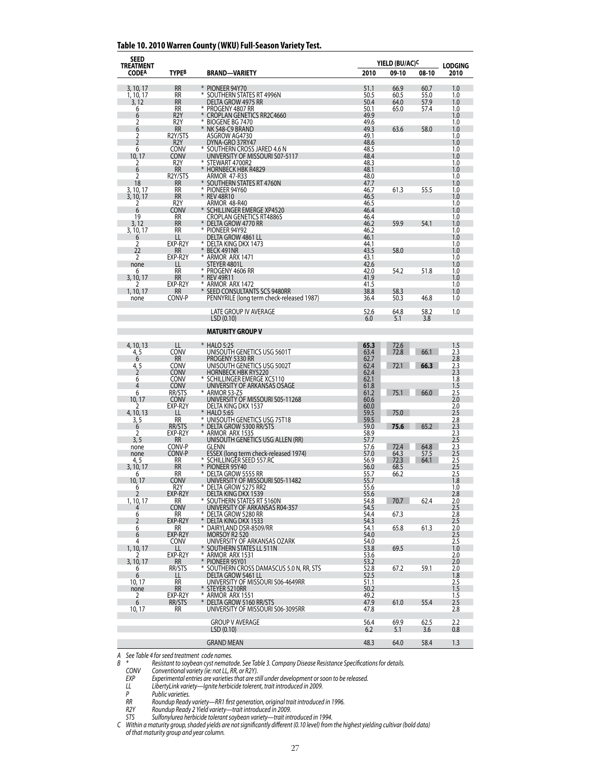**Table 10. 2010 Warren County (WKU) Full-Season Variety Test.**

| SEED TREATMENT CODE[A] | TYPE[B] | BRAND—VARIETY | YIELD (BU/AC)[C] 2010 | 09-10 | 08-10 | LODGING 2010 |
|---|---|---|---|---|---|---|
| 3, 10, 17 | RR | * PIONEER 94Y70 | 51.1 | 66.9 | 60.7 | 1.0 |
| 1, 10, 17 | RR | * SOUTHERN STATES RT 4996N | 50.5 | 60.5 | 55.0 | 1.0 |
| 3, 12 | RR | DELTA GROW 4975 RR | 50.4 | 64.0 | 57.9 | 1.0 |
| 6 | RR | * PROGENY 4807 RR | 50.1 | 65.0 | 57.4 | 1.0 |
| 6 | R2Y | * CROPLAN GENETICS RR2C4660 | 49.9 | | | 1.0 |
| 2 | R2Y | * BIOGENE BG 7470 | 49.6 | | | 1.0 |
| 6 | RR | * NK S48-C9 BRAND | 49.3 | 63.6 | 58.0 | 1.0 |
| 2 | R2Y/STS | ASGROW AG4730 | 49.1 | | | 1.0 |
| 2 | R2Y | DYNA-GRO 37RY47 | 48.6 | | | 1.0 |
| 6 | CONV | * SOUTHERN CROSS JARED 4.6 N | 48.5 | | | 1.0 |
| 10, 17 | CONV | UNIVERSITY OF MISSOURI S07-5117 | 48.4 | | | 1.0 |
| 2 | R2Y | * STEWART 4700R2 | 48.3 | | | 1.0 |
| 6 | RR | * HORNBECK HBK R4829 | 48.1 | | | 1.0 |
| 2 | R2Y/STS | ARMOR 47-R33 | 48.0 | | | 1.0 |
| 18 | RR | * SOUTHERN STATES RT 4760N | 47.7 | | | 1.0 |
| 3, 10, 17 | RR | * PIONEER 94Y60 | 46.7 | 61.3 | 55.5 | 1.0 |
| 3, 10, 17 | RR | * REV 48R10 | 46.5 | | | 1.0 |
| 2 | R2Y | ARMOR 48-R40 | 46.5 | | | 1.0 |
| 6 | CONV | * SCHILLINGER EMERGE XP4520 | 46.4 | | | 1.0 |
| 19 | RR | CROPLAN GENETICS RT4886S | 46.4 | | | 1.0 |
| 3, 12 | RR | * DELTA GROW 4770 RR | 46.2 | 59.9 | 54.1 | 1.0 |
| 3, 10, 17 | RR | * PIONEER 94Y92 | 46.2 | | | 1.0 |
| 6 | LL | DELTA GROW 4861 LL | 46.1 | | | 1.0 |
| 2 | EXP-R2Y | * DELTA KING DKX 1473 | 44.1 | | | 1.0 |
| 22 | RR | * BECK 491NR | 43.5 | 58.0 | | 1.0 |
| 2 | EXP-R2Y | * ARMOR ARX 1471 | 43.1 | | | 1.0 |
| none | LL | STEYER 4801L | 42.6 | | | 1.0 |
| 6 | RR | * PROGENY 4606 RR | 42.0 | 54.2 | 51.8 | 1.0 |
| 3, 10, 17 | RR | * REV 49R11 | 41.9 | | | 1.0 |
| 2 | EXP-R2Y | * ARMOR ARX 1472 | 41.5 | | | 1.0 |
| 1, 10, 17 | RR | * SEED CONSULTANTS SCS 9480RR | 38.8 | 58.3 | | 1.0 |
| none | CONV-P | PENNYRILE (long term check-released 1987) | 36.4 | 50.3 | 46.8 | 1.0 |
| | | LATE GROUP IV AVERAGE | 52.6 | 64.8 | 58.2 | 1.0 |
| | | LSD (0.10) | 6.0 | 5.1 | 3.8 | |
| | | **MATURITY GROUP V** | | | | |
| 4, 10, 13 | LL | * HALO 5:25 | **65.3** | 72.6 | | 1.5 |
| 4, 5 | CONV | UNISOUTH GENETICS USG 5601T | 63.4 | 72.8 | 66.1 | 2.3 |
| 6 | RR | PROGENY 5330 RR | 62.7 | | | 2.8 |
| 4, 5 | CONV | UNISOUTH GENETICS USG 5002T | 62.4 | 72.1 | **66.3** | 2.3 |
| 2 | CONV | HORNBECK HBK RY5220 | 62.4 | | | 2.3 |
| 6 | CONV | * SCHILLINGER EMERGE XC5110 | 62.1 | | | 1.8 |
| 4 | CONV | UNIVERSITY OF ARKANSAS OSAGE | 61.8 | | | 1.5 |
| 6 | RR/STS | * ARMOR 53-Z5 | 61.2 | 75.1 | 66.0 | 2.5 |
| 10, 17 | CONV | UNIVERSITY OF MISSOURI S05-11268 | 60.6 | | | 2.0 |
| 2 | EXP-R2Y | DELTA KING DKX 1537 | 60.0 | | | 2.0 |
| 4, 10, 13 | LL | * HALO 5:65 | 59.5 | 75.0 | | 2.5 |
| 3, 5 | RR | * UNISOUTH GENETICS USG 75T18 | 59.5 | | | 2.8 |
| 6 | RR/STS | * DELTA GROW 5300 RR/STS | 59.0 | **75.6** | 65.2 | 2.3 |
| 2 | EXP-R2Y | * ARMOR ARX 1535 | 58.9 | | | 2.3 |
| 3, 5 | RR | UNISOUTH GENETICS USG ALLEN (RR) | 57.7 | | | 2.5 |
| none | CONV-P | GLENN | 57.6 | 72.4 | 64.8 | 2.3 |
| none | CONV-P | ESSEX (long term check-released 1974) | 57.0 | 64.3 | 57.5 | 2.5 |
| 4, 5 | RR | * SCHILLINGER SEED 557.RC | 56.9 | 72.3 | 64.1 | 2.5 |
| 3, 10, 17 | RR | * PIONEER 95Y40 | 56.0 | 68.5 | | 2.5 |
| 6 | RR | * DELTA GROW 5555 RR | 55.7 | 66.2 | | 2.5 |
| 10, 17 | CONV | UNIVERSITY OF MISSOURI S05-11482 | 55.7 | | | 1.8 |
| 6 | R2Y | * DELTA GROW 5275 RR2 | 55.6 | | | 1.0 |
| 2 | EXP-R2Y | DELTA KING DKX 1539 | 55.6 | | | 2.8 |
| 1, 10, 17 | RR | * SOUTHERN STATES RT 5160N | 54.8 | 70.7 | 62.4 | 2.0 |
| 4 | CONV | UNIVERSITY OF ARKANSAS R04-357 | 54.5 | | | 2.5 |
| 6 | RR | * DELTA GROW 5280 RR | 54.4 | 67.3 | | 2.8 |
| 2 | EXP-R2Y | * DELTA KING DKX 1533 | 54.3 | | | 2.5 |
| 6 | RR | * DAIRYLAND DSR-8509/RR | 54.1 | 65.8 | 61.3 | 2.0 |
| 6 | EXP-R2Y | MORSOY R2 520 | 54.0 | | | 2.5 |
| 4 | CONV | UNIVERSITY OF ARKANSAS OZARK | 54.0 | | | 2.5 |
| 1, 10, 17 | LL | * SOUTHERN STATES LL 511N | 53.8 | 69.5 | | 1.0 |
| 2 | EXP-R2Y | * ARMOR ARX 1531 | 53.6 | | | 2.0 |
| 3, 10, 17 | RR | * PIONEER 95Y01 | 53.2 | | | 2.0 |
| 6 | RR/STS | * SOUTHERN CROSS DAMASCUS 5.0 N, RR, STS | 52.8 | 67.2 | 59.1 | 2.0 |
| 6 | LL | DELTA GROW 5461 LL | 52.5 | | | 1.8 |
| 10, 17 | RR | UNIVERSITY OF MISSOURI S06-4649RR | 51.1 | | | 2.5 |
| none | RR | * STEYER 5210RR | 50.2 | | | 1.5 |
| 2 | EXP-R2Y | * ARMOR ARX 1551 | 49.2 | | | 1.5 |
| 6 | RR/STS | * DELTA GROW 5160 RR/STS | 47.9 | 61.0 | 55.4 | 2.5 |
| 10, 17 | RR | UNIVERSITY OF MISSOURI S06-3095RR | 47.8 | | | 2.8 |
| | | GROUP V AVERAGE | 56.4 | 69.9 | 62.5 | 2.2 |
| | | LSD (0.10) | 6.2 | 5.1 | 3.6 | 0.8 |
| | | GRAND MEAN | 48.3 | 64.0 | 58.4 | 1.3 |

*A See Table 4 for seed treatment code names.*

*B \* Resistant to soybean cyst nematode. See Table 3. Company Disease Resistance Specifications for details.*

*CONV Conventional variety (ie: not LL, RR, or R2Y).*

*EXP Experimental entries are varieties that are still under development or soon to be released.*

*LL LibertyLink variety—Ignite herbicide tolerent, trait introduced in 2009.*

*P Public varieties.*

*RR Roundup Ready variety—RR1 first generation, original trait introduced in 1996.*

*R2Y Roundup Ready 2 Yield variety—trait introduced in 2009.*

*STS Sulfonylurea herbicide tolerant soybean variety—trait introduced in 1994.*

*C Within a maturity group, shaded yields are not significantly different (0.10 level) from the highest yielding cultivar (bold data) of that maturity group and year column.*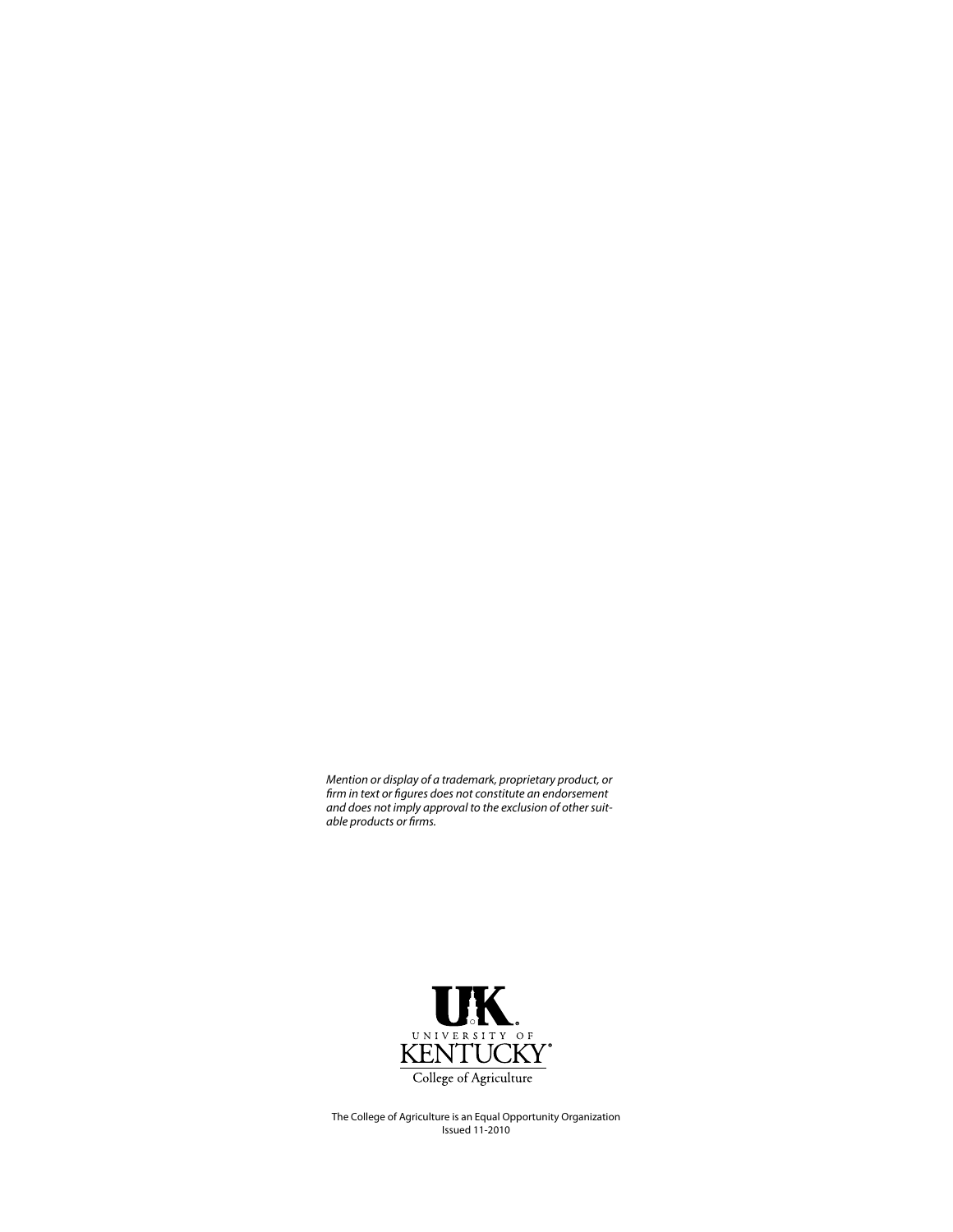*Mention or display of a trademark, proprietary product, or firm in text or figures does not constitute an endorsement and does not imply approval to the exclusion of other suitable products or firms.*

UK
UNIVERSITY OF
KENTUCKY
College of Agriculture

The College of Agriculture is an Equal Opportunity Organization
Issued 11-2010